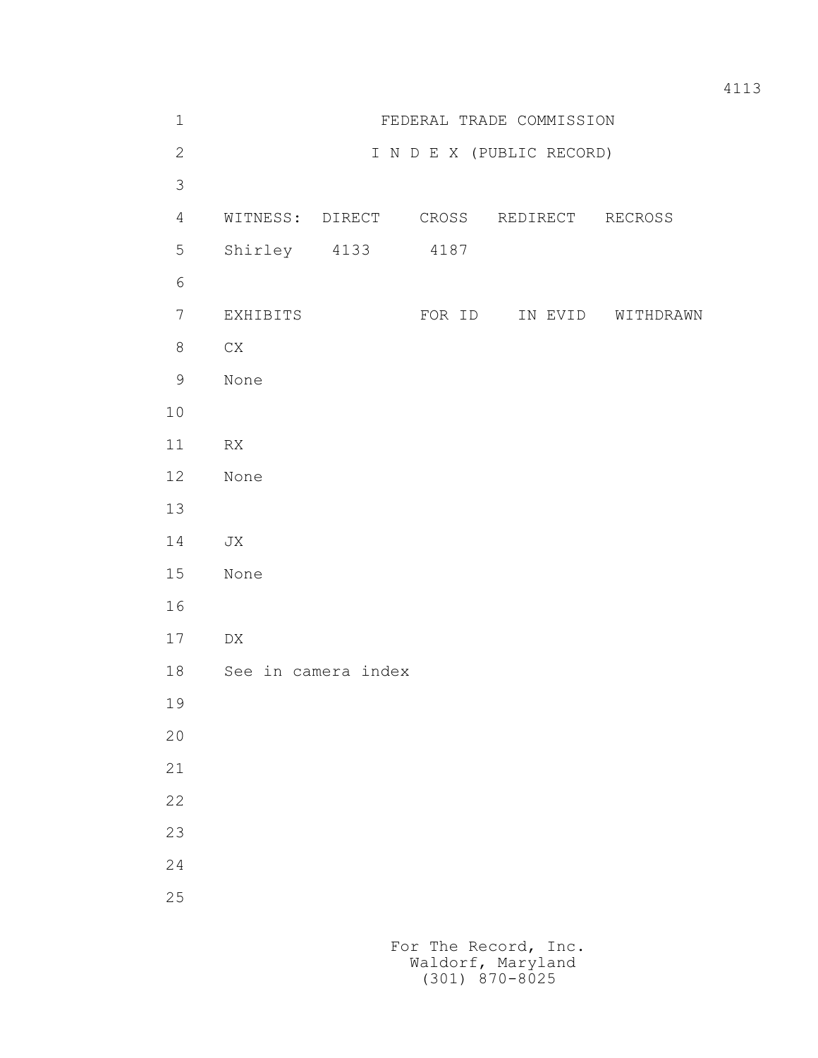# FEDERAL TRADE COMMISSION

## I N D E X (PUBLIC RECORD)

| WITNESS: | DIRECT | CROSS | REDIRECT | RECROSS |
|---|---|---|---|---|
| Shirley | 4133 | 4187 | | |

| EXHIBITS | FOR ID | IN EVID | WITHDRAWN |
|---|---|---|---|
| CX | | | |
| None | | | |
| RX | | | |
| None | | | |
| JX | | | |
| None | | | |
| DX | | | |
| See in camera index | | | |

For The Record, Inc.
Waldorf, Maryland
(301) 870-8025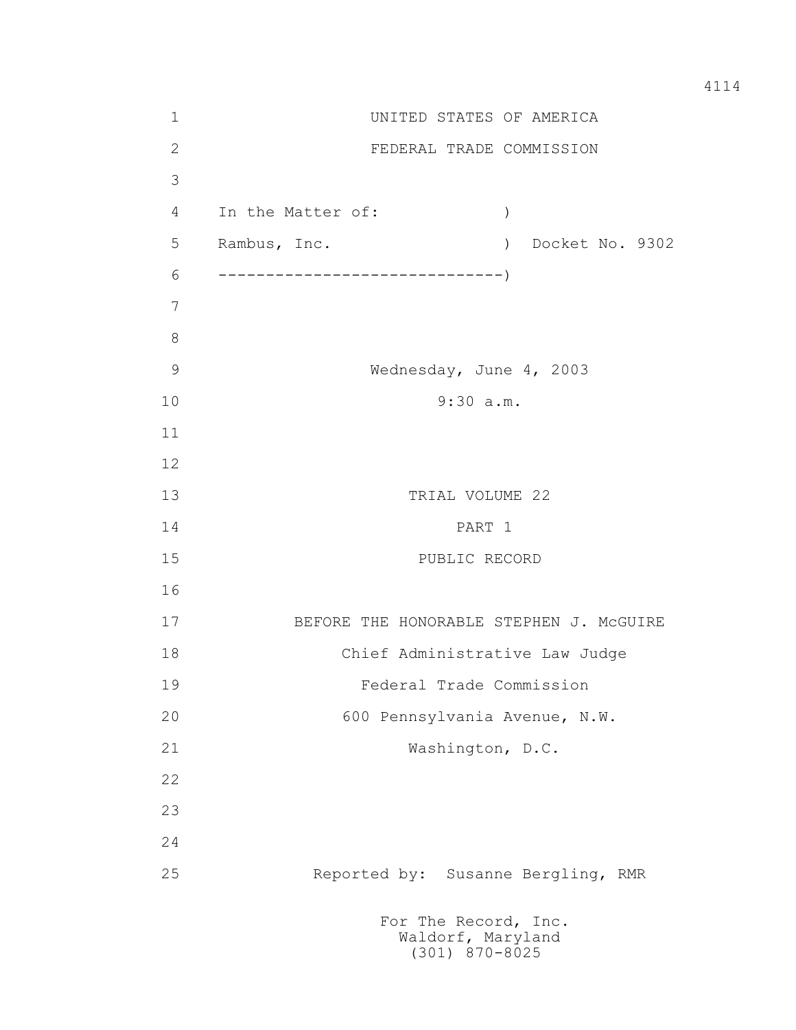UNITED STATES OF AMERICA

FEDERAL TRADE COMMISSION

In the Matter of: )

Rambus, Inc. ) Docket No. 9302

------------------------------)

Wednesday, June 4, 2003

9:30 a.m.

TRIAL VOLUME 22

PART 1

PUBLIC RECORD

BEFORE THE HONORABLE STEPHEN J. McGUIRE

Chief Administrative Law Judge

Federal Trade Commission

600 Pennsylvania Avenue, N.W.

Washington, D.C.

Reported by: Susanne Bergling, RMR

For The Record, Inc.
Waldorf, Maryland
(301) 870-8025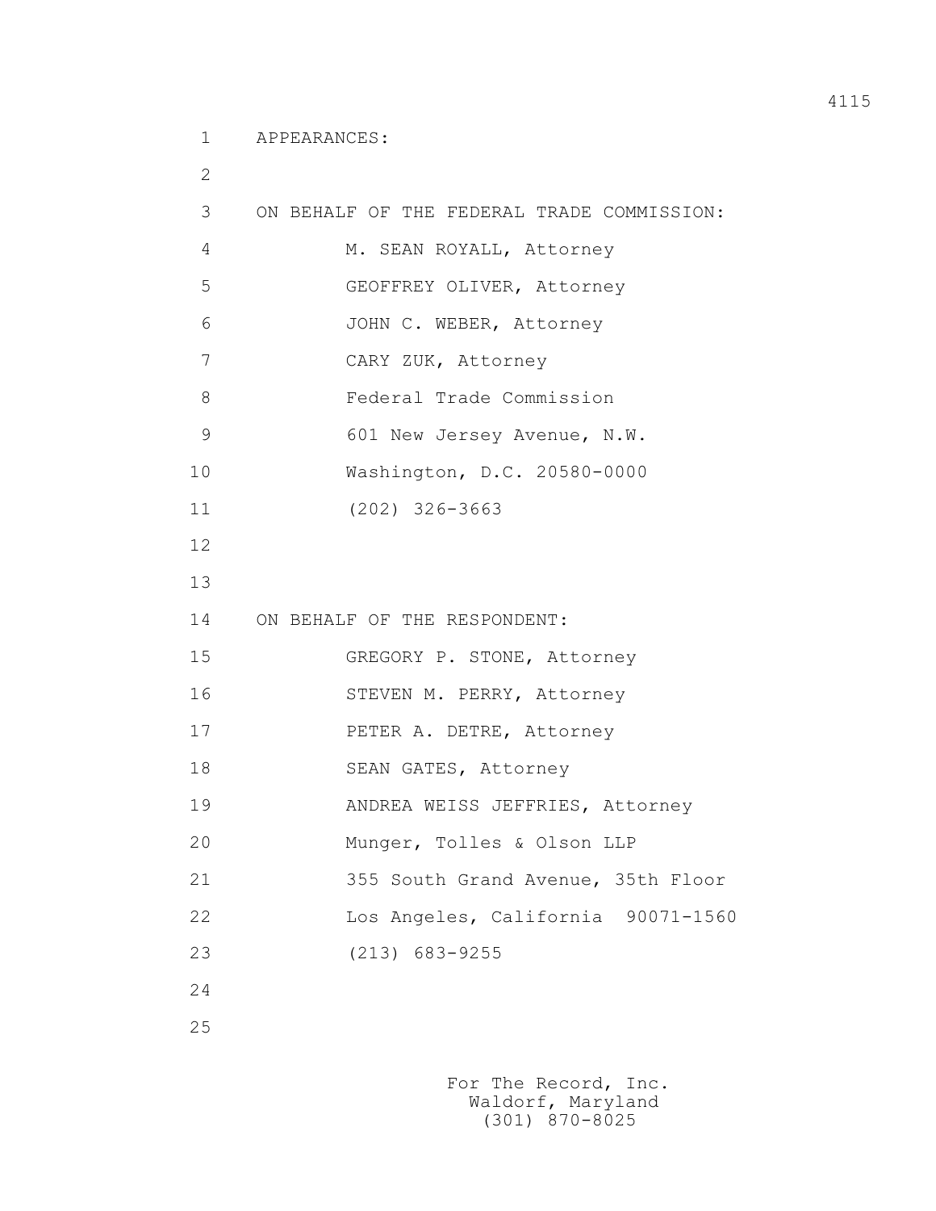APPEARANCES:

ON BEHALF OF THE FEDERAL TRADE COMMISSION:

M. SEAN ROYALL, Attorney
GEOFFREY OLIVER, Attorney
JOHN C. WEBER, Attorney
CARY ZUK, Attorney
Federal Trade Commission
601 New Jersey Avenue, N.W.
Washington, D.C. 20580-0000
(202) 326-3663

ON BEHALF OF THE RESPONDENT:

GREGORY P. STONE, Attorney
STEVEN M. PERRY, Attorney
PETER A. DETRE, Attorney
SEAN GATES, Attorney
ANDREA WEISS JEFFRIES, Attorney
Munger, Tolles & Olson LLP
355 South Grand Avenue, 35th Floor
Los Angeles, California 90071-1560
(213) 683-9255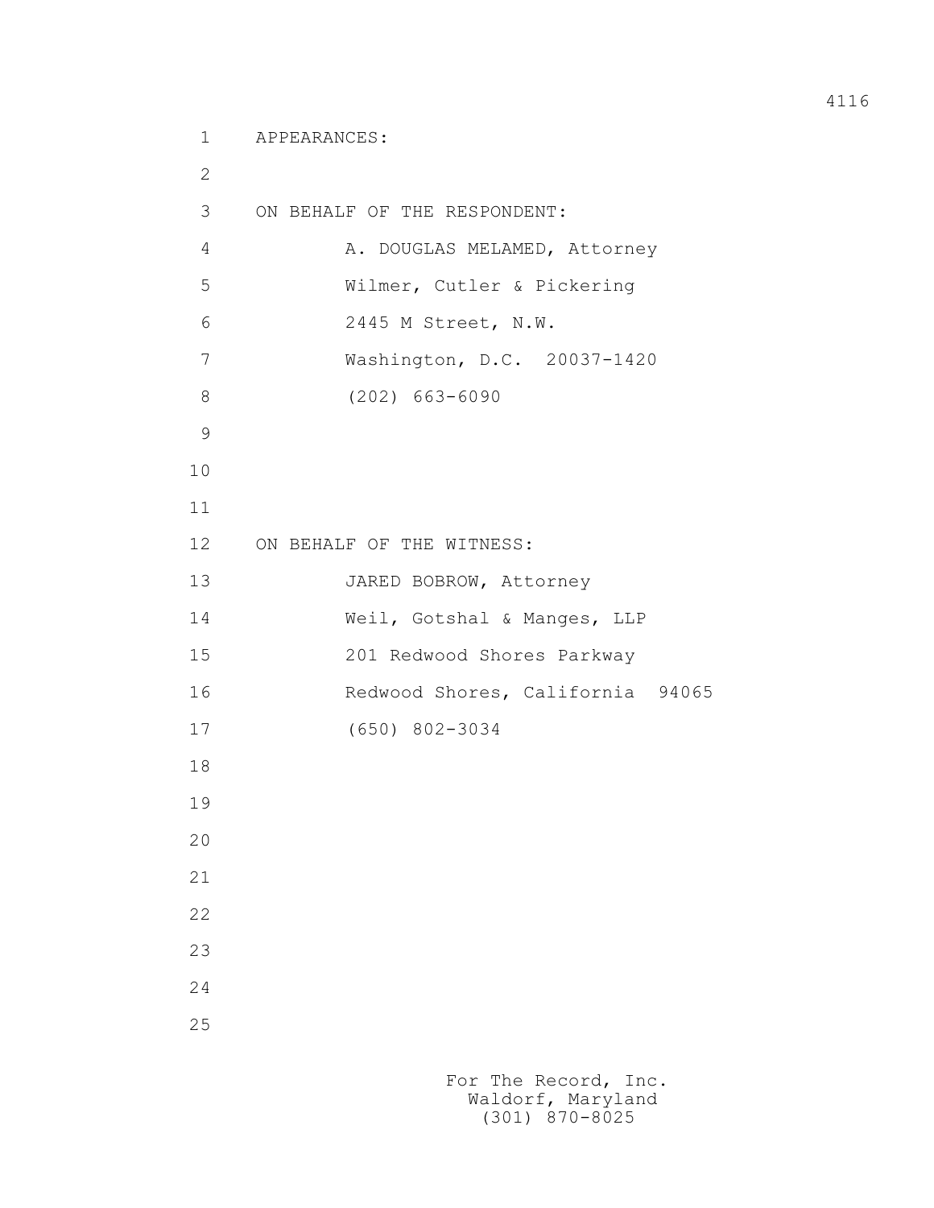APPEARANCES:

ON BEHALF OF THE RESPONDENT:

A. DOUGLAS MELAMED, Attorney
Wilmer, Cutler & Pickering
2445 M Street, N.W.
Washington, D.C. 20037-1420
(202) 663-6090

ON BEHALF OF THE WITNESS:

JARED BOBROW, Attorney
Weil, Gotshal & Manges, LLP
201 Redwood Shores Parkway
Redwood Shores, California 94065
(650) 802-3034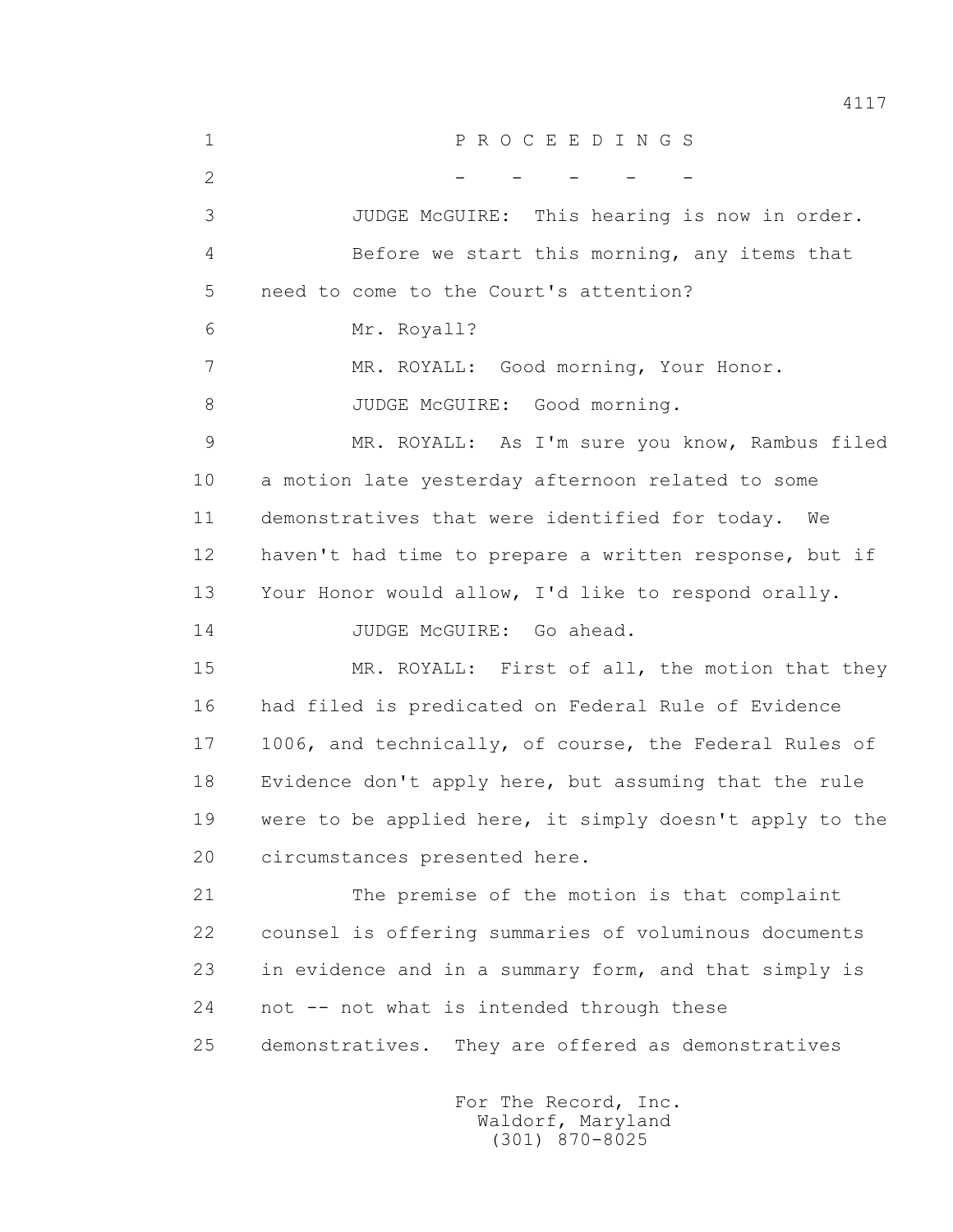P R O C E E D I N G S

\- - - - -

JUDGE McGUIRE: This hearing is now in order.

Before we start this morning, any items that need to come to the Court's attention?

Mr. Royall?

MR. ROYALL: Good morning, Your Honor.

JUDGE McGUIRE: Good morning.

MR. ROYALL: As I'm sure you know, Rambus filed a motion late yesterday afternoon related to some demonstratives that were identified for today. We haven't had time to prepare a written response, but if Your Honor would allow, I'd like to respond orally.

JUDGE McGUIRE: Go ahead.

MR. ROYALL: First of all, the motion that they had filed is predicated on Federal Rule of Evidence 1006, and technically, of course, the Federal Rules of Evidence don't apply here, but assuming that the rule were to be applied here, it simply doesn't apply to the circumstances presented here.

The premise of the motion is that complaint counsel is offering summaries of voluminous documents in evidence and in a summary form, and that simply is not -- not what is intended through these demonstratives. They are offered as demonstratives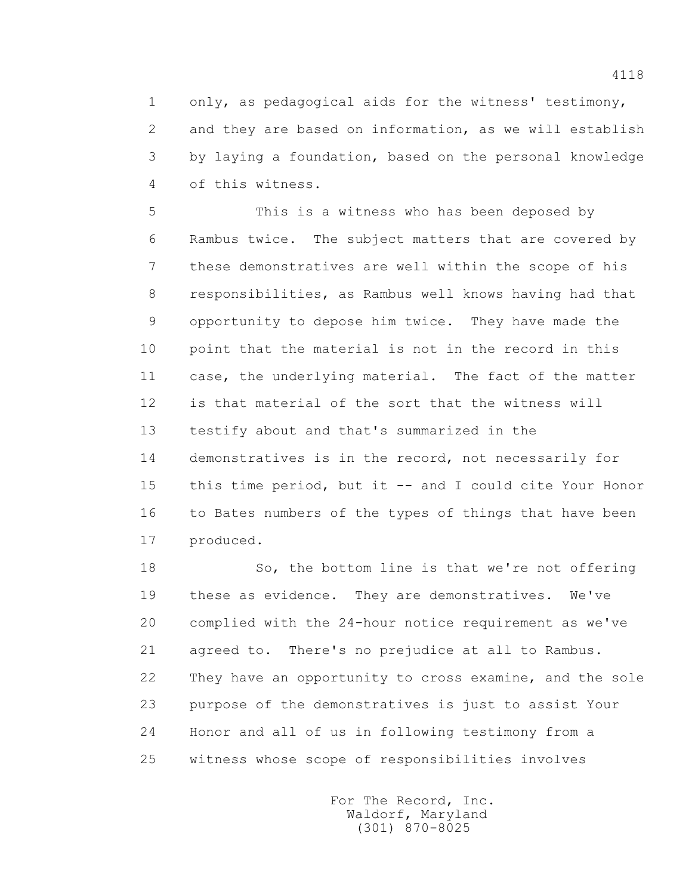1 only, as pedagogical aids for the witness' testimony,
2 and they are based on information, as we will establish
3 by laying a foundation, based on the personal knowledge
4 of this witness.

5 This is a witness who has been deposed by
6 Rambus twice. The subject matters that are covered by
7 these demonstratives are well within the scope of his
8 responsibilities, as Rambus well knows having had that
9 opportunity to depose him twice. They have made the
10 point that the material is not in the record in this
11 case, the underlying material. The fact of the matter
12 is that material of the sort that the witness will
13 testify about and that's summarized in the
14 demonstratives is in the record, not necessarily for
15 this time period, but it -- and I could cite Your Honor
16 to Bates numbers of the types of things that have been
17 produced.

18 So, the bottom line is that we're not offering
19 these as evidence. They are demonstratives. We've
20 complied with the 24-hour notice requirement as we've
21 agreed to. There's no prejudice at all to Rambus.
22 They have an opportunity to cross examine, and the sole
23 purpose of the demonstratives is just to assist Your
24 Honor and all of us in following testimony from a
25 witness whose scope of responsibilities involves

For The Record, Inc.
Waldorf, Maryland
(301) 870-8025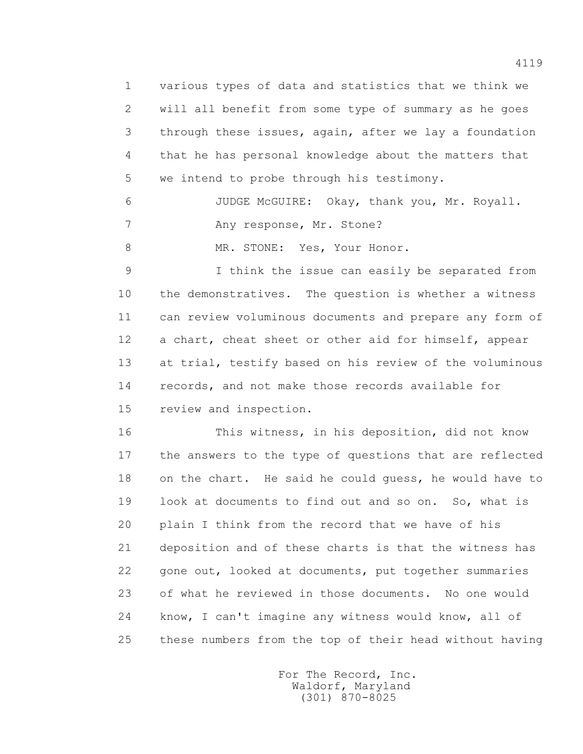various types of data and statistics that we think we will all benefit from some type of summary as he goes through these issues, again, after we lay a foundation that he has personal knowledge about the matters that we intend to probe through his testimony.

JUDGE McGUIRE: Okay, thank you, Mr. Royall.

Any response, Mr. Stone?

MR. STONE: Yes, Your Honor.

I think the issue can easily be separated from the demonstratives. The question is whether a witness can review voluminous documents and prepare any form of a chart, cheat sheet or other aid for himself, appear at trial, testify based on his review of the voluminous records, and not make those records available for review and inspection.

This witness, in his deposition, did not know the answers to the type of questions that are reflected on the chart. He said he could guess, he would have to look at documents to find out and so on. So, what is plain I think from the record that we have of his deposition and of these charts is that the witness has gone out, looked at documents, put together summaries of what he reviewed in those documents. No one would know, I can't imagine any witness would know, all of these numbers from the top of their head without having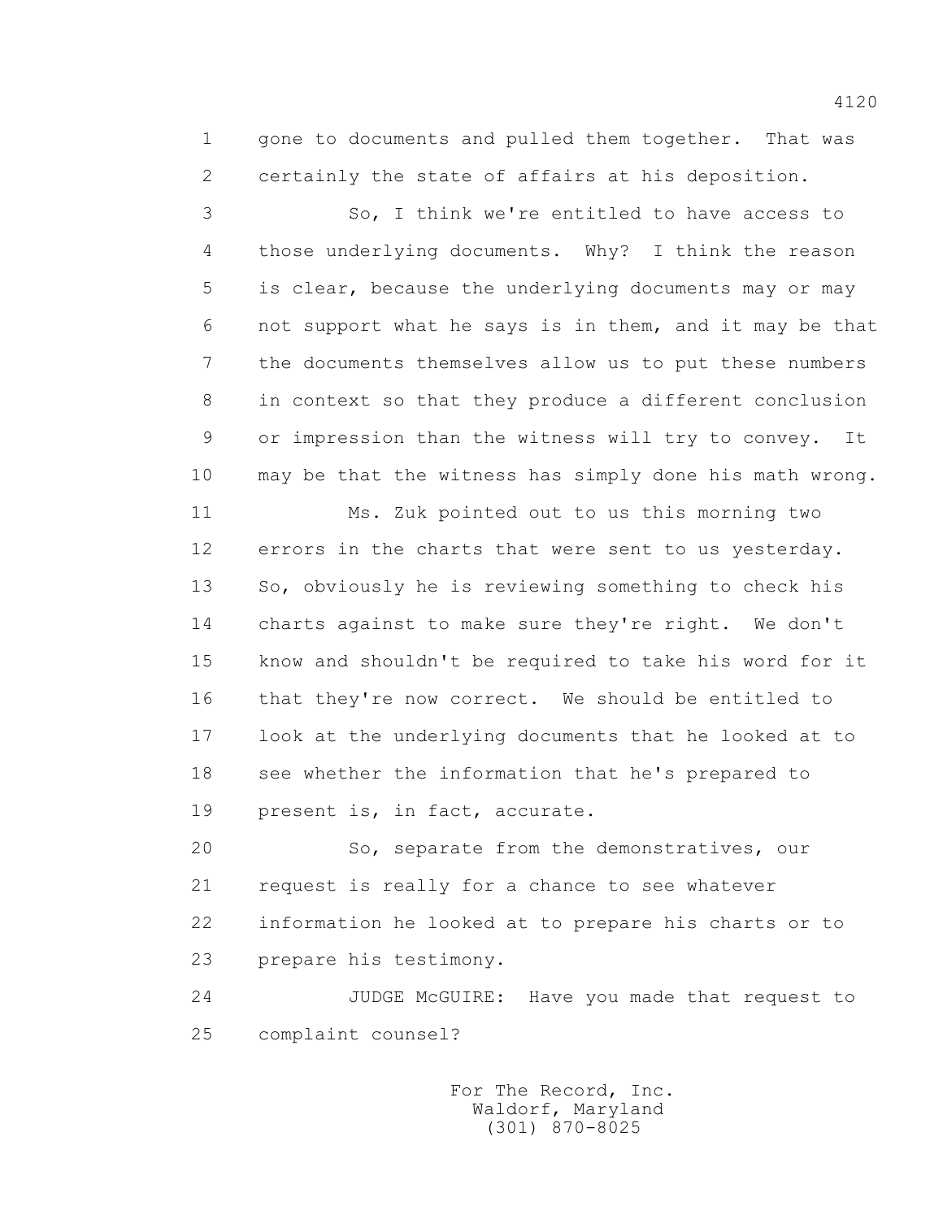1 gone to documents and pulled them together. That was
2 certainly the state of affairs at his deposition.

3 So, I think we're entitled to have access to
4 those underlying documents. Why? I think the reason
5 is clear, because the underlying documents may or may
6 not support what he says is in them, and it may be that
7 the documents themselves allow us to put these numbers
8 in context so that they produce a different conclusion
9 or impression than the witness will try to convey. It
10 may be that the witness has simply done his math wrong.

11 Ms. Zuk pointed out to us this morning two
12 errors in the charts that were sent to us yesterday.
13 So, obviously he is reviewing something to check his
14 charts against to make sure they're right. We don't
15 know and shouldn't be required to take his word for it
16 that they're now correct. We should be entitled to
17 look at the underlying documents that he looked at to
18 see whether the information that he's prepared to
19 present is, in fact, accurate.

20 So, separate from the demonstratives, our
21 request is really for a chance to see whatever
22 information he looked at to prepare his charts or to
23 prepare his testimony.

24 JUDGE McGUIRE: Have you made that request to
25 complaint counsel?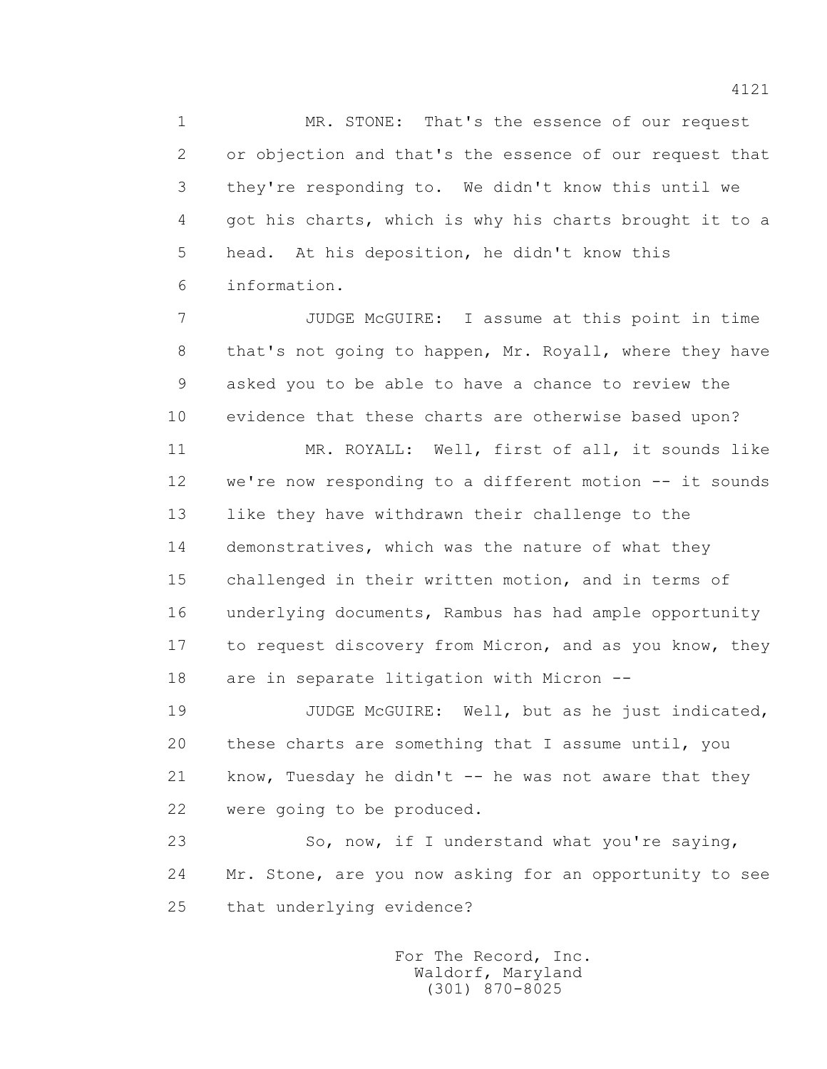1 MR. STONE: That's the essence of our request
2 or objection and that's the essence of our request that
3 they're responding to. We didn't know this until we
4 got his charts, which is why his charts brought it to a
5 head. At his deposition, he didn't know this
6 information.

7 JUDGE McGUIRE: I assume at this point in time
8 that's not going to happen, Mr. Royall, where they have
9 asked you to be able to have a chance to review the
10 evidence that these charts are otherwise based upon?

11 MR. ROYALL: Well, first of all, it sounds like
12 we're now responding to a different motion -- it sounds
13 like they have withdrawn their challenge to the
14 demonstratives, which was the nature of what they
15 challenged in their written motion, and in terms of
16 underlying documents, Rambus has had ample opportunity
17 to request discovery from Micron, and as you know, they
18 are in separate litigation with Micron --

19 JUDGE McGUIRE: Well, but as he just indicated,
20 these charts are something that I assume until, you
21 know, Tuesday he didn't -- he was not aware that they
22 were going to be produced.

23 So, now, if I understand what you're saying,
24 Mr. Stone, are you now asking for an opportunity to see
25 that underlying evidence?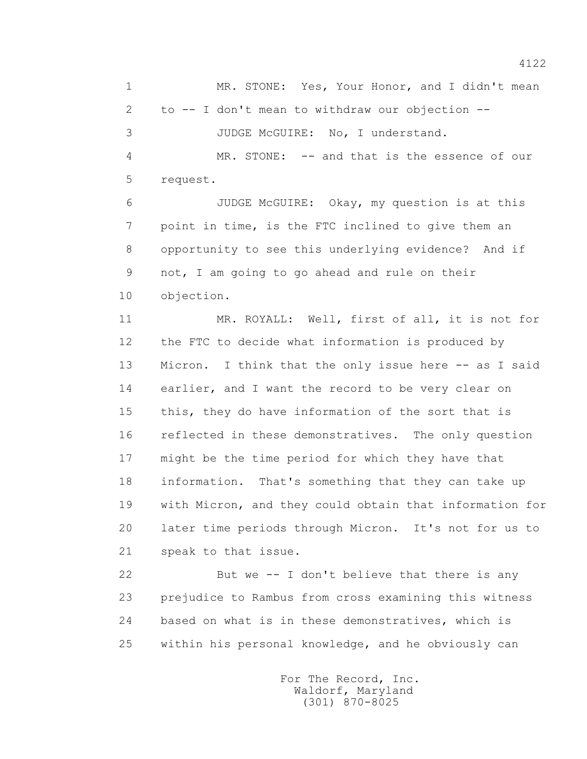1 MR. STONE: Yes, Your Honor, and I didn't mean
2 to -- I don't mean to withdraw our objection --
3 JUDGE McGUIRE: No, I understand.
4 MR. STONE: -- and that is the essence of our
5 request.
6 JUDGE McGUIRE: Okay, my question is at this
7 point in time, is the FTC inclined to give them an
8 opportunity to see this underlying evidence? And if
9 not, I am going to go ahead and rule on their
10 objection.
11 MR. ROYALL: Well, first of all, it is not for
12 the FTC to decide what information is produced by
13 Micron. I think that the only issue here -- as I said
14 earlier, and I want the record to be very clear on
15 this, they do have information of the sort that is
16 reflected in these demonstratives. The only question
17 might be the time period for which they have that
18 information. That's something that they can take up
19 with Micron, and they could obtain that information for
20 later time periods through Micron. It's not for us to
21 speak to that issue.
22 But we -- I don't believe that there is any
23 prejudice to Rambus from cross examining this witness
24 based on what is in these demonstratives, which is
25 within his personal knowledge, and he obviously can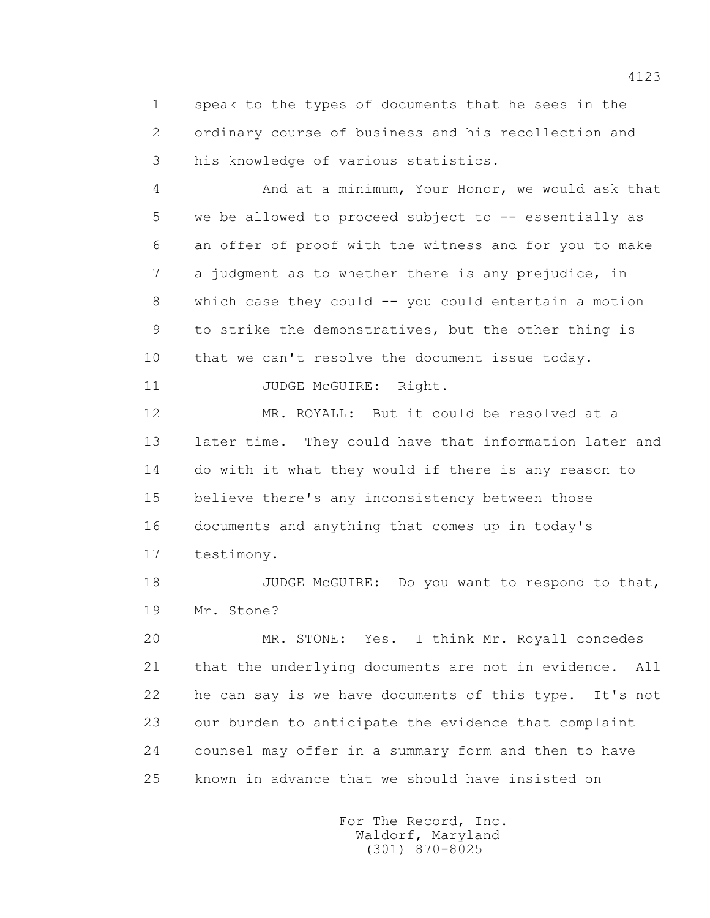1 speak to the types of documents that he sees in the
2 ordinary course of business and his recollection and
3 his knowledge of various statistics.

4 And at a minimum, Your Honor, we would ask that
5 we be allowed to proceed subject to -- essentially as
6 an offer of proof with the witness and for you to make
7 a judgment as to whether there is any prejudice, in
8 which case they could -- you could entertain a motion
9 to strike the demonstratives, but the other thing is
10 that we can't resolve the document issue today.

11 JUDGE McGUIRE: Right.

12 MR. ROYALL: But it could be resolved at a
13 later time. They could have that information later and
14 do with it what they would if there is any reason to
15 believe there's any inconsistency between those
16 documents and anything that comes up in today's
17 testimony.

18 JUDGE McGUIRE: Do you want to respond to that,
19 Mr. Stone?

20 MR. STONE: Yes. I think Mr. Royall concedes
21 that the underlying documents are not in evidence. All
22 he can say is we have documents of this type. It's not
23 our burden to anticipate the evidence that complaint
24 counsel may offer in a summary form and then to have
25 known in advance that we should have insisted on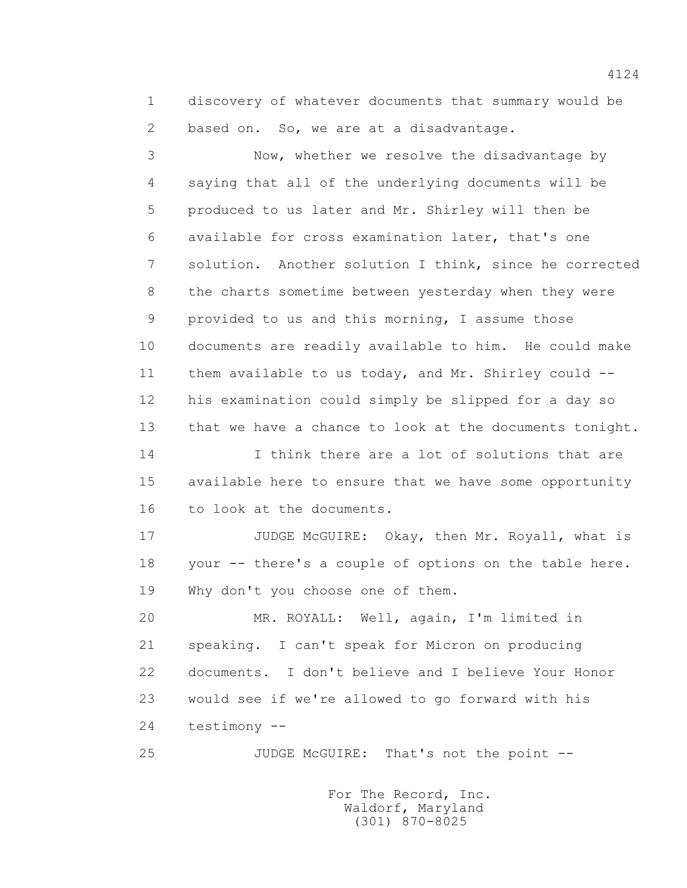1 discovery of whatever documents that summary would be
2 based on. So, we are at a disadvantage.

3 Now, whether we resolve the disadvantage by
4 saying that all of the underlying documents will be
5 produced to us later and Mr. Shirley will then be
6 available for cross examination later, that's one
7 solution. Another solution I think, since he corrected
8 the charts sometime between yesterday when they were
9 provided to us and this morning, I assume those
10 documents are readily available to him. He could make
11 them available to us today, and Mr. Shirley could --
12 his examination could simply be slipped for a day so
13 that we have a chance to look at the documents tonight.

14 I think there are a lot of solutions that are
15 available here to ensure that we have some opportunity
16 to look at the documents.

17 JUDGE McGUIRE: Okay, then Mr. Royall, what is
18 your -- there's a couple of options on the table here.
19 Why don't you choose one of them.

20 MR. ROYALL: Well, again, I'm limited in
21 speaking. I can't speak for Micron on producing
22 documents. I don't believe and I believe Your Honor
23 would see if we're allowed to go forward with his
24 testimony --

25 JUDGE McGUIRE: That's not the point --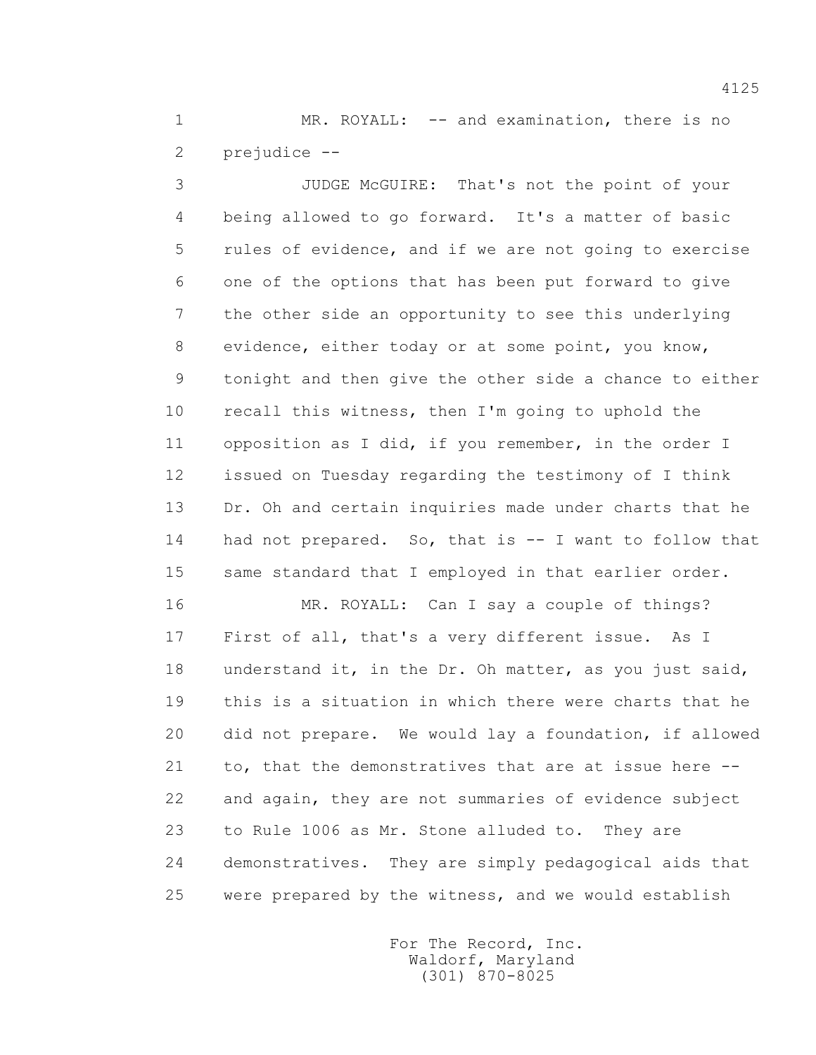1 MR. ROYALL: -- and examination, there is no
2 prejudice --
3 JUDGE McGUIRE: That's not the point of your
4 being allowed to go forward. It's a matter of basic
5 rules of evidence, and if we are not going to exercise
6 one of the options that has been put forward to give
7 the other side an opportunity to see this underlying
8 evidence, either today or at some point, you know,
9 tonight and then give the other side a chance to either
10 recall this witness, then I'm going to uphold the
11 opposition as I did, if you remember, in the order I
12 issued on Tuesday regarding the testimony of I think
13 Dr. Oh and certain inquiries made under charts that he
14 had not prepared. So, that is -- I want to follow that
15 same standard that I employed in that earlier order.
16 MR. ROYALL: Can I say a couple of things?
17 First of all, that's a very different issue. As I
18 understand it, in the Dr. Oh matter, as you just said,
19 this is a situation in which there were charts that he
20 did not prepare. We would lay a foundation, if allowed
21 to, that the demonstratives that are at issue here --
22 and again, they are not summaries of evidence subject
23 to Rule 1006 as Mr. Stone alluded to. They are
24 demonstratives. They are simply pedagogical aids that
25 were prepared by the witness, and we would establish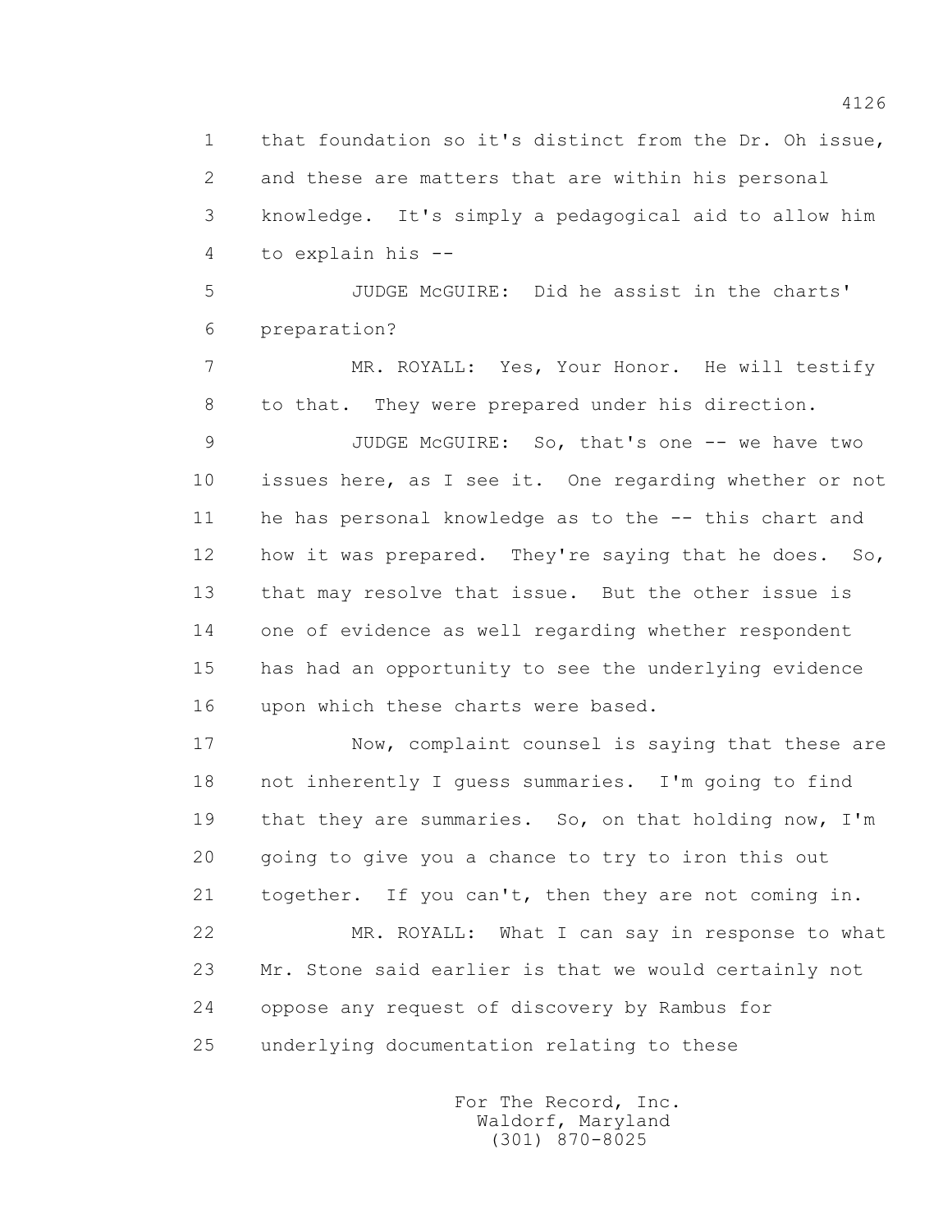that foundation so it's distinct from the Dr. Oh issue, and these are matters that are within his personal knowledge. It's simply a pedagogical aid to allow him to explain his --

JUDGE McGUIRE: Did he assist in the charts' preparation?

MR. ROYALL: Yes, Your Honor. He will testify to that. They were prepared under his direction.

JUDGE McGUIRE: So, that's one -- we have two issues here, as I see it. One regarding whether or not he has personal knowledge as to the -- this chart and how it was prepared. They're saying that he does. So, that may resolve that issue. But the other issue is one of evidence as well regarding whether respondent has had an opportunity to see the underlying evidence upon which these charts were based.

Now, complaint counsel is saying that these are not inherently I guess summaries. I'm going to find that they are summaries. So, on that holding now, I'm going to give you a chance to try to iron this out together. If you can't, then they are not coming in.

MR. ROYALL: What I can say in response to what Mr. Stone said earlier is that we would certainly not oppose any request of discovery by Rambus for underlying documentation relating to these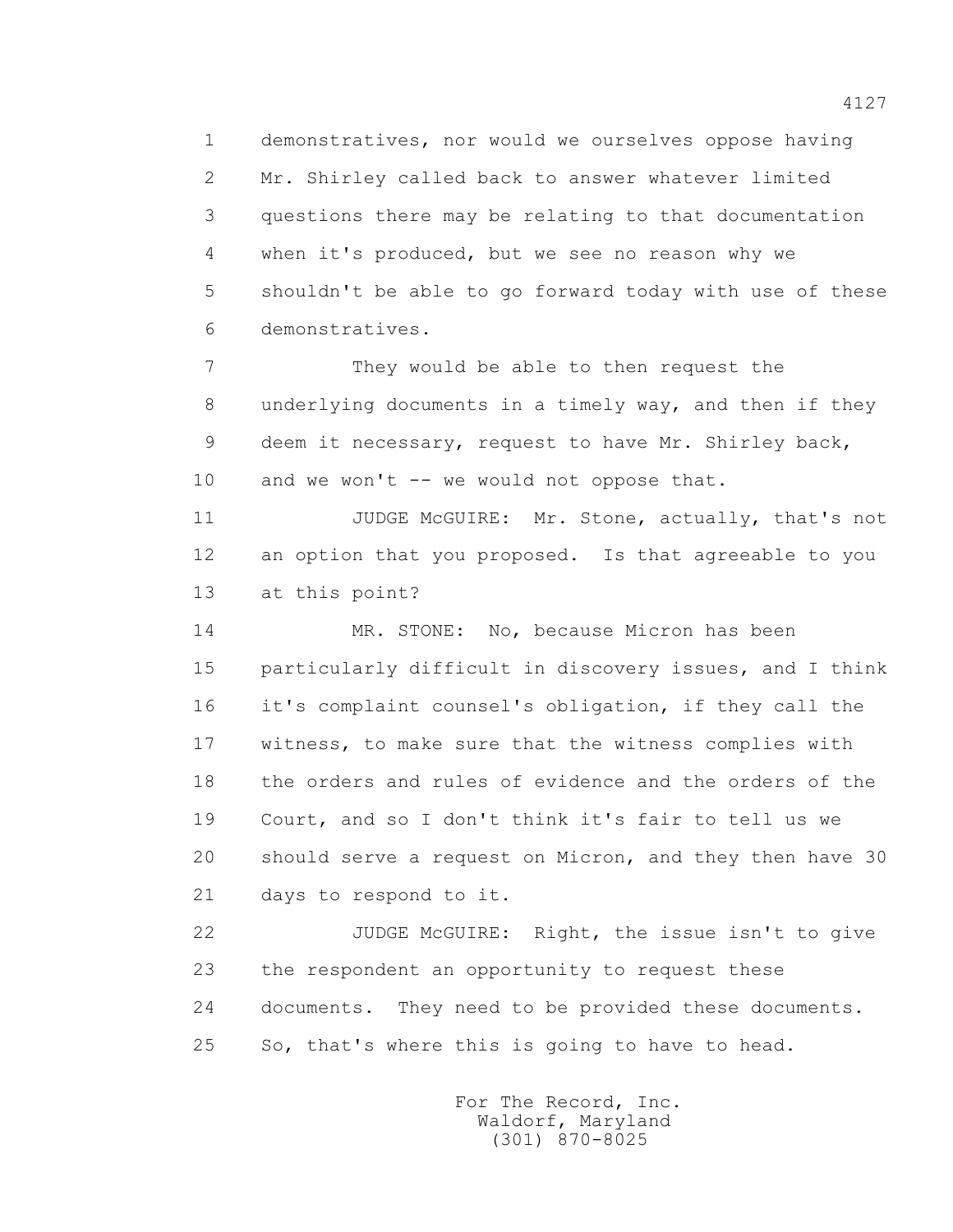demonstratives, nor would we ourselves oppose having Mr. Shirley called back to answer whatever limited questions there may be relating to that documentation when it's produced, but we see no reason why we shouldn't be able to go forward today with use of these demonstratives.

They would be able to then request the underlying documents in a timely way, and then if they deem it necessary, request to have Mr. Shirley back, and we won't -- we would not oppose that.

JUDGE McGUIRE: Mr. Stone, actually, that's not an option that you proposed. Is that agreeable to you at this point?

MR. STONE: No, because Micron has been particularly difficult in discovery issues, and I think it's complaint counsel's obligation, if they call the witness, to make sure that the witness complies with the orders and rules of evidence and the orders of the Court, and so I don't think it's fair to tell us we should serve a request on Micron, and they then have 30 days to respond to it.

JUDGE McGUIRE: Right, the issue isn't to give the respondent an opportunity to request these documents. They need to be provided these documents. So, that's where this is going to have to head.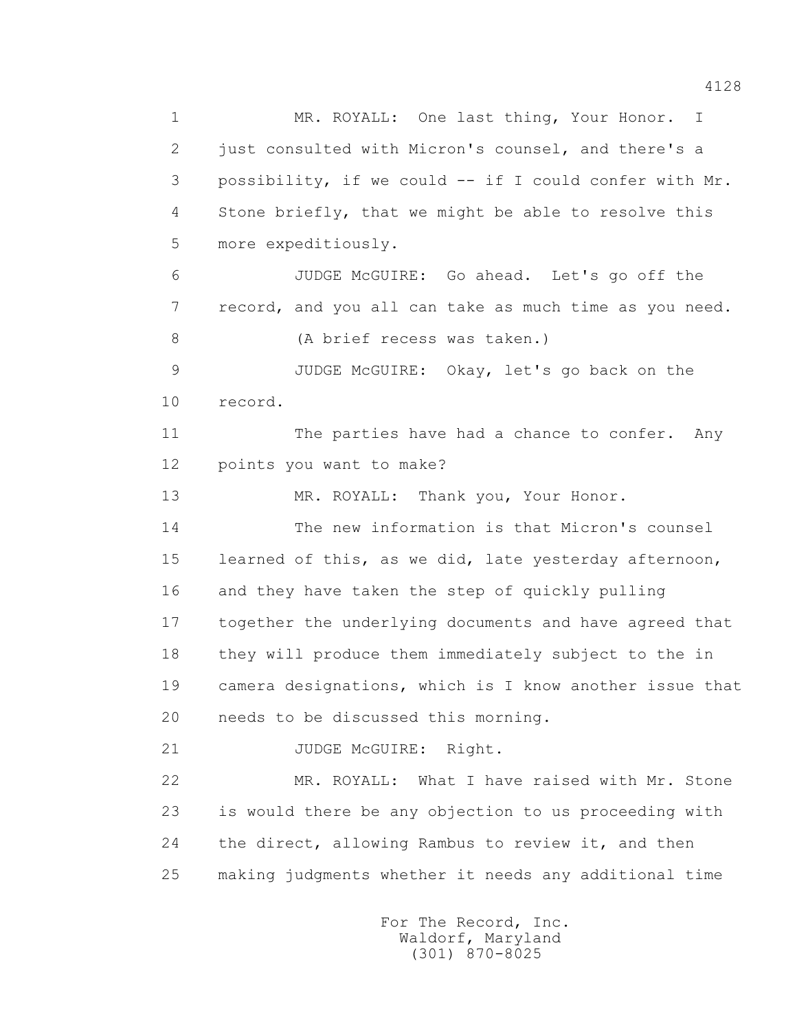1 MR. ROYALL: One last thing, Your Honor. I
2 just consulted with Micron's counsel, and there's a
3 possibility, if we could -- if I could confer with Mr.
4 Stone briefly, that we might be able to resolve this
5 more expeditiously.
6 JUDGE McGUIRE: Go ahead. Let's go off the
7 record, and you all can take as much time as you need.
8 (A brief recess was taken.)
9 JUDGE McGUIRE: Okay, let's go back on the
10 record.
11 The parties have had a chance to confer. Any
12 points you want to make?
13 MR. ROYALL: Thank you, Your Honor.
14 The new information is that Micron's counsel
15 learned of this, as we did, late yesterday afternoon,
16 and they have taken the step of quickly pulling
17 together the underlying documents and have agreed that
18 they will produce them immediately subject to the in
19 camera designations, which is I know another issue that
20 needs to be discussed this morning.
21 JUDGE McGUIRE: Right.
22 MR. ROYALL: What I have raised with Mr. Stone
23 is would there be any objection to us proceeding with
24 the direct, allowing Rambus to review it, and then
25 making judgments whether it needs any additional time

For The Record, Inc.
Waldorf, Maryland
(301) 870-8025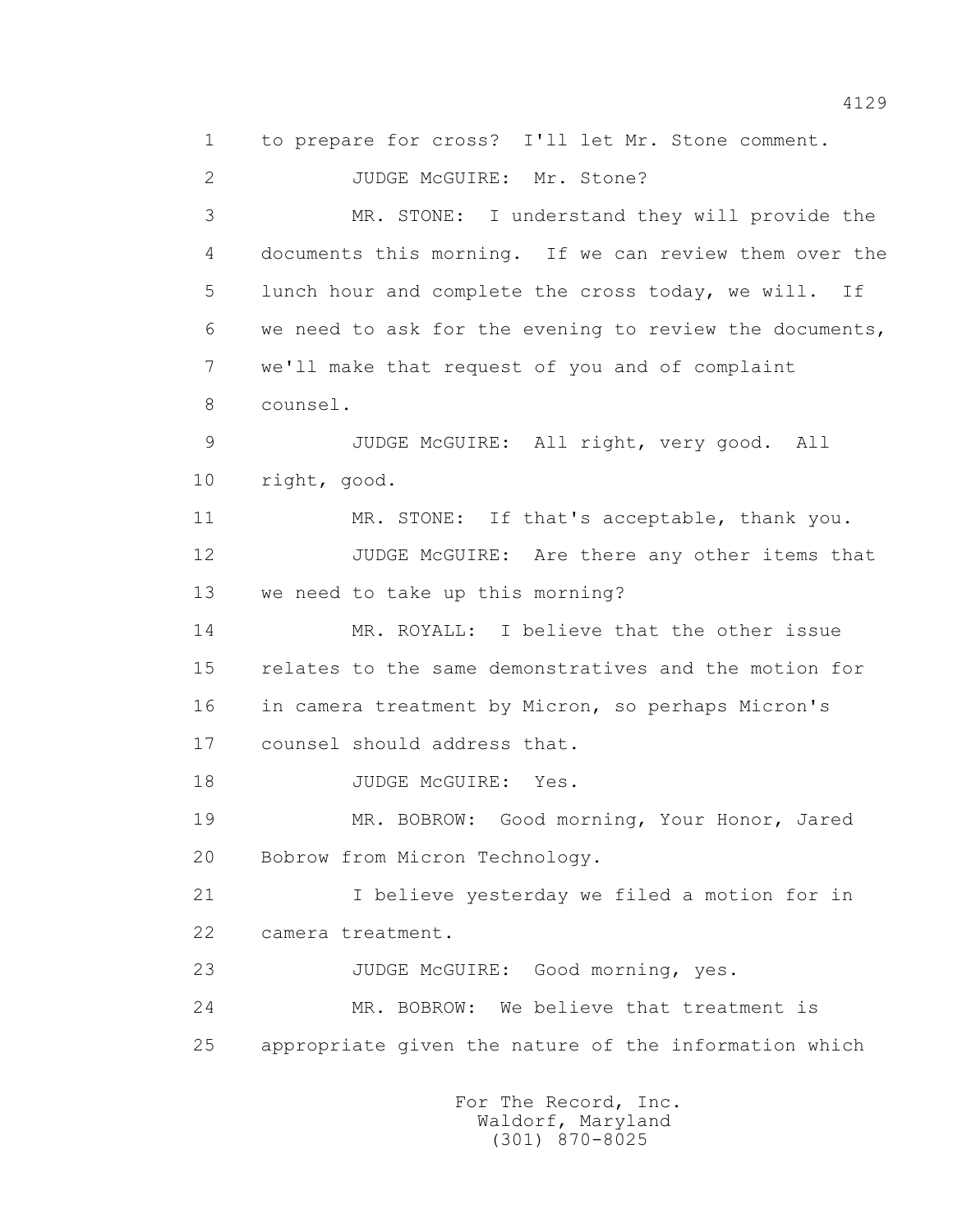1 to prepare for cross? I'll let Mr. Stone comment.

2 JUDGE McGUIRE: Mr. Stone?

3 MR. STONE: I understand they will provide the

4 documents this morning. If we can review them over the

5 lunch hour and complete the cross today, we will. If

6 we need to ask for the evening to review the documents,

7 we'll make that request of you and of complaint

8 counsel.

9 JUDGE McGUIRE: All right, very good. All

10 right, good.

11 MR. STONE: If that's acceptable, thank you.

12 JUDGE McGUIRE: Are there any other items that

13 we need to take up this morning?

14 MR. ROYALL: I believe that the other issue

15 relates to the same demonstratives and the motion for

16 in camera treatment by Micron, so perhaps Micron's

17 counsel should address that.

18 JUDGE McGUIRE: Yes.

19 MR. BOBROW: Good morning, Your Honor, Jared

20 Bobrow from Micron Technology.

21 I believe yesterday we filed a motion for in

22 camera treatment.

23 JUDGE McGUIRE: Good morning, yes.

24 MR. BOBROW: We believe that treatment is

25 appropriate given the nature of the information which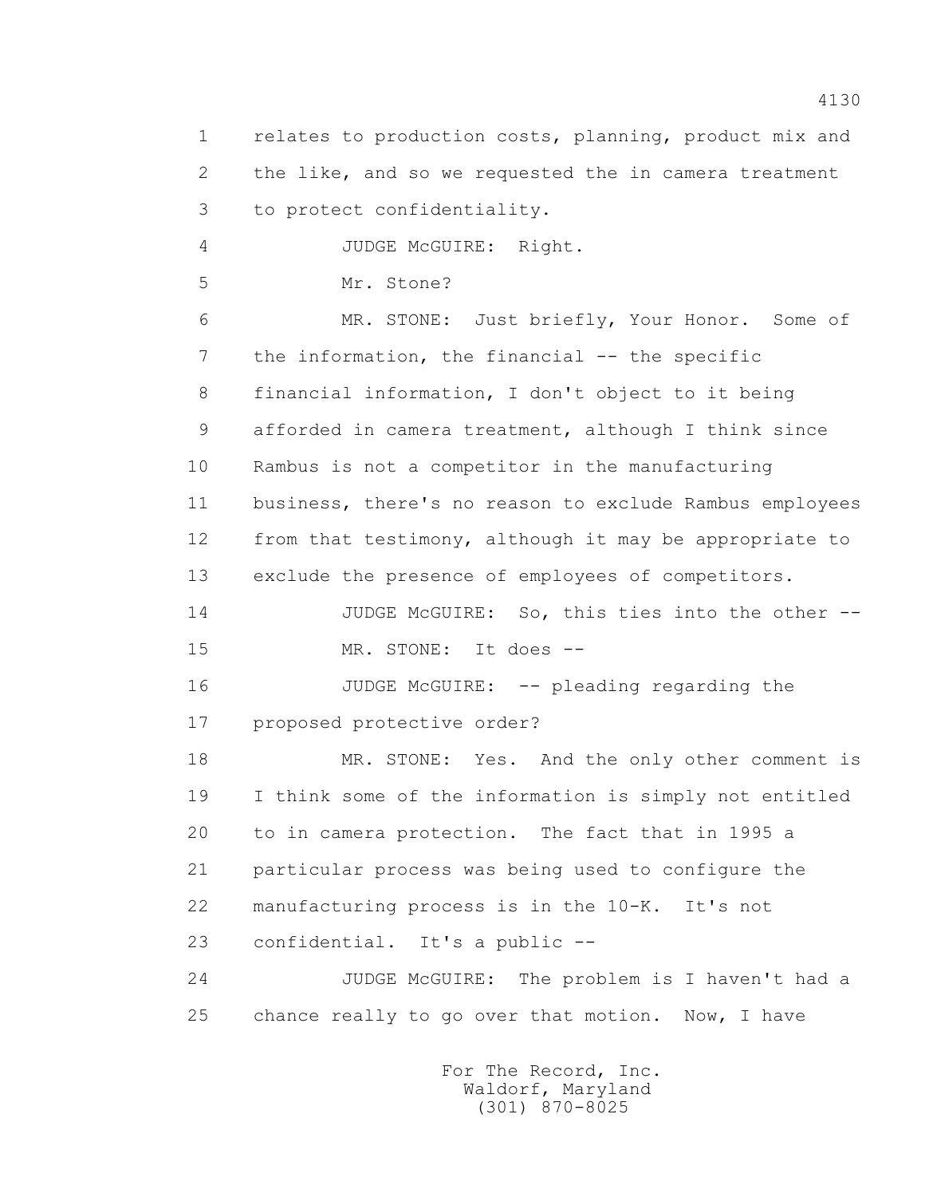relates to production costs, planning, product mix and the like, and so we requested the in camera treatment to protect confidentiality.

JUDGE McGUIRE: Right.

Mr. Stone?

MR. STONE: Just briefly, Your Honor. Some of the information, the financial -- the specific financial information, I don't object to it being afforded in camera treatment, although I think since Rambus is not a competitor in the manufacturing business, there's no reason to exclude Rambus employees from that testimony, although it may be appropriate to exclude the presence of employees of competitors.

JUDGE McGUIRE: So, this ties into the other --

MR. STONE: It does --

JUDGE McGUIRE: -- pleading regarding the proposed protective order?

MR. STONE: Yes. And the only other comment is I think some of the information is simply not entitled to in camera protection. The fact that in 1995 a particular process was being used to configure the manufacturing process is in the 10-K. It's not confidential. It's a public --

JUDGE McGUIRE: The problem is I haven't had a chance really to go over that motion. Now, I have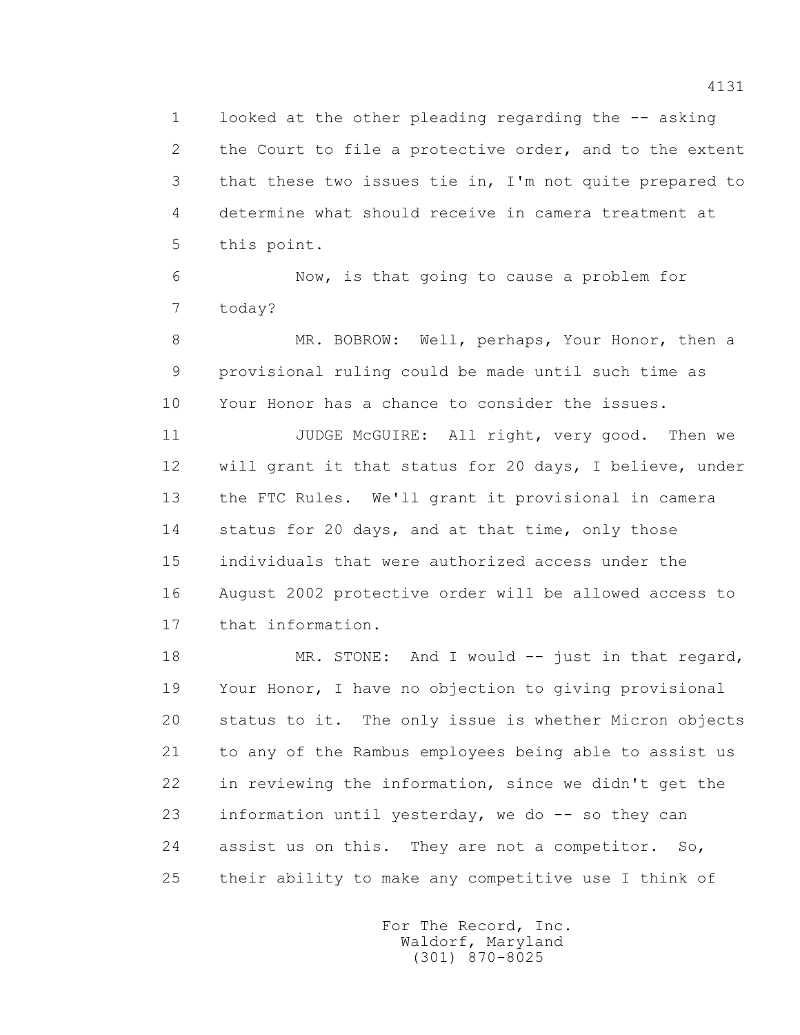1 looked at the other pleading regarding the -- asking
2 the Court to file a protective order, and to the extent
3 that these two issues tie in, I'm not quite prepared to
4 determine what should receive in camera treatment at
5 this point.

6 Now, is that going to cause a problem for
7 today?

8 MR. BOBROW: Well, perhaps, Your Honor, then a
9 provisional ruling could be made until such time as
10 Your Honor has a chance to consider the issues.

11 JUDGE McGUIRE: All right, very good. Then we
12 will grant it that status for 20 days, I believe, under
13 the FTC Rules. We'll grant it provisional in camera
14 status for 20 days, and at that time, only those
15 individuals that were authorized access under the
16 August 2002 protective order will be allowed access to
17 that information.

18 MR. STONE: And I would -- just in that regard,
19 Your Honor, I have no objection to giving provisional
20 status to it. The only issue is whether Micron objects
21 to any of the Rambus employees being able to assist us
22 in reviewing the information, since we didn't get the
23 information until yesterday, we do -- so they can
24 assist us on this. They are not a competitor. So,
25 their ability to make any competitive use I think of

For The Record, Inc.
Waldorf, Maryland
(301) 870-8025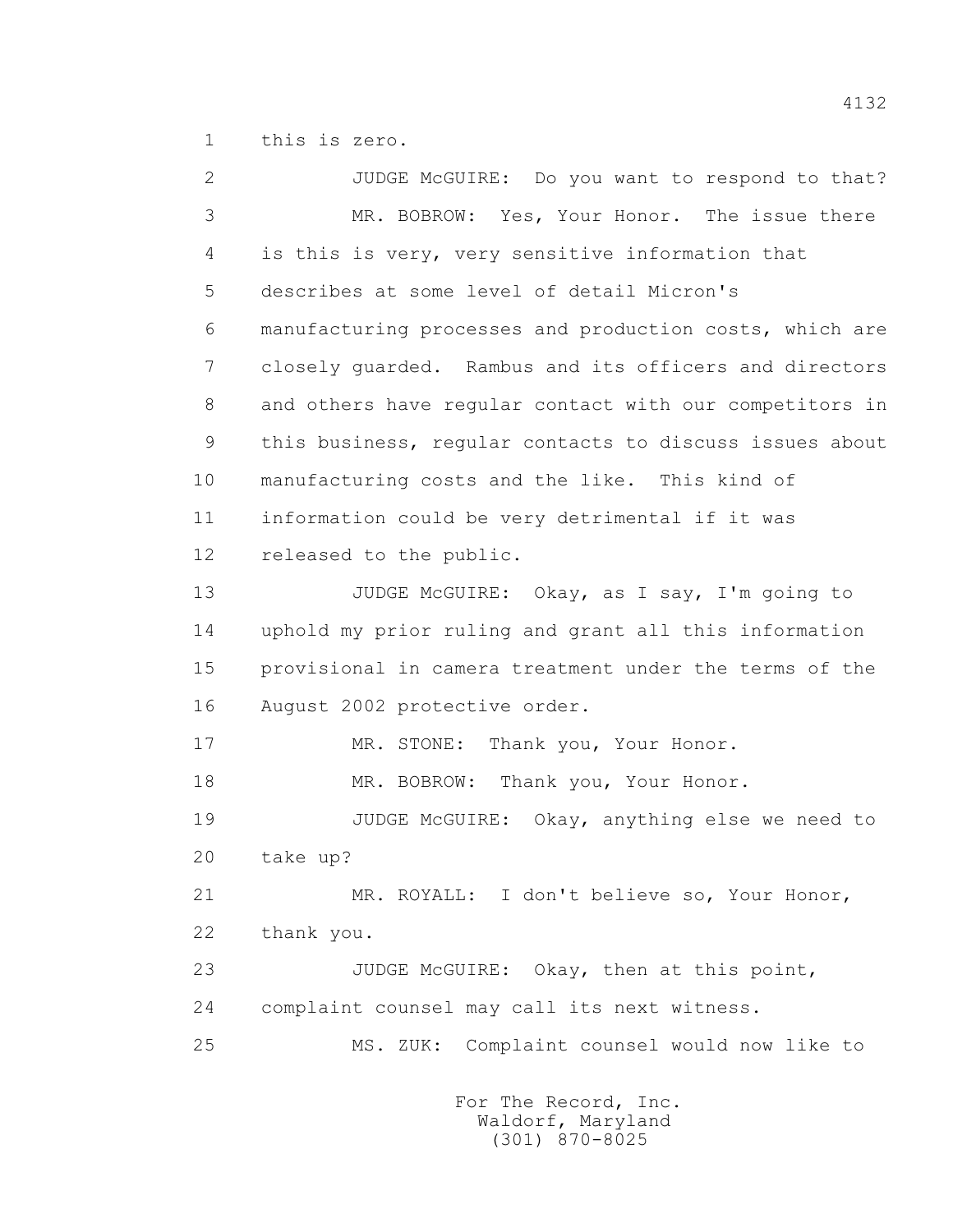this is zero.

JUDGE McGUIRE: Do you want to respond to that?

MR. BOBROW: Yes, Your Honor. The issue there is this is very, very sensitive information that describes at some level of detail Micron's manufacturing processes and production costs, which are closely guarded. Rambus and its officers and directors and others have regular contact with our competitors in this business, regular contacts to discuss issues about manufacturing costs and the like. This kind of information could be very detrimental if it was released to the public.

JUDGE McGUIRE: Okay, as I say, I'm going to uphold my prior ruling and grant all this information provisional in camera treatment under the terms of the August 2002 protective order.

MR. STONE: Thank you, Your Honor.

MR. BOBROW: Thank you, Your Honor.

JUDGE McGUIRE: Okay, anything else we need to take up?

MR. ROYALL: I don't believe so, Your Honor, thank you.

JUDGE McGUIRE: Okay, then at this point, complaint counsel may call its next witness.

MS. ZUK: Complaint counsel would now like to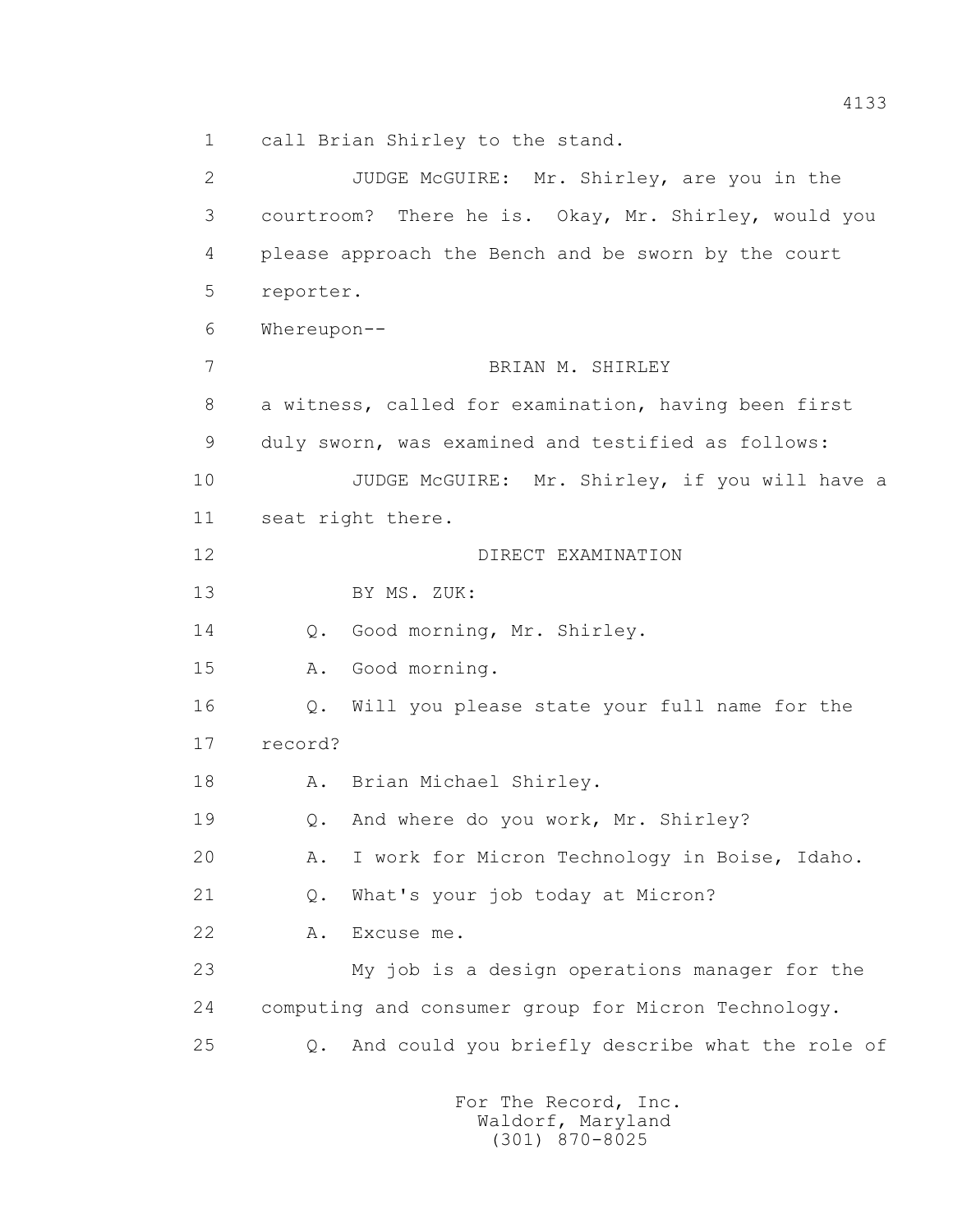1 call Brian Shirley to the stand.

2 JUDGE McGUIRE: Mr. Shirley, are you in the

3 courtroom? There he is. Okay, Mr. Shirley, would you

4 please approach the Bench and be sworn by the court

5 reporter.

6 Whereupon--

7 BRIAN M. SHIRLEY

8 a witness, called for examination, having been first

9 duly sworn, was examined and testified as follows:

10 JUDGE McGUIRE: Mr. Shirley, if you will have a

11 seat right there.

12 DIRECT EXAMINATION

13 BY MS. ZUK:

14 Q. Good morning, Mr. Shirley.

15 A. Good morning.

16 Q. Will you please state your full name for the

17 record?

18 A. Brian Michael Shirley.

19 Q. And where do you work, Mr. Shirley?

20 A. I work for Micron Technology in Boise, Idaho.

21 Q. What's your job today at Micron?

22 A. Excuse me.

23 My job is a design operations manager for the

24 computing and consumer group for Micron Technology.

25 Q. And could you briefly describe what the role of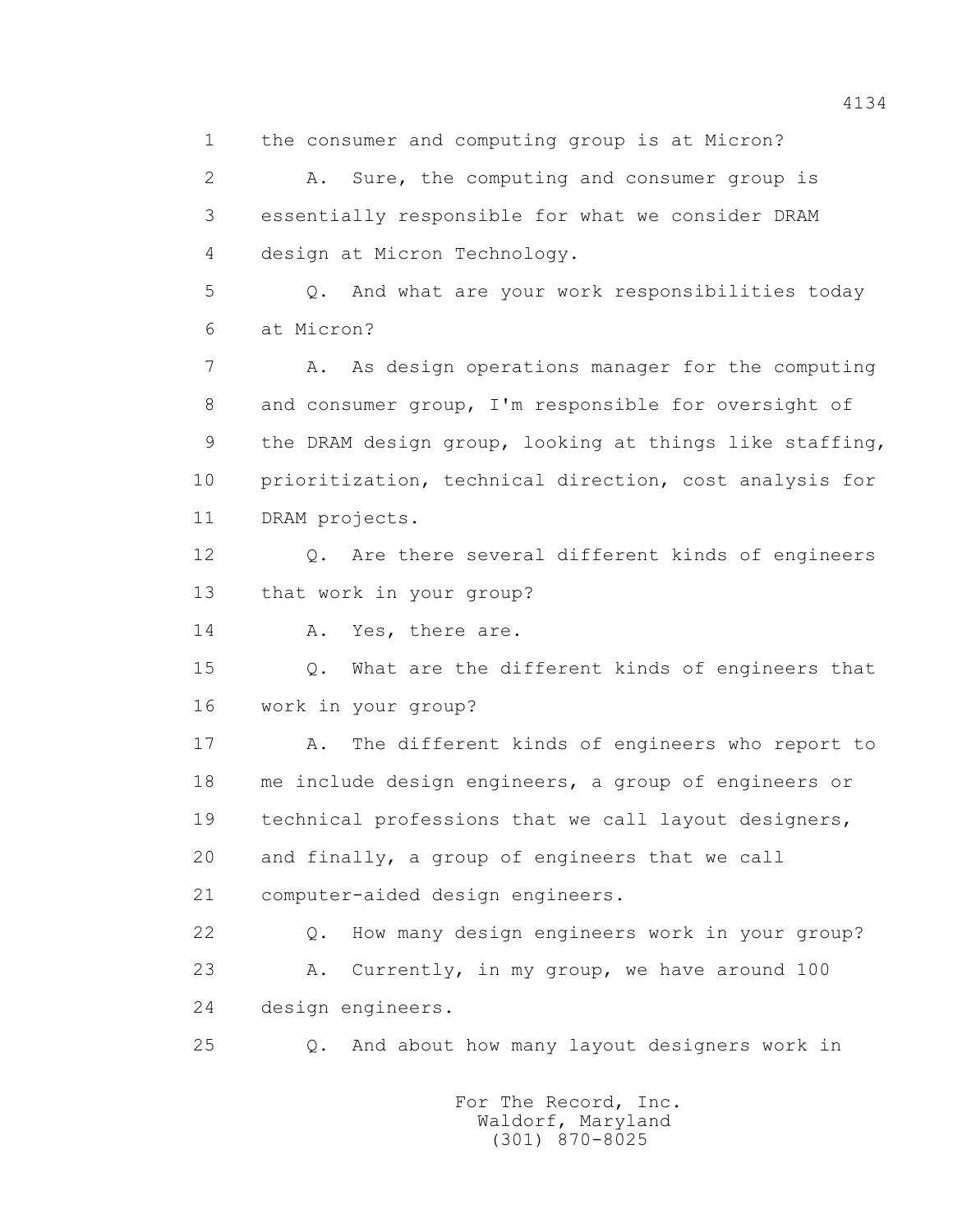the consumer and computing group is at Micron?

A. Sure, the computing and consumer group is essentially responsible for what we consider DRAM design at Micron Technology.

Q. And what are your work responsibilities today at Micron?

A. As design operations manager for the computing and consumer group, I'm responsible for oversight of the DRAM design group, looking at things like staffing, prioritization, technical direction, cost analysis for DRAM projects.

Q. Are there several different kinds of engineers that work in your group?

A. Yes, there are.

Q. What are the different kinds of engineers that work in your group?

A. The different kinds of engineers who report to me include design engineers, a group of engineers or technical professions that we call layout designers, and finally, a group of engineers that we call computer-aided design engineers.

Q. How many design engineers work in your group?

A. Currently, in my group, we have around 100 design engineers.

Q. And about how many layout designers work in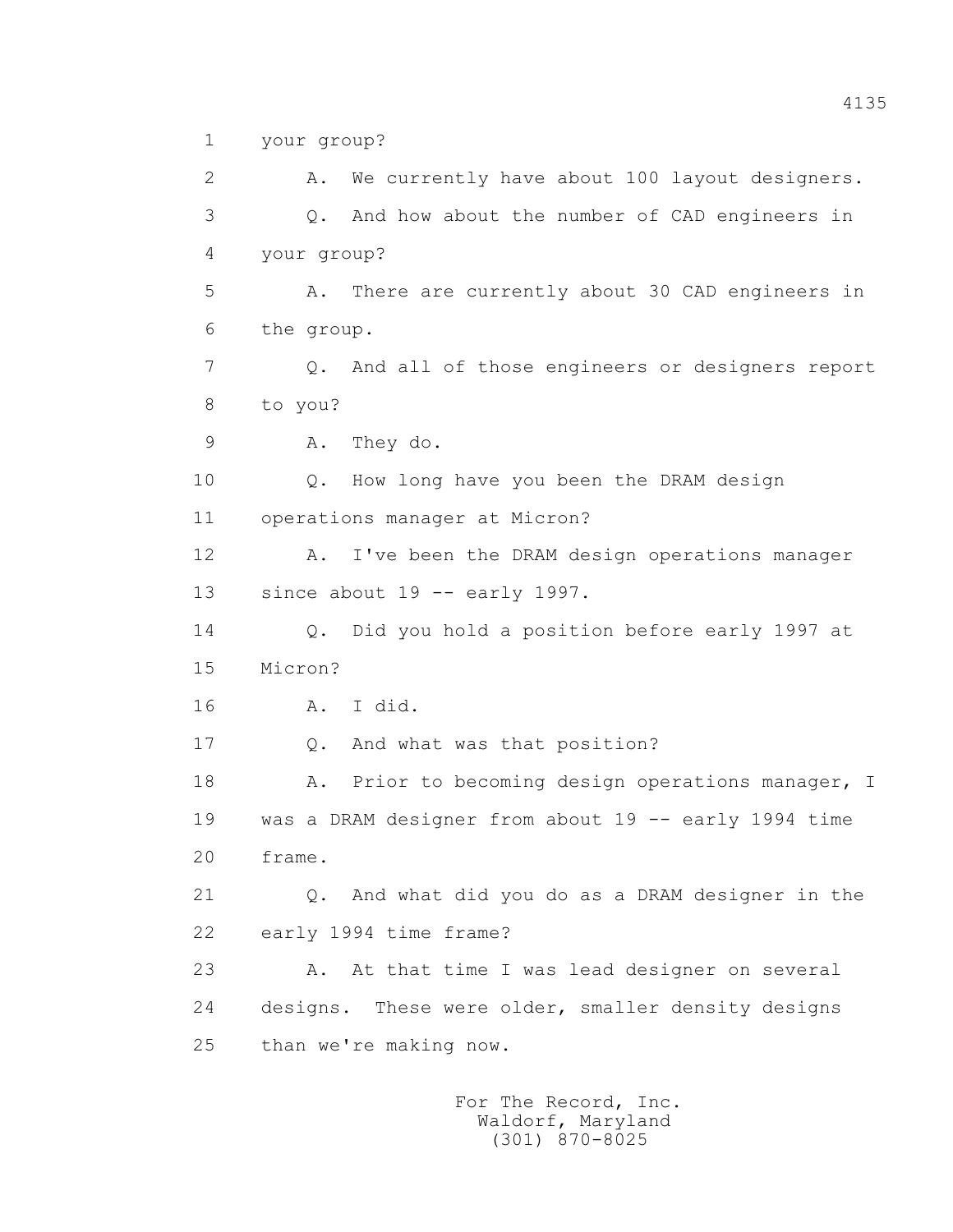your group?

A. We currently have about 100 layout designers.

Q. And how about the number of CAD engineers in your group?

A. There are currently about 30 CAD engineers in the group.

Q. And all of those engineers or designers report to you?

A. They do.

Q. How long have you been the DRAM design operations manager at Micron?

A. I've been the DRAM design operations manager since about 19 -- early 1997.

Q. Did you hold a position before early 1997 at Micron?

A. I did.

Q. And what was that position?

A. Prior to becoming design operations manager, I was a DRAM designer from about 19 -- early 1994 time frame.

Q. And what did you do as a DRAM designer in the early 1994 time frame?

A. At that time I was lead designer on several designs. These were older, smaller density designs than we're making now.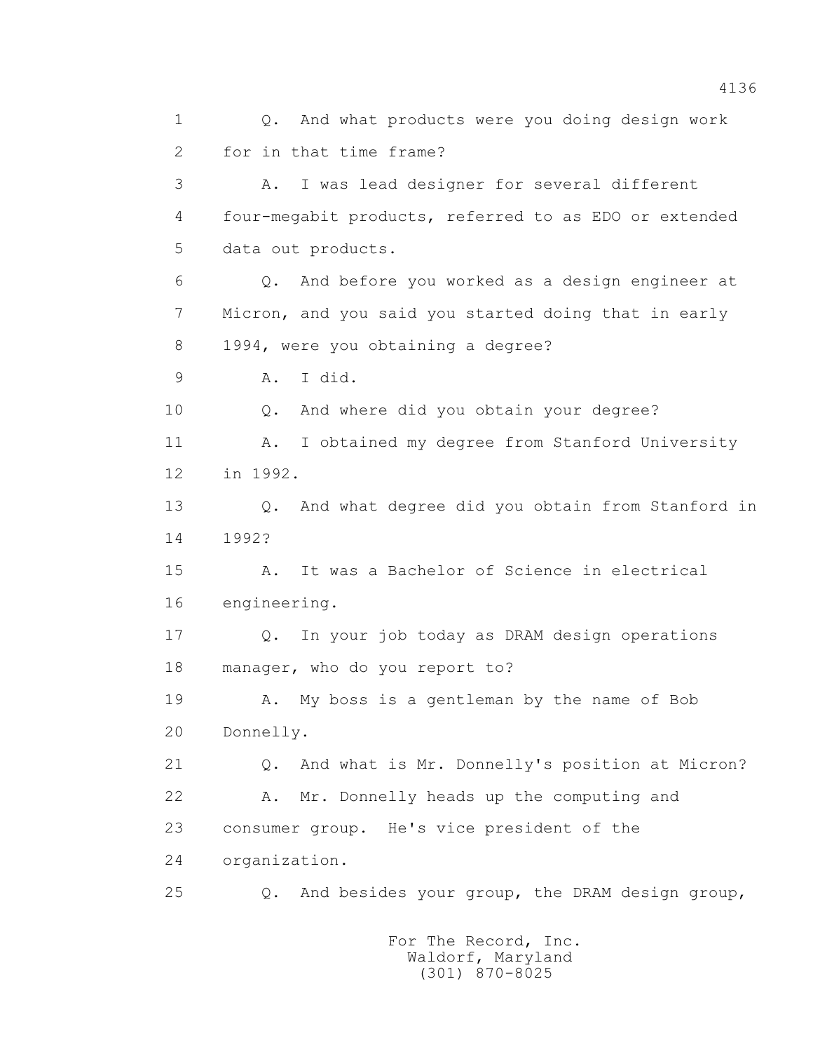1 Q. And what products were you doing design work
2 for in that time frame?
3 A. I was lead designer for several different
4 four-megabit products, referred to as EDO or extended
5 data out products.
6 Q. And before you worked as a design engineer at
7 Micron, and you said you started doing that in early
8 1994, were you obtaining a degree?
9 A. I did.
10 Q. And where did you obtain your degree?
11 A. I obtained my degree from Stanford University
12 in 1992.
13 Q. And what degree did you obtain from Stanford in
14 1992?
15 A. It was a Bachelor of Science in electrical
16 engineering.
17 Q. In your job today as DRAM design operations
18 manager, who do you report to?
19 A. My boss is a gentleman by the name of Bob
20 Donnelly.
21 Q. And what is Mr. Donnelly's position at Micron?
22 A. Mr. Donnelly heads up the computing and
23 consumer group. He's vice president of the
24 organization.
25 Q. And besides your group, the DRAM design group,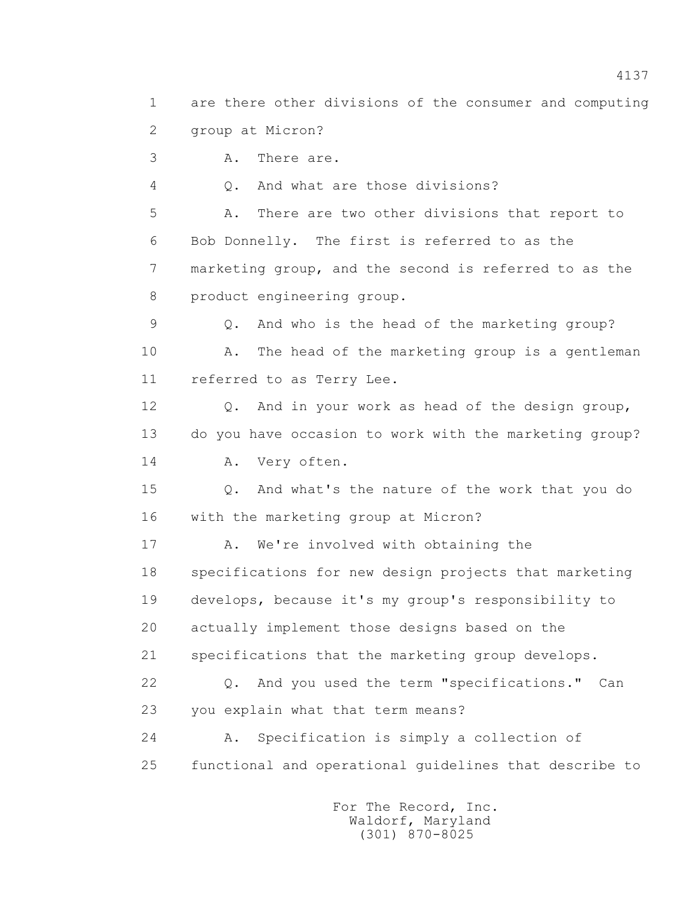1 are there other divisions of the consumer and computing
2 group at Micron?
3 A. There are.
4 Q. And what are those divisions?
5 A. There are two other divisions that report to
6 Bob Donnelly. The first is referred to as the
7 marketing group, and the second is referred to as the
8 product engineering group.
9 Q. And who is the head of the marketing group?
10 A. The head of the marketing group is a gentleman
11 referred to as Terry Lee.
12 Q. And in your work as head of the design group,
13 do you have occasion to work with the marketing group?
14 A. Very often.
15 Q. And what's the nature of the work that you do
16 with the marketing group at Micron?
17 A. We're involved with obtaining the
18 specifications for new design projects that marketing
19 develops, because it's my group's responsibility to
20 actually implement those designs based on the
21 specifications that the marketing group develops.
22 Q. And you used the term "specifications." Can
23 you explain what that term means?
24 A. Specification is simply a collection of
25 functional and operational guidelines that describe to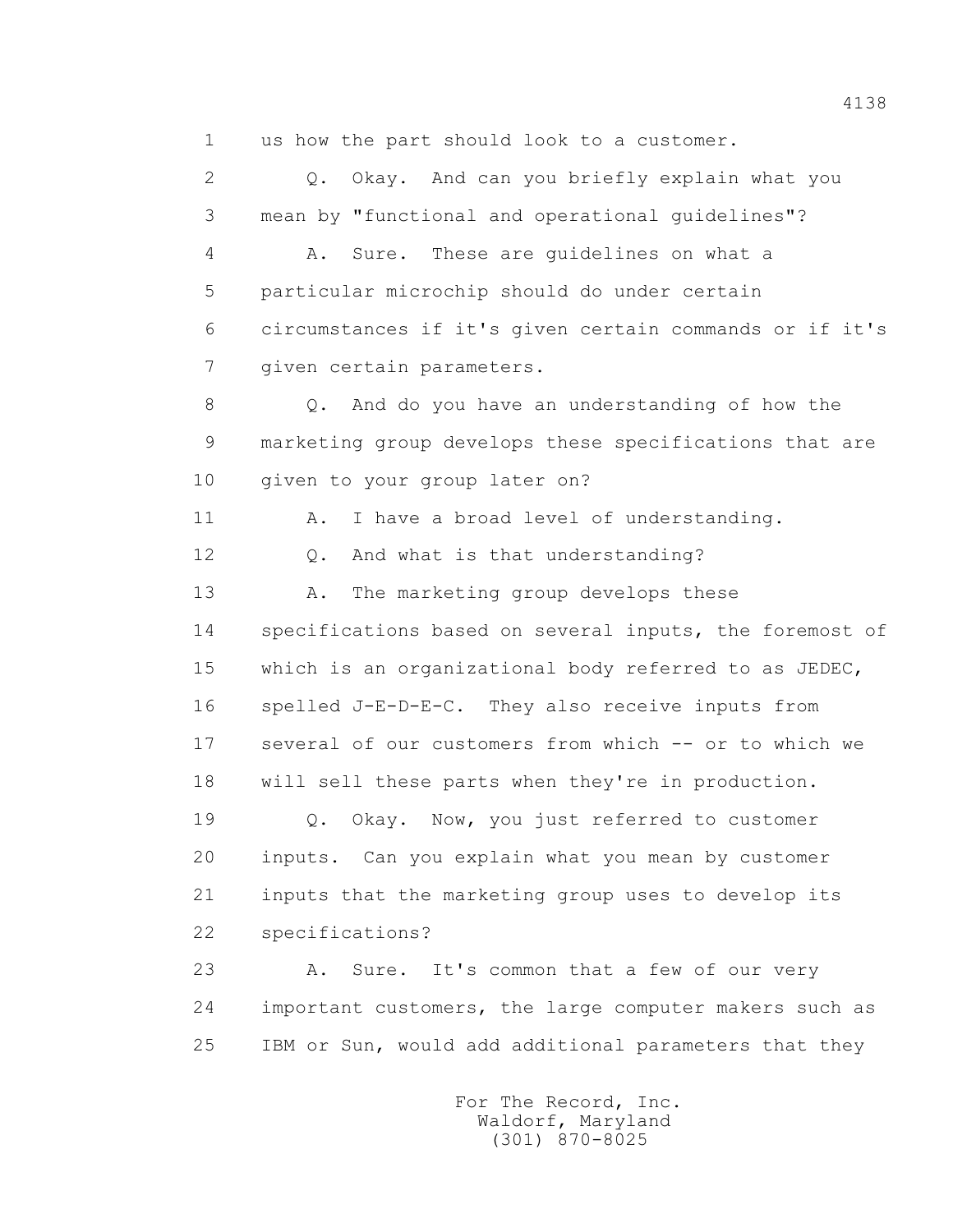1 us how the part should look to a customer.

2 Q. Okay. And can you briefly explain what you

3 mean by "functional and operational guidelines"?

4 A. Sure. These are guidelines on what a

5 particular microchip should do under certain

6 circumstances if it's given certain commands or if it's

7 given certain parameters.

8 Q. And do you have an understanding of how the

9 marketing group develops these specifications that are

10 given to your group later on?

11 A. I have a broad level of understanding.

12 Q. And what is that understanding?

13 A. The marketing group develops these

14 specifications based on several inputs, the foremost of

15 which is an organizational body referred to as JEDEC,

16 spelled J-E-D-E-C. They also receive inputs from

17 several of our customers from which -- or to which we

18 will sell these parts when they're in production.

19 Q. Okay. Now, you just referred to customer

20 inputs. Can you explain what you mean by customer

21 inputs that the marketing group uses to develop its

22 specifications?

23 A. Sure. It's common that a few of our very

24 important customers, the large computer makers such as

25 IBM or Sun, would add additional parameters that they

For The Record, Inc.
Waldorf, Maryland
(301) 870-8025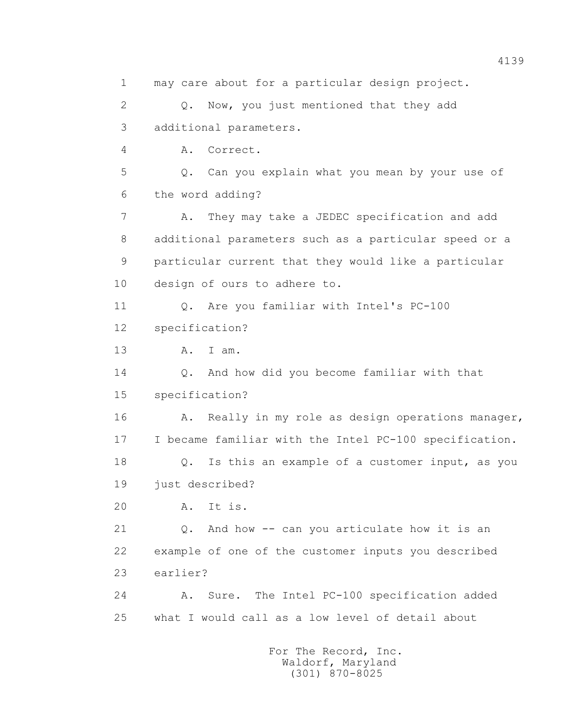1 may care about for a particular design project.

2 Q. Now, you just mentioned that they add

3 additional parameters.

4 A. Correct.

5 Q. Can you explain what you mean by your use of

6 the word adding?

7 A. They may take a JEDEC specification and add

8 additional parameters such as a particular speed or a

9 particular current that they would like a particular

10 design of ours to adhere to.

11 Q. Are you familiar with Intel's PC-100

12 specification?

13 A. I am.

14 Q. And how did you become familiar with that

15 specification?

16 A. Really in my role as design operations manager,

17 I became familiar with the Intel PC-100 specification.

18 Q. Is this an example of a customer input, as you

19 just described?

20 A. It is.

21 Q. And how -- can you articulate how it is an

22 example of one of the customer inputs you described

23 earlier?

24 A. Sure. The Intel PC-100 specification added

25 what I would call as a low level of detail about

For The Record, Inc.
Waldorf, Maryland
(301) 870-8025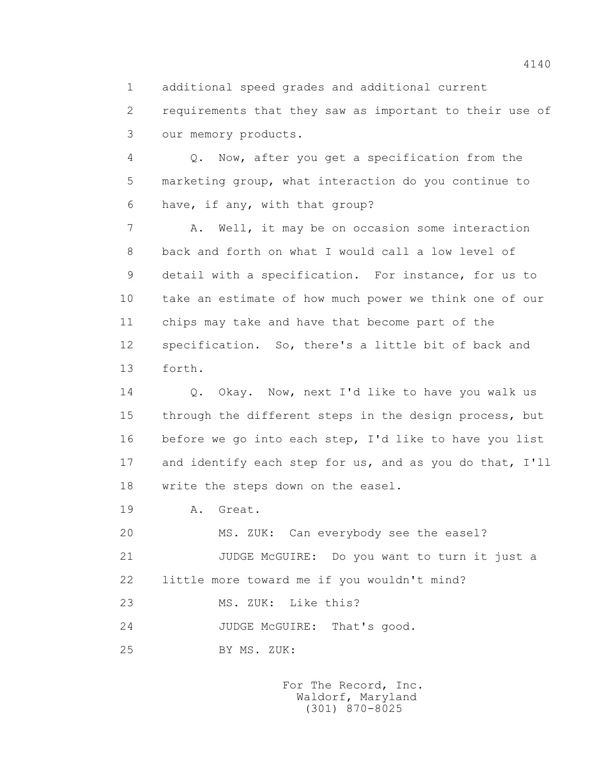additional speed grades and additional current requirements that they saw as important to their use of our memory products.

Q. Now, after you get a specification from the marketing group, what interaction do you continue to have, if any, with that group?

A. Well, it may be on occasion some interaction back and forth on what I would call a low level of detail with a specification. For instance, for us to take an estimate of how much power we think one of our chips may take and have that become part of the specification. So, there's a little bit of back and forth.

Q. Okay. Now, next I'd like to have you walk us through the different steps in the design process, but before we go into each step, I'd like to have you list and identify each step for us, and as you do that, I'll write the steps down on the easel.

A. Great.

MS. ZUK: Can everybody see the easel?

JUDGE McGUIRE: Do you want to turn it just a little more toward me if you wouldn't mind?

MS. ZUK: Like this?

JUDGE McGUIRE: That's good.

BY MS. ZUK: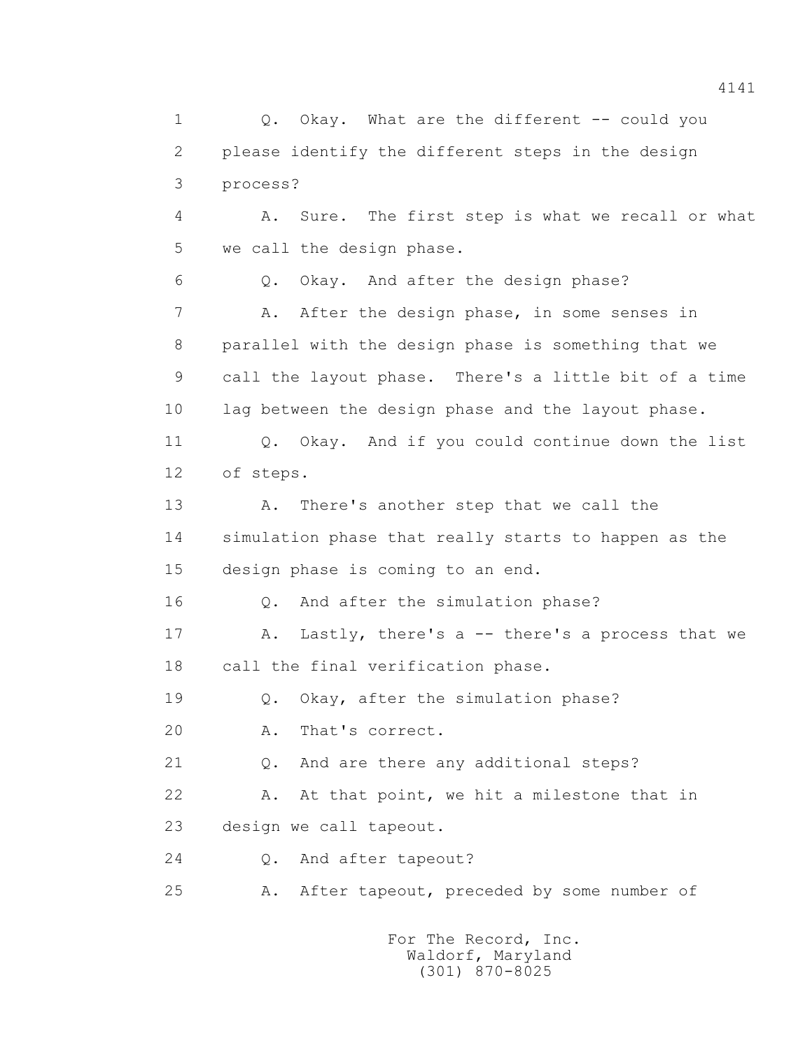1 Q. Okay. What are the different -- could you
2 please identify the different steps in the design
3 process?
4 A. Sure. The first step is what we recall or what
5 we call the design phase.
6 Q. Okay. And after the design phase?
7 A. After the design phase, in some senses in
8 parallel with the design phase is something that we
9 call the layout phase. There's a little bit of a time
10 lag between the design phase and the layout phase.
11 Q. Okay. And if you could continue down the list
12 of steps.
13 A. There's another step that we call the
14 simulation phase that really starts to happen as the
15 design phase is coming to an end.
16 Q. And after the simulation phase?
17 A. Lastly, there's a -- there's a process that we
18 call the final verification phase.
19 Q. Okay, after the simulation phase?
20 A. That's correct.
21 Q. And are there any additional steps?
22 A. At that point, we hit a milestone that in
23 design we call tapeout.
24 Q. And after tapeout?
25 A. After tapeout, preceded by some number of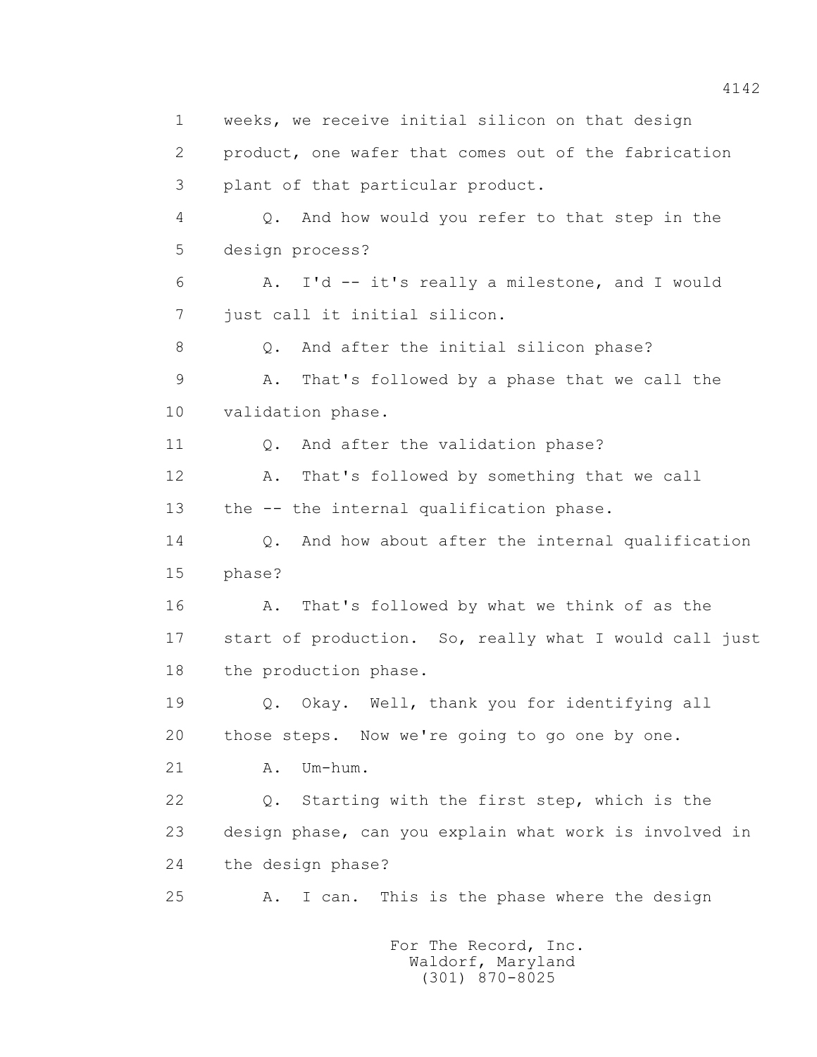1 weeks, we receive initial silicon on that design
2 product, one wafer that comes out of the fabrication
3 plant of that particular product.
4 Q. And how would you refer to that step in the
5 design process?
6 A. I'd -- it's really a milestone, and I would
7 just call it initial silicon.
8 Q. And after the initial silicon phase?
9 A. That's followed by a phase that we call the
10 validation phase.
11 Q. And after the validation phase?
12 A. That's followed by something that we call
13 the -- the internal qualification phase.
14 Q. And how about after the internal qualification
15 phase?
16 A. That's followed by what we think of as the
17 start of production. So, really what I would call just
18 the production phase.
19 Q. Okay. Well, thank you for identifying all
20 those steps. Now we're going to go one by one.
21 A. Um-hum.
22 Q. Starting with the first step, which is the
23 design phase, can you explain what work is involved in
24 the design phase?
25 A. I can. This is the phase where the design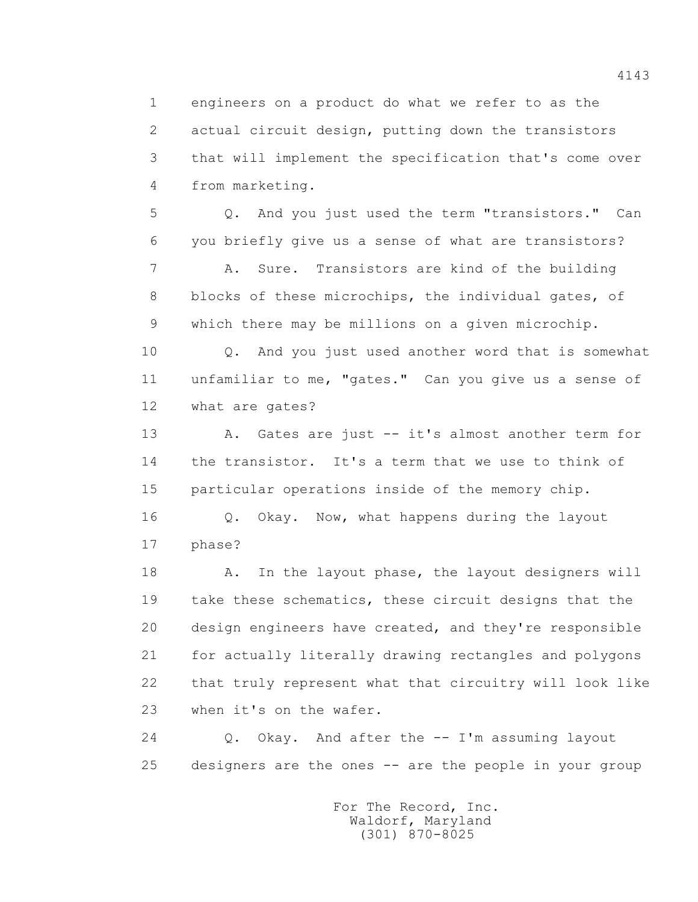1 engineers on a product do what we refer to as the
2 actual circuit design, putting down the transistors
3 that will implement the specification that's come over
4 from marketing.

5 Q. And you just used the term "transistors." Can
6 you briefly give us a sense of what are transistors?

7 A. Sure. Transistors are kind of the building
8 blocks of these microchips, the individual gates, of
9 which there may be millions on a given microchip.

10 Q. And you just used another word that is somewhat
11 unfamiliar to me, "gates." Can you give us a sense of
12 what are gates?

13 A. Gates are just -- it's almost another term for
14 the transistor. It's a term that we use to think of
15 particular operations inside of the memory chip.

16 Q. Okay. Now, what happens during the layout
17 phase?

18 A. In the layout phase, the layout designers will
19 take these schematics, these circuit designs that the
20 design engineers have created, and they're responsible
21 for actually literally drawing rectangles and polygons
22 that truly represent what that circuitry will look like
23 when it's on the wafer.

24 Q. Okay. And after the -- I'm assuming layout
25 designers are the ones -- are the people in your group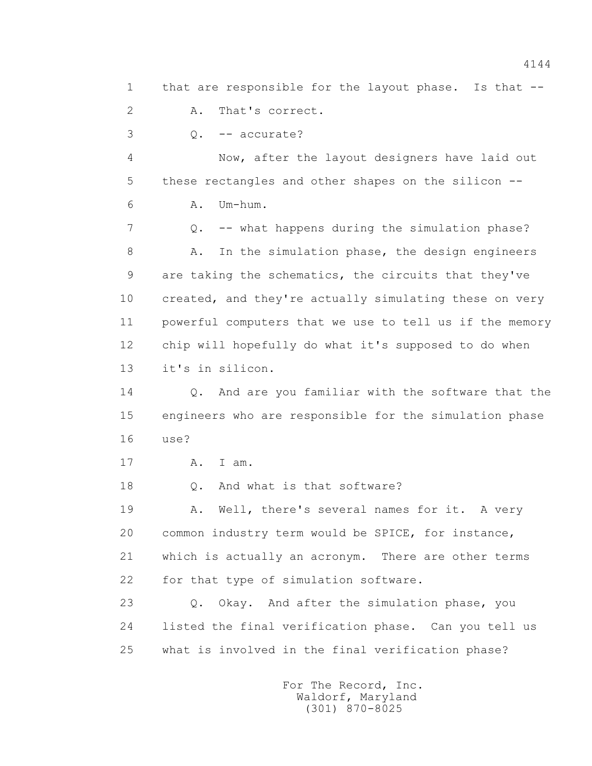1 that are responsible for the layout phase. Is that --

2 A. That's correct.

3 Q. -- accurate?

4 Now, after the layout designers have laid out

5 these rectangles and other shapes on the silicon --

6 A. Um-hum.

7 Q. -- what happens during the simulation phase?

8 A. In the simulation phase, the design engineers

9 are taking the schematics, the circuits that they've

10 created, and they're actually simulating these on very

11 powerful computers that we use to tell us if the memory

12 chip will hopefully do what it's supposed to do when

13 it's in silicon.

14 Q. And are you familiar with the software that the

15 engineers who are responsible for the simulation phase

16 use?

17 A. I am.

18 Q. And what is that software?

19 A. Well, there's several names for it. A very

20 common industry term would be SPICE, for instance,

21 which is actually an acronym. There are other terms

22 for that type of simulation software.

23 Q. Okay. And after the simulation phase, you

24 listed the final verification phase. Can you tell us

25 what is involved in the final verification phase?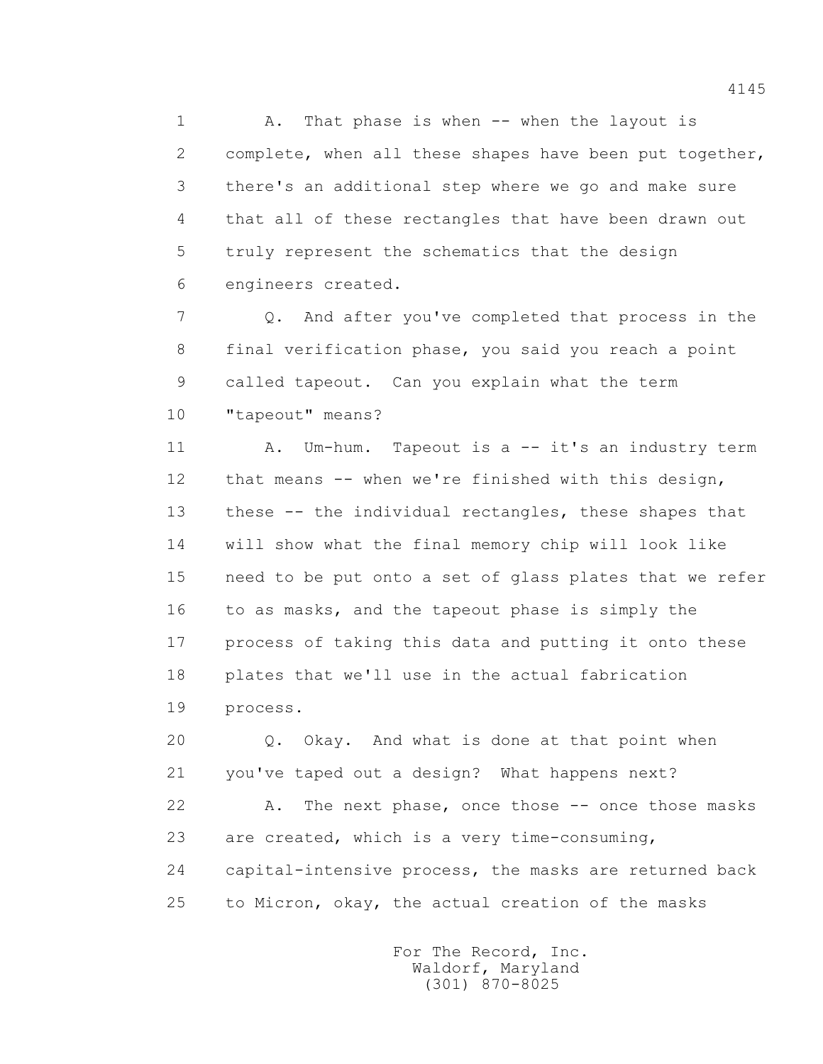A. That phase is when -- when the layout is complete, when all these shapes have been put together, there's an additional step where we go and make sure that all of these rectangles that have been drawn out truly represent the schematics that the design engineers created.

Q. And after you've completed that process in the final verification phase, you said you reach a point called tapeout. Can you explain what the term "tapeout" means?

A. Um-hum. Tapeout is a -- it's an industry term that means -- when we're finished with this design, these -- the individual rectangles, these shapes that will show what the final memory chip will look like need to be put onto a set of glass plates that we refer to as masks, and the tapeout phase is simply the process of taking this data and putting it onto these plates that we'll use in the actual fabrication process.

Q. Okay. And what is done at that point when you've taped out a design? What happens next?

A. The next phase, once those -- once those masks are created, which is a very time-consuming, capital-intensive process, the masks are returned back to Micron, okay, the actual creation of the masks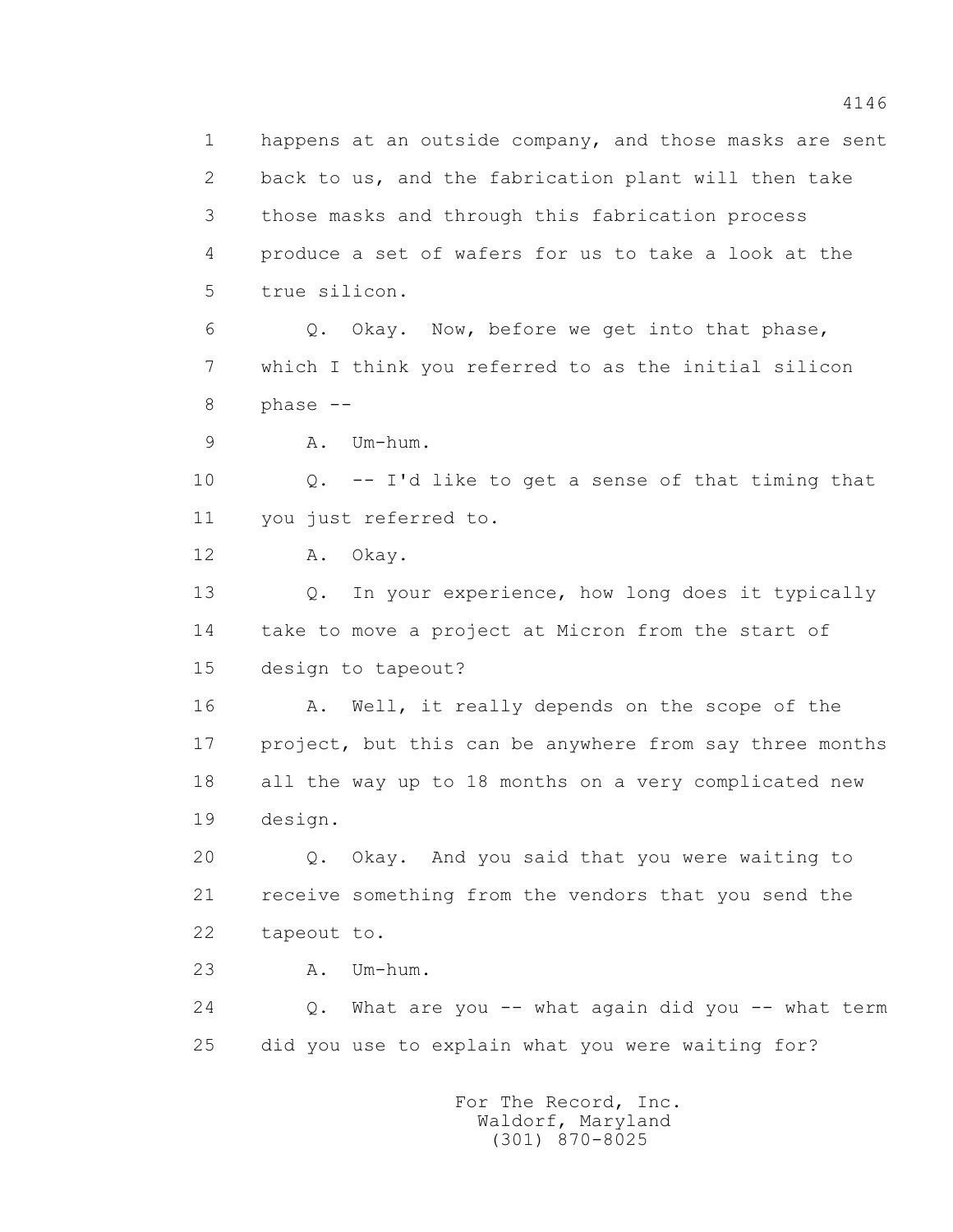1 happens at an outside company, and those masks are sent
2 back to us, and the fabrication plant will then take
3 those masks and through this fabrication process
4 produce a set of wafers for us to take a look at the
5 true silicon.

6 Q. Okay. Now, before we get into that phase,
7 which I think you referred to as the initial silicon
8 phase --

9 A. Um-hum.

10 Q. -- I'd like to get a sense of that timing that
11 you just referred to.

12 A. Okay.

13 Q. In your experience, how long does it typically
14 take to move a project at Micron from the start of
15 design to tapeout?

16 A. Well, it really depends on the scope of the
17 project, but this can be anywhere from say three months
18 all the way up to 18 months on a very complicated new
19 design.

20 Q. Okay. And you said that you were waiting to
21 receive something from the vendors that you send the
22 tapeout to.

23 A. Um-hum.

24 Q. What are you -- what again did you -- what term
25 did you use to explain what you were waiting for?

For The Record, Inc.
Waldorf, Maryland
(301) 870-8025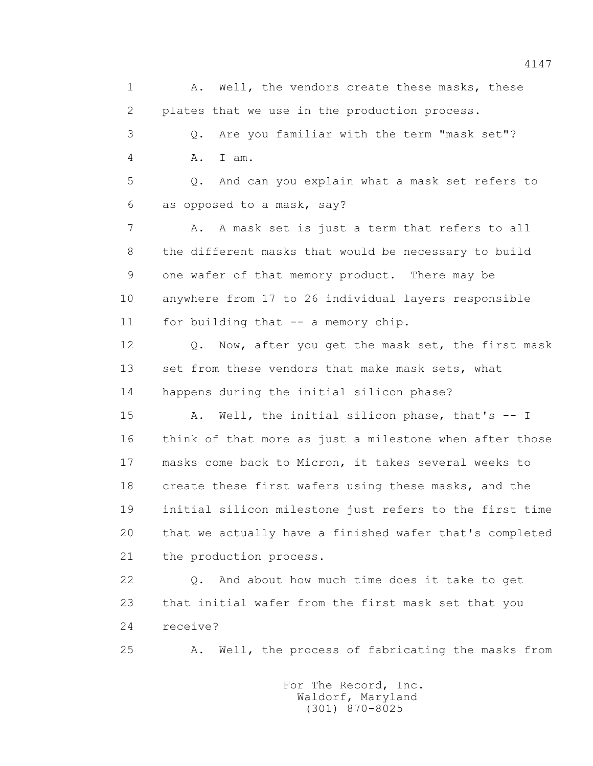1 A. Well, the vendors create these masks, these
2 plates that we use in the production process.
3 Q. Are you familiar with the term "mask set"?
4 A. I am.
5 Q. And can you explain what a mask set refers to
6 as opposed to a mask, say?
7 A. A mask set is just a term that refers to all
8 the different masks that would be necessary to build
9 one wafer of that memory product. There may be
10 anywhere from 17 to 26 individual layers responsible
11 for building that -- a memory chip.
12 Q. Now, after you get the mask set, the first mask
13 set from these vendors that make mask sets, what
14 happens during the initial silicon phase?
15 A. Well, the initial silicon phase, that's -- I
16 think of that more as just a milestone when after those
17 masks come back to Micron, it takes several weeks to
18 create these first wafers using these masks, and the
19 initial silicon milestone just refers to the first time
20 that we actually have a finished wafer that's completed
21 the production process.
22 Q. And about how much time does it take to get
23 that initial wafer from the first mask set that you
24 receive?
25 A. Well, the process of fabricating the masks from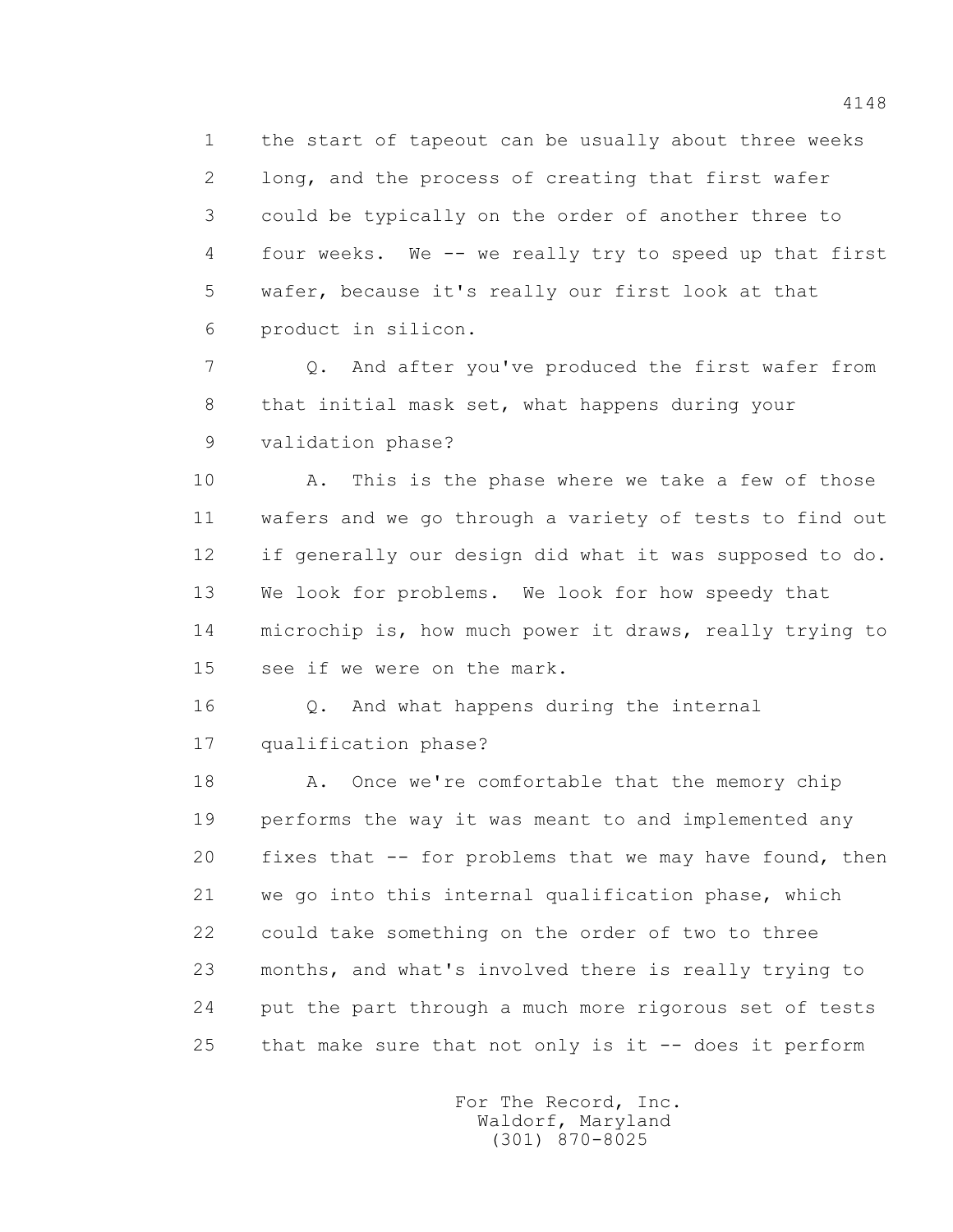1 the start of tapeout can be usually about three weeks
2 long, and the process of creating that first wafer
3 could be typically on the order of another three to
4 four weeks. We -- we really try to speed up that first
5 wafer, because it's really our first look at that
6 product in silicon.

7 Q. And after you've produced the first wafer from
8 that initial mask set, what happens during your
9 validation phase?

10 A. This is the phase where we take a few of those
11 wafers and we go through a variety of tests to find out
12 if generally our design did what it was supposed to do.
13 We look for problems. We look for how speedy that
14 microchip is, how much power it draws, really trying to
15 see if we were on the mark.

16 Q. And what happens during the internal
17 qualification phase?

18 A. Once we're comfortable that the memory chip
19 performs the way it was meant to and implemented any
20 fixes that -- for problems that we may have found, then
21 we go into this internal qualification phase, which
22 could take something on the order of two to three
23 months, and what's involved there is really trying to
24 put the part through a much more rigorous set of tests
25 that make sure that not only is it -- does it perform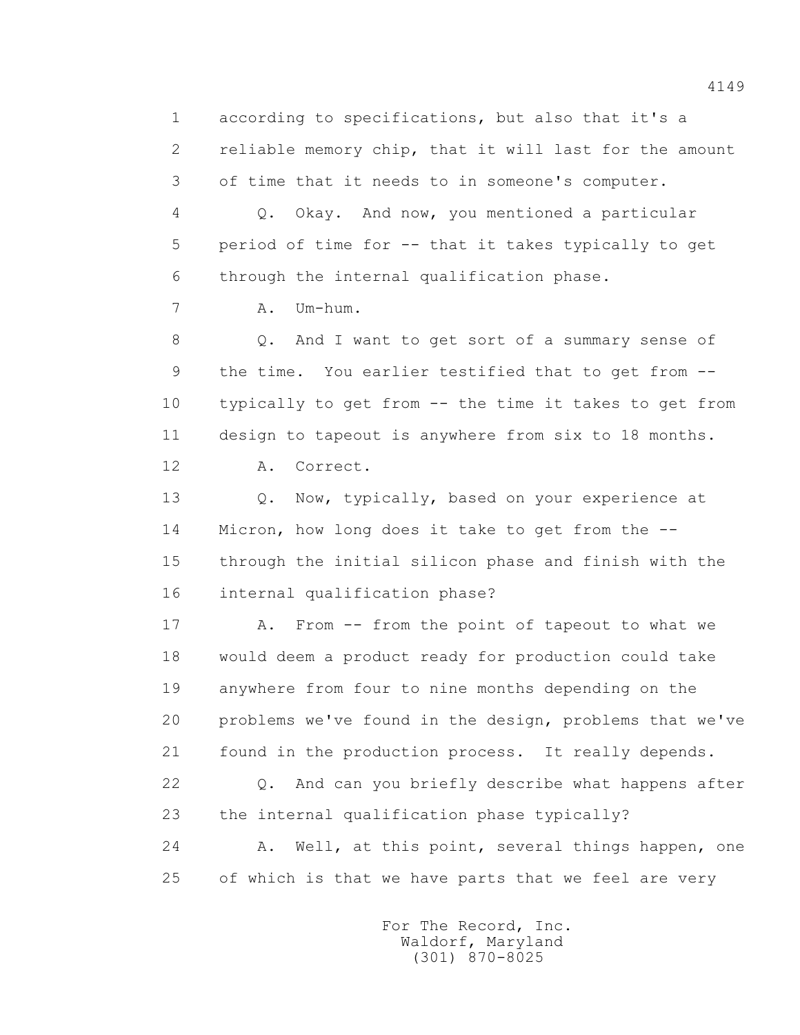1 according to specifications, but also that it's a
2 reliable memory chip, that it will last for the amount
3 of time that it needs to in someone's computer.
4 Q. Okay. And now, you mentioned a particular
5 period of time for -- that it takes typically to get
6 through the internal qualification phase.
7 A. Um-hum.
8 Q. And I want to get sort of a summary sense of
9 the time. You earlier testified that to get from --
10 typically to get from -- the time it takes to get from
11 design to tapeout is anywhere from six to 18 months.
12 A. Correct.
13 Q. Now, typically, based on your experience at
14 Micron, how long does it take to get from the --
15 through the initial silicon phase and finish with the
16 internal qualification phase?
17 A. From -- from the point of tapeout to what we
18 would deem a product ready for production could take
19 anywhere from four to nine months depending on the
20 problems we've found in the design, problems that we've
21 found in the production process. It really depends.
22 Q. And can you briefly describe what happens after
23 the internal qualification phase typically?
24 A. Well, at this point, several things happen, one
25 of which is that we have parts that we feel are very

For The Record, Inc.
Waldorf, Maryland
(301) 870-8025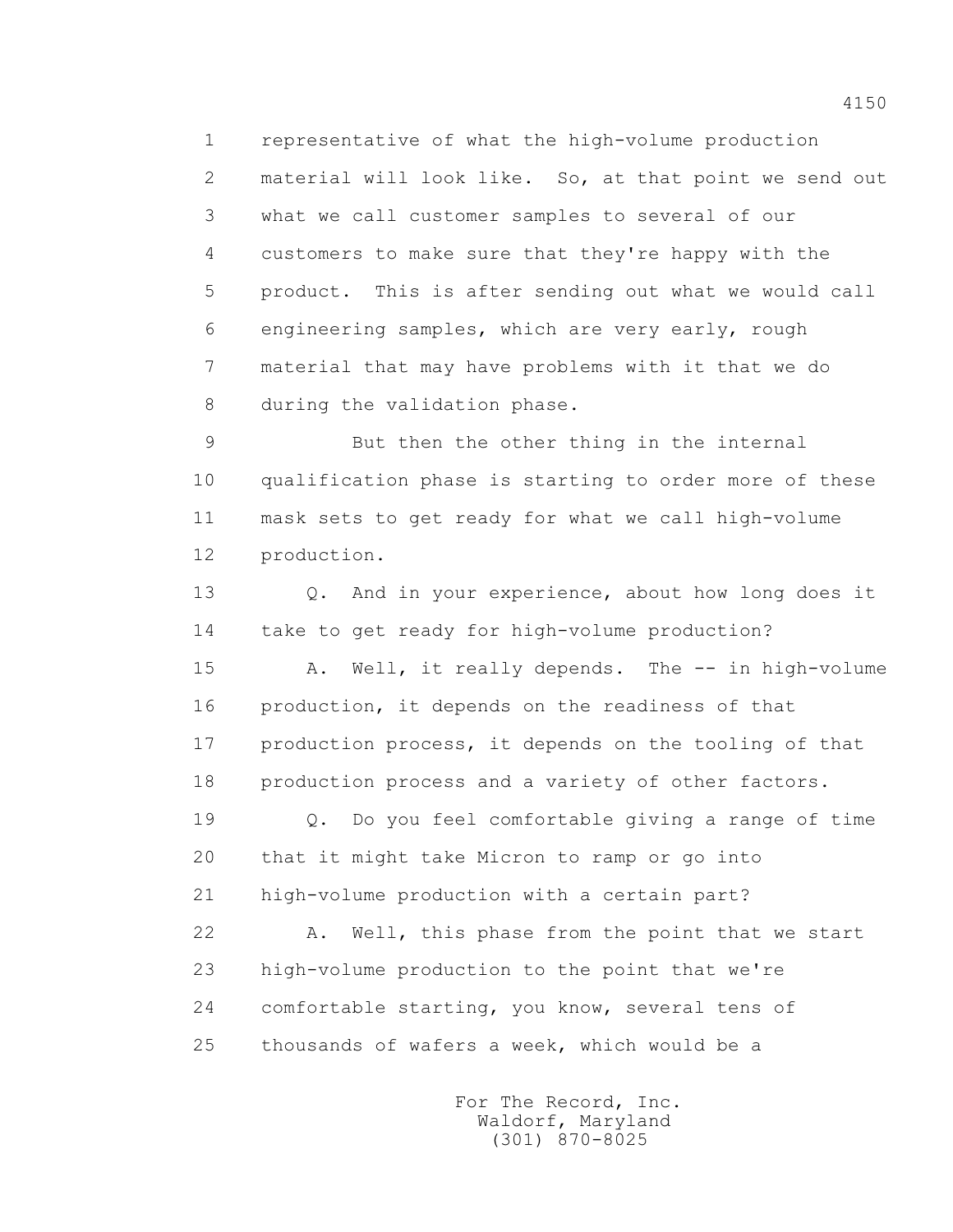1 representative of what the high-volume production
2 material will look like. So, at that point we send out
3 what we call customer samples to several of our
4 customers to make sure that they're happy with the
5 product. This is after sending out what we would call
6 engineering samples, which are very early, rough
7 material that may have problems with it that we do
8 during the validation phase.

9 But then the other thing in the internal
10 qualification phase is starting to order more of these
11 mask sets to get ready for what we call high-volume
12 production.

13 Q. And in your experience, about how long does it
14 take to get ready for high-volume production?

15 A. Well, it really depends. The -- in high-volume
16 production, it depends on the readiness of that
17 production process, it depends on the tooling of that
18 production process and a variety of other factors.

19 Q. Do you feel comfortable giving a range of time
20 that it might take Micron to ramp or go into
21 high-volume production with a certain part?

22 A. Well, this phase from the point that we start
23 high-volume production to the point that we're
24 comfortable starting, you know, several tens of
25 thousands of wafers a week, which would be a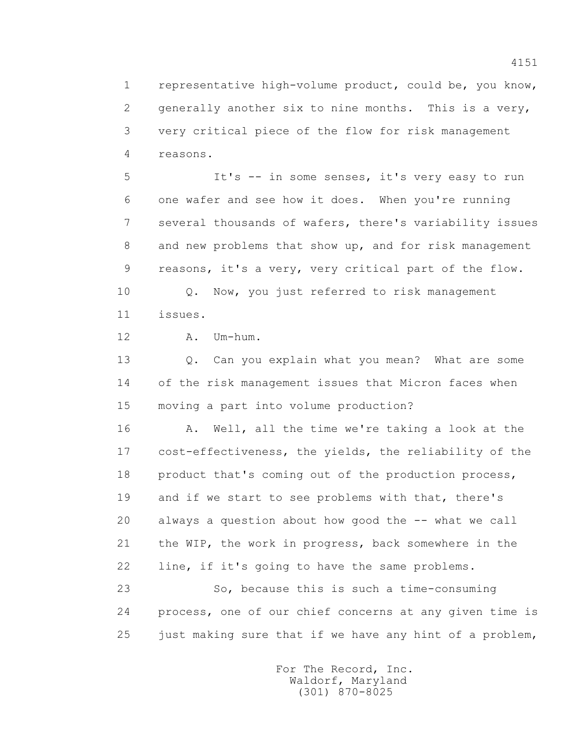1 representative high-volume product, could be, you know,
2 generally another six to nine months. This is a very,
3 very critical piece of the flow for risk management
4 reasons.

5 It's -- in some senses, it's very easy to run
6 one wafer and see how it does. When you're running
7 several thousands of wafers, there's variability issues
8 and new problems that show up, and for risk management
9 reasons, it's a very, very critical part of the flow.

10 Q. Now, you just referred to risk management
11 issues.

12 A. Um-hum.

13 Q. Can you explain what you mean? What are some
14 of the risk management issues that Micron faces when
15 moving a part into volume production?

16 A. Well, all the time we're taking a look at the
17 cost-effectiveness, the yields, the reliability of the
18 product that's coming out of the production process,
19 and if we start to see problems with that, there's
20 always a question about how good the -- what we call
21 the WIP, the work in progress, back somewhere in the
22 line, if it's going to have the same problems.

23 So, because this is such a time-consuming
24 process, one of our chief concerns at any given time is
25 just making sure that if we have any hint of a problem,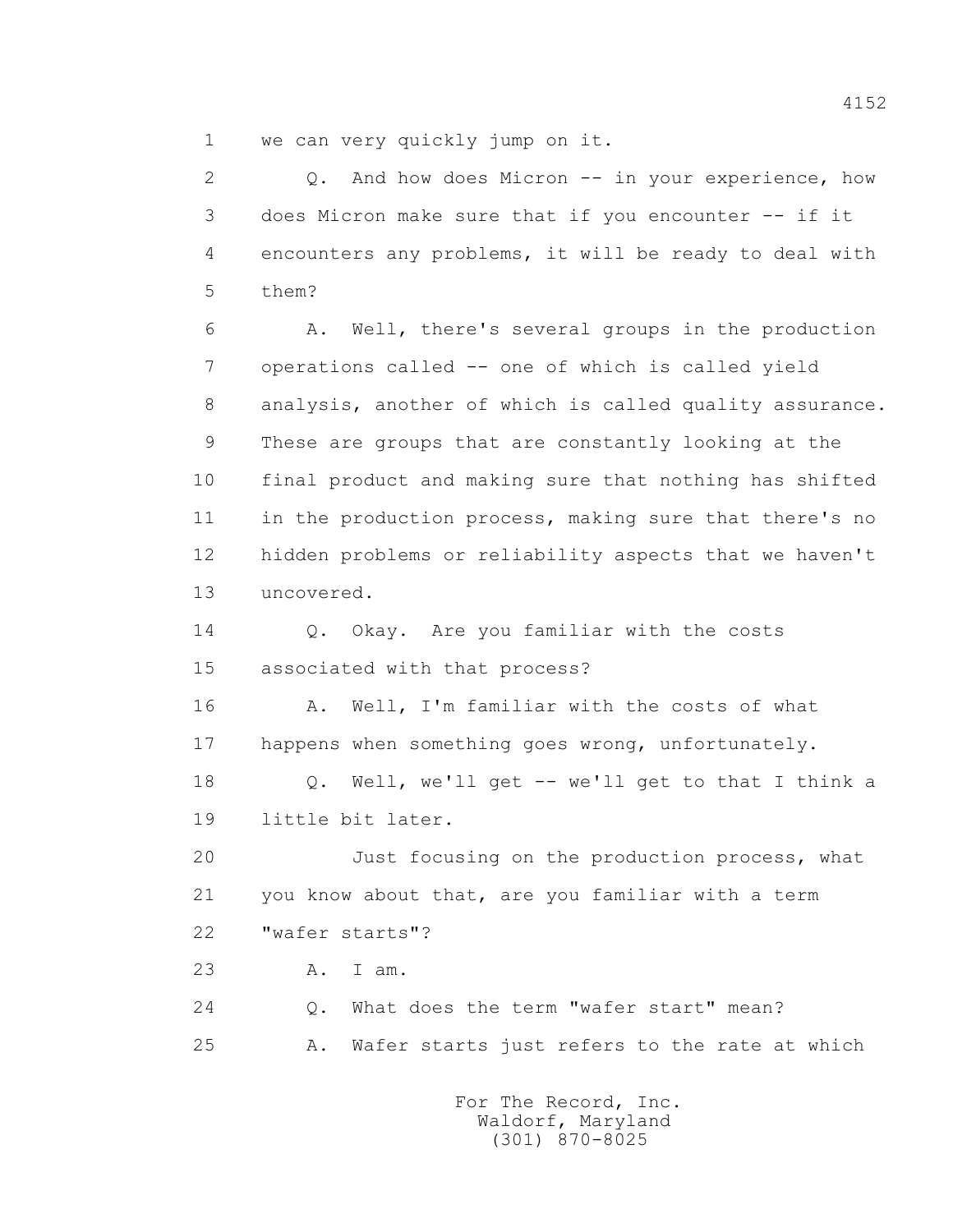1 we can very quickly jump on it.

2 Q. And how does Micron -- in your experience, how
3 does Micron make sure that if you encounter -- if it
4 encounters any problems, it will be ready to deal with
5 them?

6 A. Well, there's several groups in the production
7 operations called -- one of which is called yield
8 analysis, another of which is called quality assurance.
9 These are groups that are constantly looking at the
10 final product and making sure that nothing has shifted
11 in the production process, making sure that there's no
12 hidden problems or reliability aspects that we haven't
13 uncovered.

14 Q. Okay. Are you familiar with the costs
15 associated with that process?

16 A. Well, I'm familiar with the costs of what
17 happens when something goes wrong, unfortunately.

18 Q. Well, we'll get -- we'll get to that I think a
19 little bit later.

20 Just focusing on the production process, what
21 you know about that, are you familiar with a term
22 "wafer starts"?

23 A. I am.

24 Q. What does the term "wafer start" mean?

25 A. Wafer starts just refers to the rate at which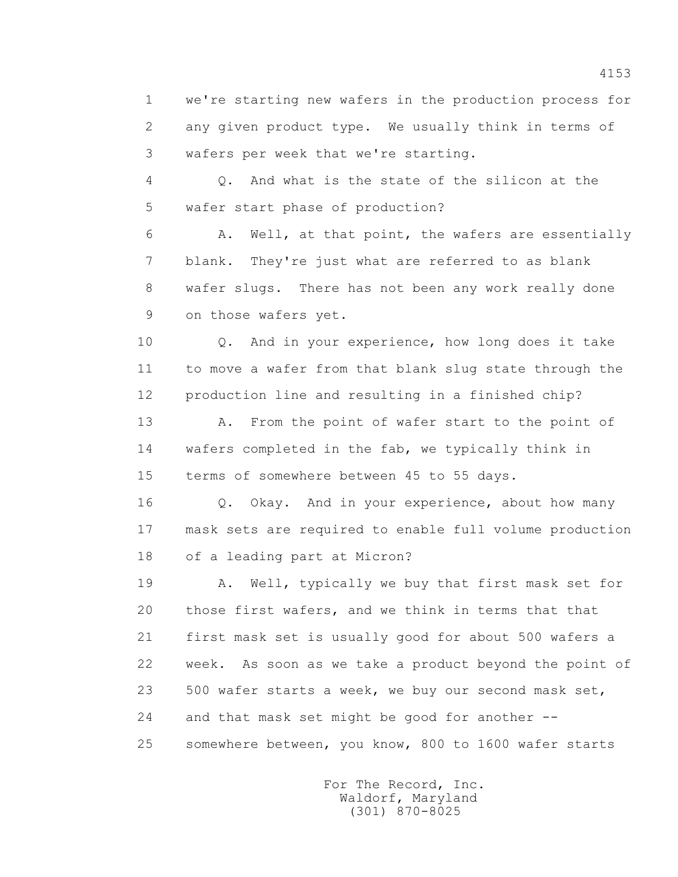1 we're starting new wafers in the production process for
2 any given product type. We usually think in terms of
3 wafers per week that we're starting.

4 Q. And what is the state of the silicon at the
5 wafer start phase of production?

6 A. Well, at that point, the wafers are essentially
7 blank. They're just what are referred to as blank
8 wafer slugs. There has not been any work really done
9 on those wafers yet.

10 Q. And in your experience, how long does it take
11 to move a wafer from that blank slug state through the
12 production line and resulting in a finished chip?

13 A. From the point of wafer start to the point of
14 wafers completed in the fab, we typically think in
15 terms of somewhere between 45 to 55 days.

16 Q. Okay. And in your experience, about how many
17 mask sets are required to enable full volume production
18 of a leading part at Micron?

19 A. Well, typically we buy that first mask set for
20 those first wafers, and we think in terms that that
21 first mask set is usually good for about 500 wafers a
22 week. As soon as we take a product beyond the point of
23 500 wafer starts a week, we buy our second mask set,
24 and that mask set might be good for another --
25 somewhere between, you know, 800 to 1600 wafer starts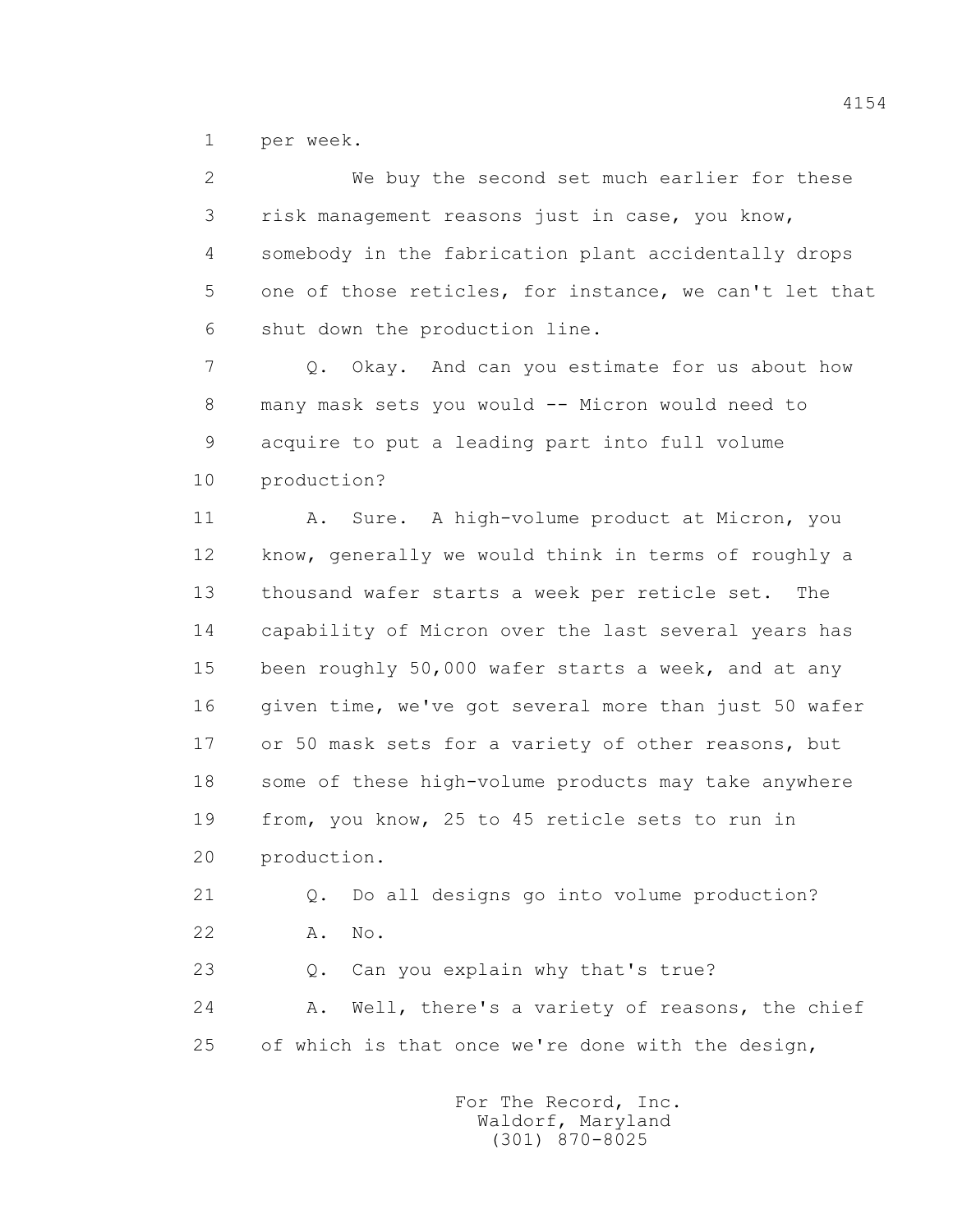per week.

We buy the second set much earlier for these risk management reasons just in case, you know, somebody in the fabrication plant accidentally drops one of those reticles, for instance, we can't let that shut down the production line.

Q. Okay. And can you estimate for us about how many mask sets you would -- Micron would need to acquire to put a leading part into full volume production?

A. Sure. A high-volume product at Micron, you know, generally we would think in terms of roughly a thousand wafer starts a week per reticle set. The capability of Micron over the last several years has been roughly 50,000 wafer starts a week, and at any given time, we've got several more than just 50 wafer or 50 mask sets for a variety of other reasons, but some of these high-volume products may take anywhere from, you know, 25 to 45 reticle sets to run in production.

Q. Do all designs go into volume production?

A. No.

Q. Can you explain why that's true?

A. Well, there's a variety of reasons, the chief of which is that once we're done with the design,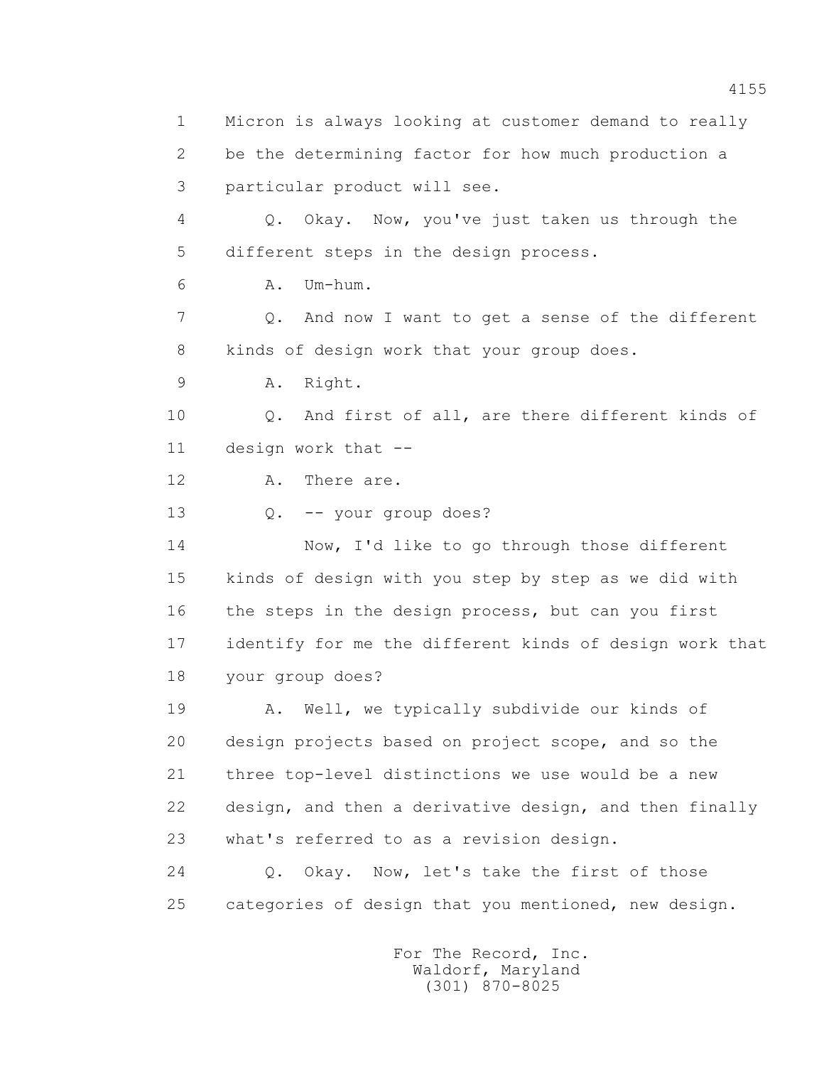1 Micron is always looking at customer demand to really
2 be the determining factor for how much production a
3 particular product will see.

4 Q. Okay. Now, you've just taken us through the
5 different steps in the design process.

6 A. Um-hum.

7 Q. And now I want to get a sense of the different
8 kinds of design work that your group does.

9 A. Right.

10 Q. And first of all, are there different kinds of
11 design work that --

12 A. There are.

13 Q. -- your group does?

14 Now, I'd like to go through those different
15 kinds of design with you step by step as we did with
16 the steps in the design process, but can you first
17 identify for me the different kinds of design work that
18 your group does?

19 A. Well, we typically subdivide our kinds of
20 design projects based on project scope, and so the
21 three top-level distinctions we use would be a new
22 design, and then a derivative design, and then finally
23 what's referred to as a revision design.

24 Q. Okay. Now, let's take the first of those
25 categories of design that you mentioned, new design.

For The Record, Inc.
Waldorf, Maryland
(301) 870-8025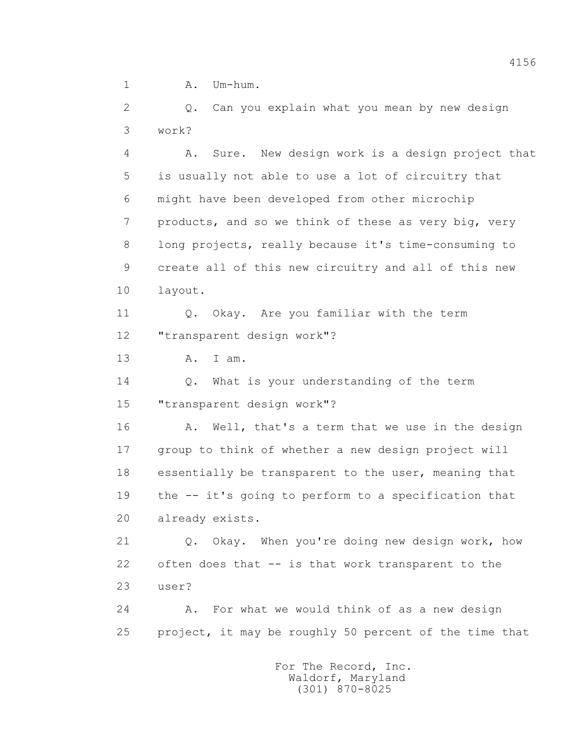1 A. Um-hum.

2 Q. Can you explain what you mean by new design
3 work?

4 A. Sure. New design work is a design project that
5 is usually not able to use a lot of circuitry that
6 might have been developed from other microchip
7 products, and so we think of these as very big, very
8 long projects, really because it's time-consuming to
9 create all of this new circuitry and all of this new
10 layout.

11 Q. Okay. Are you familiar with the term
12 "transparent design work"?

13 A. I am.

14 Q. What is your understanding of the term
15 "transparent design work"?

16 A. Well, that's a term that we use in the design
17 group to think of whether a new design project will
18 essentially be transparent to the user, meaning that
19 the -- it's going to perform to a specification that
20 already exists.

21 Q. Okay. When you're doing new design work, how
22 often does that -- is that work transparent to the
23 user?

24 A. For what we would think of as a new design
25 project, it may be roughly 50 percent of the time that

For The Record, Inc.
Waldorf, Maryland
(301) 870-8025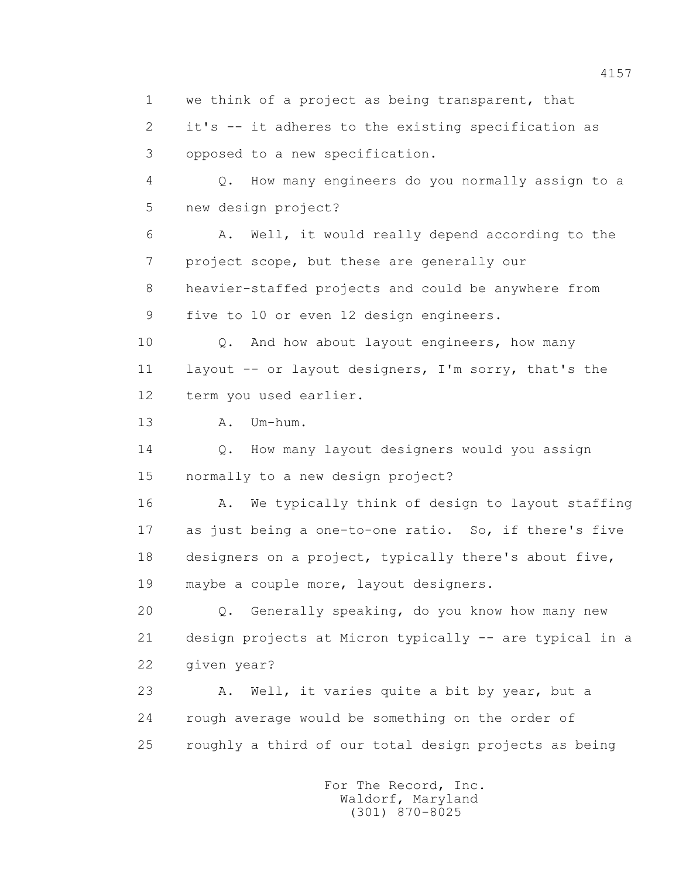1 we think of a project as being transparent, that

2 it's -- it adheres to the existing specification as

3 opposed to a new specification.

4 Q. How many engineers do you normally assign to a

5 new design project?

6 A. Well, it would really depend according to the

7 project scope, but these are generally our

8 heavier-staffed projects and could be anywhere from

9 five to 10 or even 12 design engineers.

10 Q. And how about layout engineers, how many

11 layout -- or layout designers, I'm sorry, that's the

12 term you used earlier.

13 A. Um-hum.

14 Q. How many layout designers would you assign

15 normally to a new design project?

16 A. We typically think of design to layout staffing

17 as just being a one-to-one ratio. So, if there's five

18 designers on a project, typically there's about five,

19 maybe a couple more, layout designers.

20 Q. Generally speaking, do you know how many new

21 design projects at Micron typically -- are typical in a

22 given year?

23 A. Well, it varies quite a bit by year, but a

24 rough average would be something on the order of

25 roughly a third of our total design projects as being

For The Record, Inc.
Waldorf, Maryland
(301) 870-8025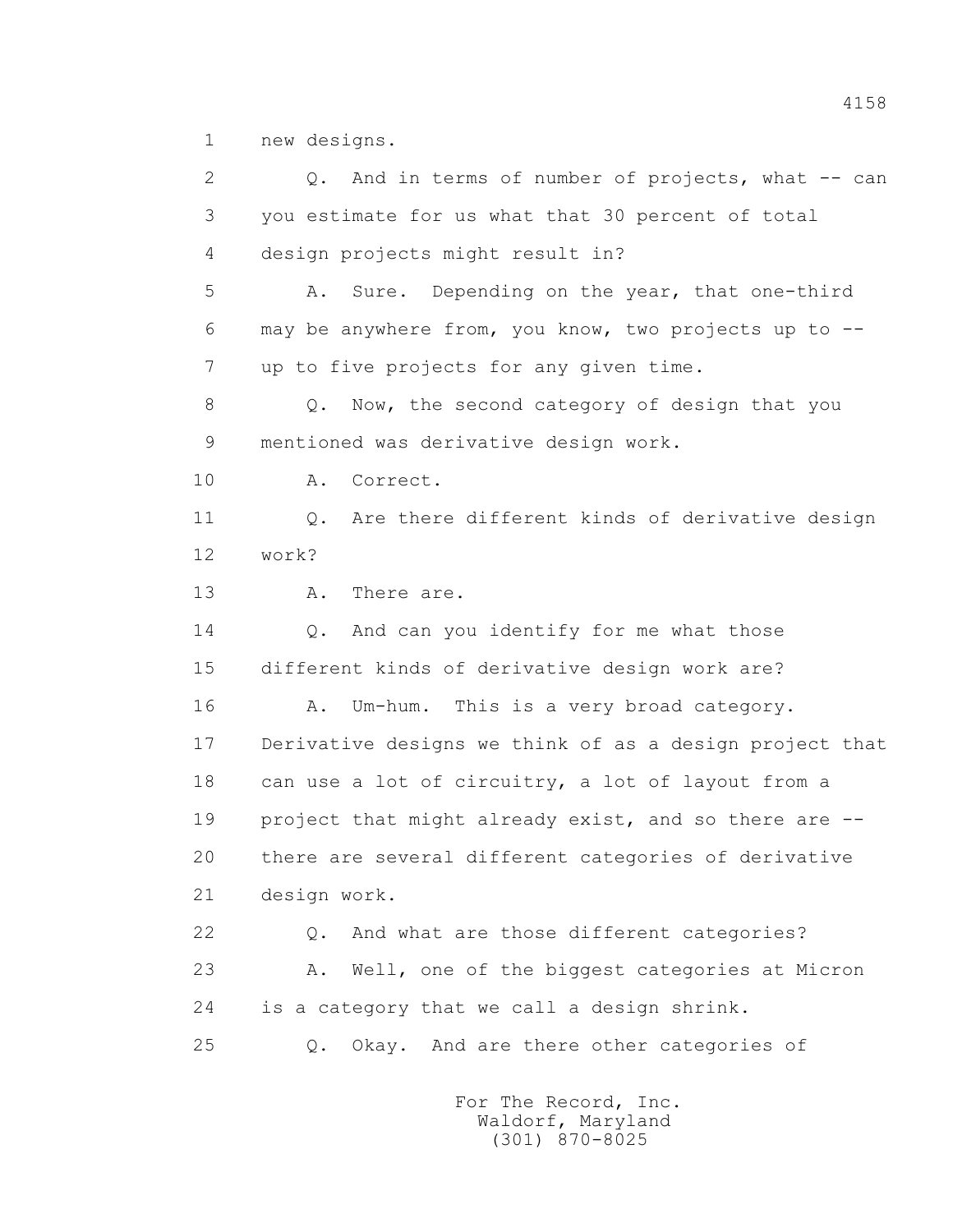1 new designs.

2 Q. And in terms of number of projects, what -- can

3 you estimate for us what that 30 percent of total

4 design projects might result in?

5 A. Sure. Depending on the year, that one-third

6 may be anywhere from, you know, two projects up to --

7 up to five projects for any given time.

8 Q. Now, the second category of design that you

9 mentioned was derivative design work.

10 A. Correct.

11 Q. Are there different kinds of derivative design

12 work?

13 A. There are.

14 Q. And can you identify for me what those

15 different kinds of derivative design work are?

16 A. Um-hum. This is a very broad category.

17 Derivative designs we think of as a design project that

18 can use a lot of circuitry, a lot of layout from a

19 project that might already exist, and so there are --

20 there are several different categories of derivative

21 design work.

22 Q. And what are those different categories?

23 A. Well, one of the biggest categories at Micron

24 is a category that we call a design shrink.

25 Q. Okay. And are there other categories of

For The Record, Inc.
Waldorf, Maryland
(301) 870-8025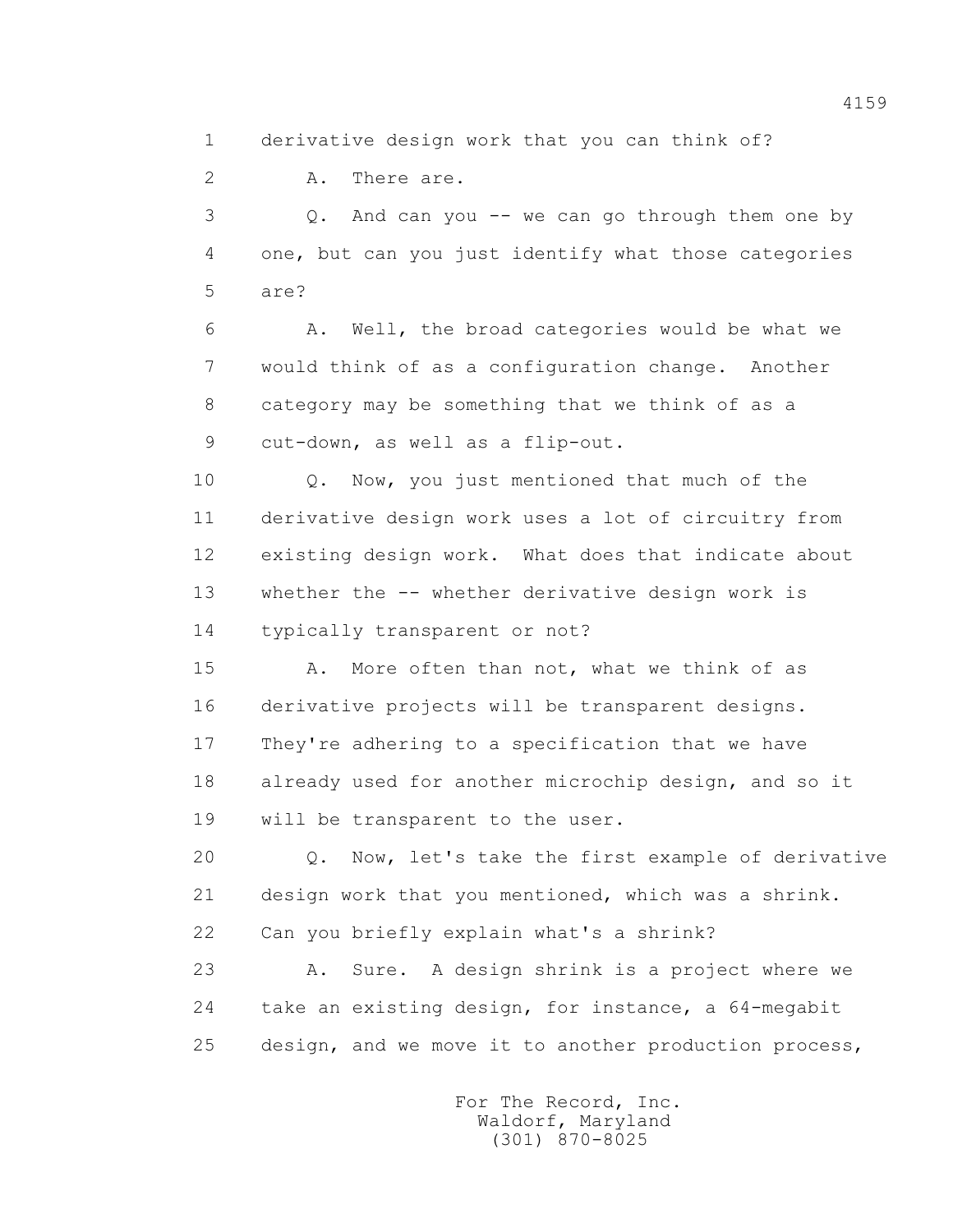1 derivative design work that you can think of?

2 A. There are.

3 Q. And can you -- we can go through them one by

4 one, but can you just identify what those categories

5 are?

6 A. Well, the broad categories would be what we

7 would think of as a configuration change. Another

8 category may be something that we think of as a

9 cut-down, as well as a flip-out.

10 Q. Now, you just mentioned that much of the

11 derivative design work uses a lot of circuitry from

12 existing design work. What does that indicate about

13 whether the -- whether derivative design work is

14 typically transparent or not?

15 A. More often than not, what we think of as

16 derivative projects will be transparent designs.

17 They're adhering to a specification that we have

18 already used for another microchip design, and so it

19 will be transparent to the user.

20 Q. Now, let's take the first example of derivative

21 design work that you mentioned, which was a shrink.

22 Can you briefly explain what's a shrink?

23 A. Sure. A design shrink is a project where we

24 take an existing design, for instance, a 64-megabit

25 design, and we move it to another production process,

For The Record, Inc.
Waldorf, Maryland
(301) 870-8025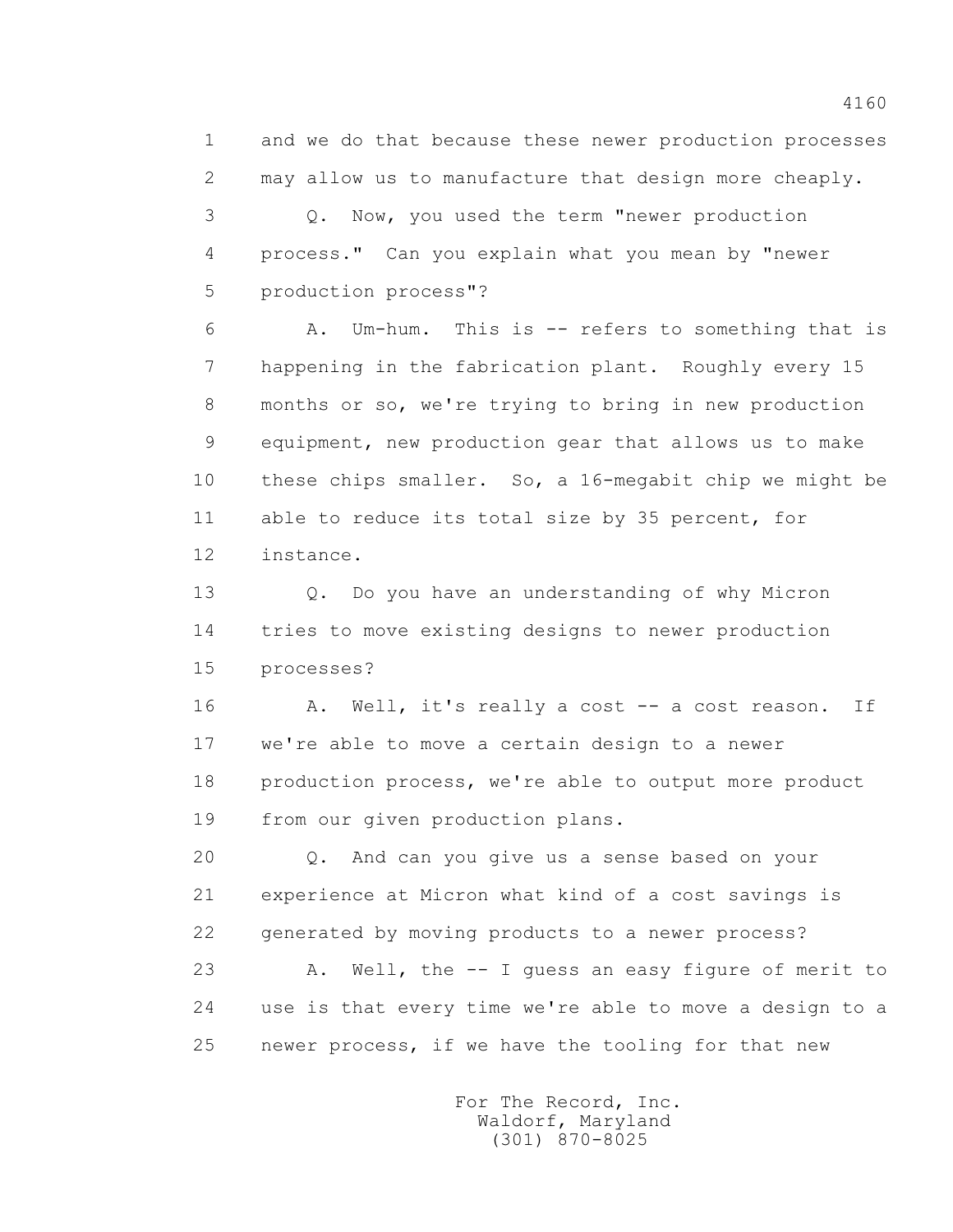and we do that because these newer production processes may allow us to manufacture that design more cheaply.

Q. Now, you used the term "newer production process." Can you explain what you mean by "newer production process"?

A. Um-hum. This is -- refers to something that is happening in the fabrication plant. Roughly every 15 months or so, we're trying to bring in new production equipment, new production gear that allows us to make these chips smaller. So, a 16-megabit chip we might be able to reduce its total size by 35 percent, for instance.

Q. Do you have an understanding of why Micron tries to move existing designs to newer production processes?

A. Well, it's really a cost -- a cost reason. If we're able to move a certain design to a newer production process, we're able to output more product from our given production plans.

Q. And can you give us a sense based on your experience at Micron what kind of a cost savings is generated by moving products to a newer process?

A. Well, the -- I guess an easy figure of merit to use is that every time we're able to move a design to a newer process, if we have the tooling for that new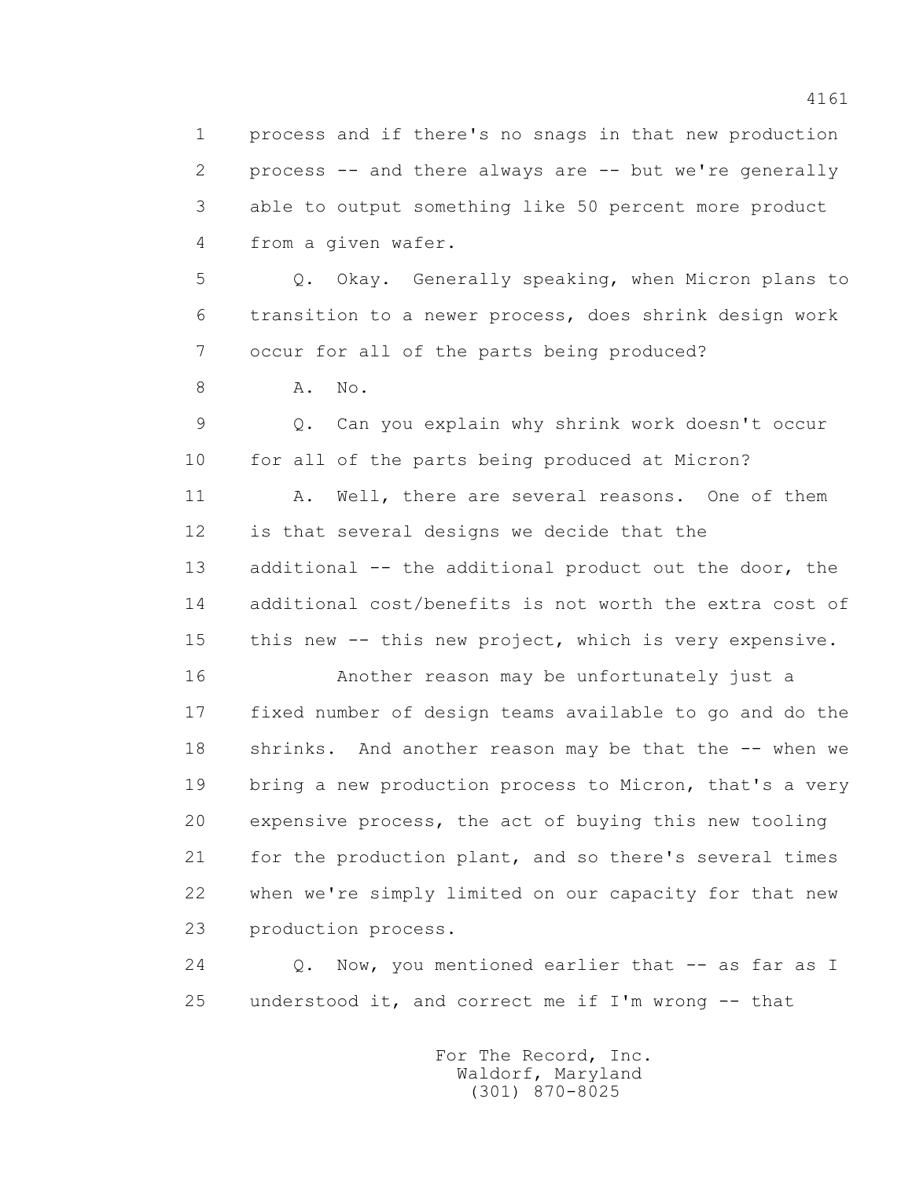process and if there's no snags in that new production process -- and there always are -- but we're generally able to output something like 50 percent more product from a given wafer.

Q. Okay. Generally speaking, when Micron plans to transition to a newer process, does shrink design work occur for all of the parts being produced?

A. No.

Q. Can you explain why shrink work doesn't occur for all of the parts being produced at Micron?

A. Well, there are several reasons. One of them is that several designs we decide that the additional -- the additional product out the door, the additional cost/benefits is not worth the extra cost of this new -- this new project, which is very expensive.

Another reason may be unfortunately just a fixed number of design teams available to go and do the shrinks. And another reason may be that the -- when we bring a new production process to Micron, that's a very expensive process, the act of buying this new tooling for the production plant, and so there's several times when we're simply limited on our capacity for that new production process.

Q. Now, you mentioned earlier that -- as far as I understood it, and correct me if I'm wrong -- that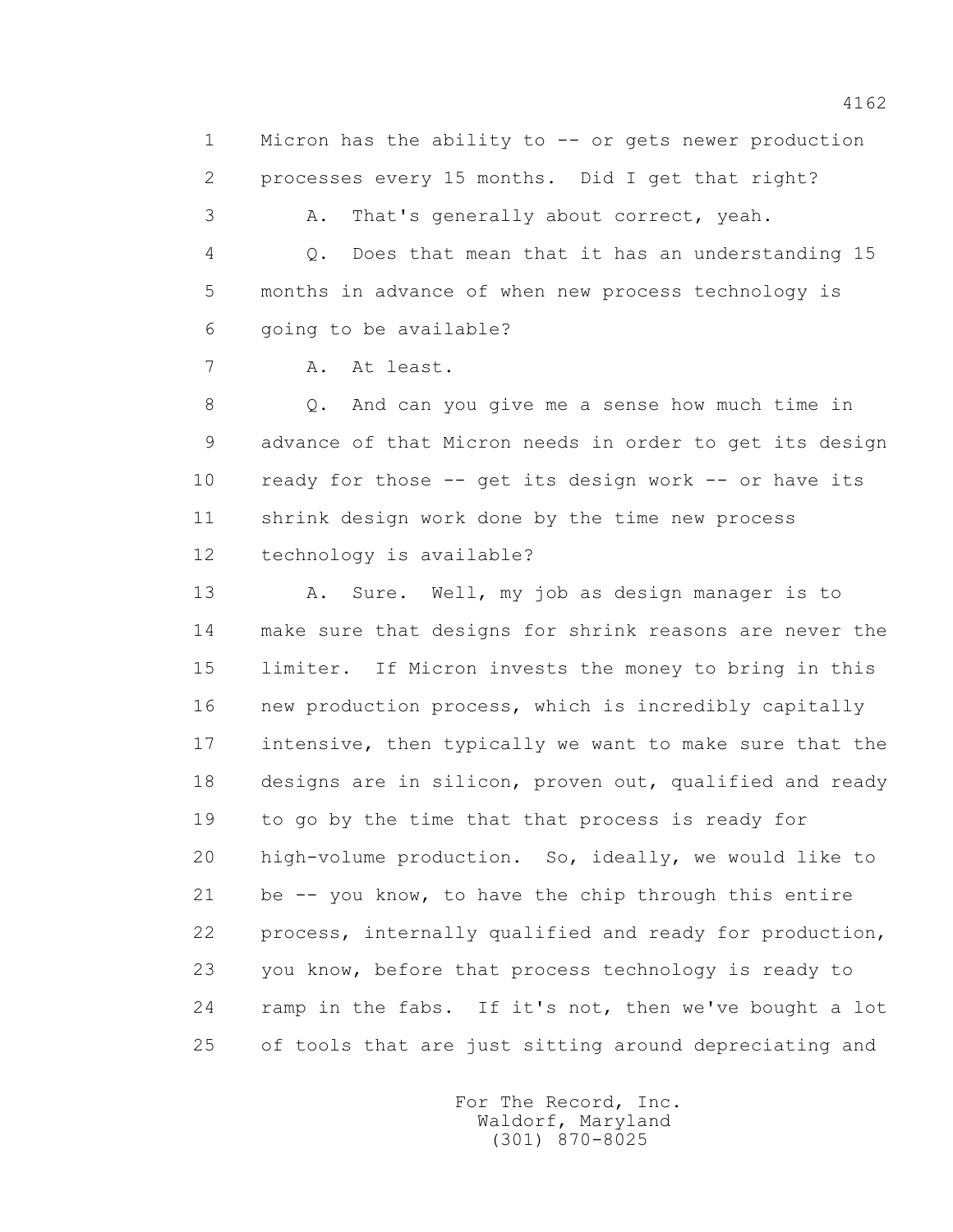1 Micron has the ability to -- or gets newer production
2 processes every 15 months. Did I get that right?
3 A. That's generally about correct, yeah.
4 Q. Does that mean that it has an understanding 15
5 months in advance of when new process technology is
6 going to be available?
7 A. At least.
8 Q. And can you give me a sense how much time in
9 advance of that Micron needs in order to get its design
10 ready for those -- get its design work -- or have its
11 shrink design work done by the time new process
12 technology is available?
13 A. Sure. Well, my job as design manager is to
14 make sure that designs for shrink reasons are never the
15 limiter. If Micron invests the money to bring in this
16 new production process, which is incredibly capitally
17 intensive, then typically we want to make sure that the
18 designs are in silicon, proven out, qualified and ready
19 to go by the time that that process is ready for
20 high-volume production. So, ideally, we would like to
21 be -- you know, to have the chip through this entire
22 process, internally qualified and ready for production,
23 you know, before that process technology is ready to
24 ramp in the fabs. If it's not, then we've bought a lot
25 of tools that are just sitting around depreciating and

For The Record, Inc.
Waldorf, Maryland
(301) 870-8025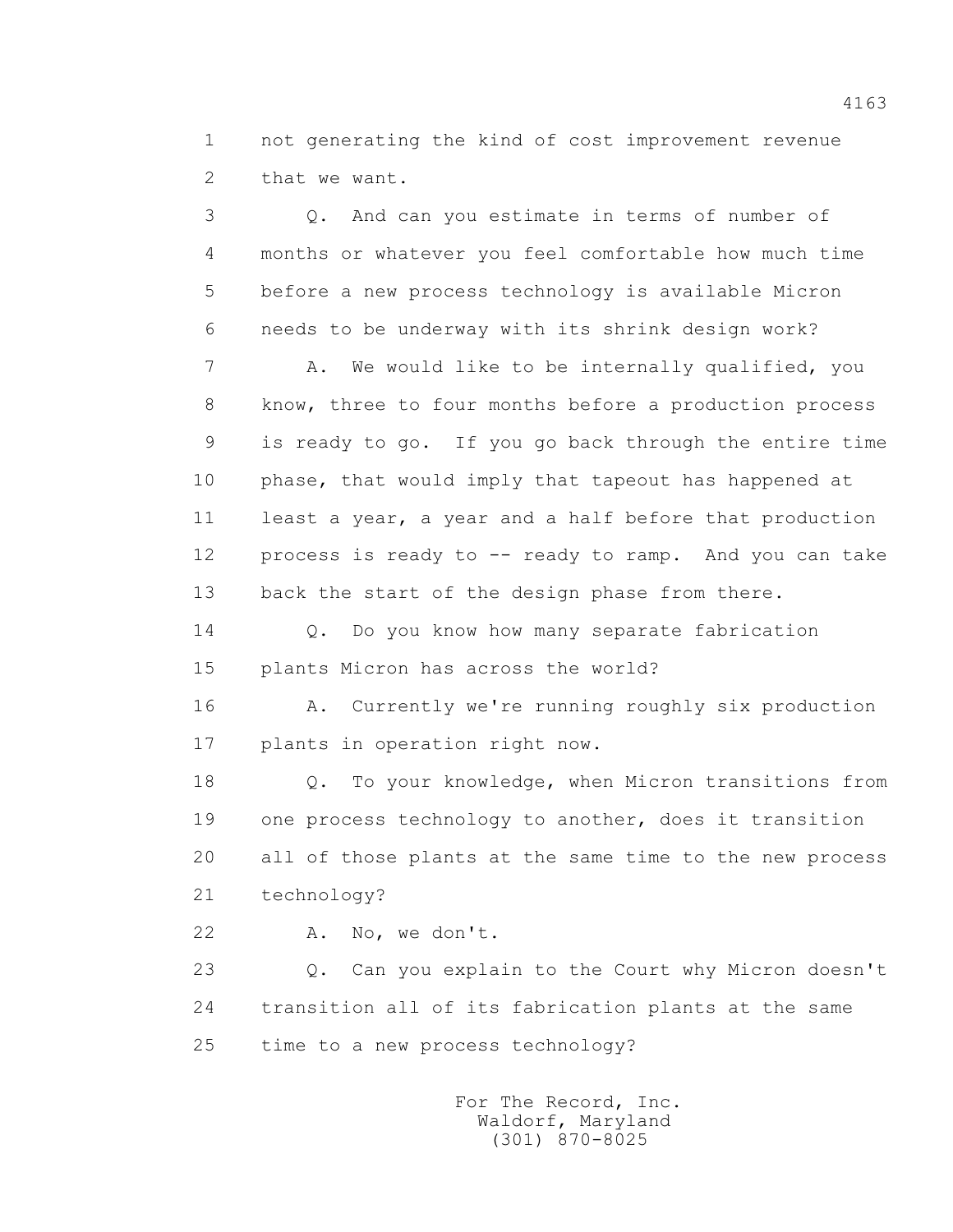1 not generating the kind of cost improvement revenue
2 that we want.

3 Q. And can you estimate in terms of number of
4 months or whatever you feel comfortable how much time
5 before a new process technology is available Micron
6 needs to be underway with its shrink design work?

7 A. We would like to be internally qualified, you
8 know, three to four months before a production process
9 is ready to go. If you go back through the entire time
10 phase, that would imply that tapeout has happened at
11 least a year, a year and a half before that production
12 process is ready to -- ready to ramp. And you can take
13 back the start of the design phase from there.

14 Q. Do you know how many separate fabrication
15 plants Micron has across the world?

16 A. Currently we're running roughly six production
17 plants in operation right now.

18 Q. To your knowledge, when Micron transitions from
19 one process technology to another, does it transition
20 all of those plants at the same time to the new process
21 technology?

22 A. No, we don't.

23 Q. Can you explain to the Court why Micron doesn't
24 transition all of its fabrication plants at the same
25 time to a new process technology?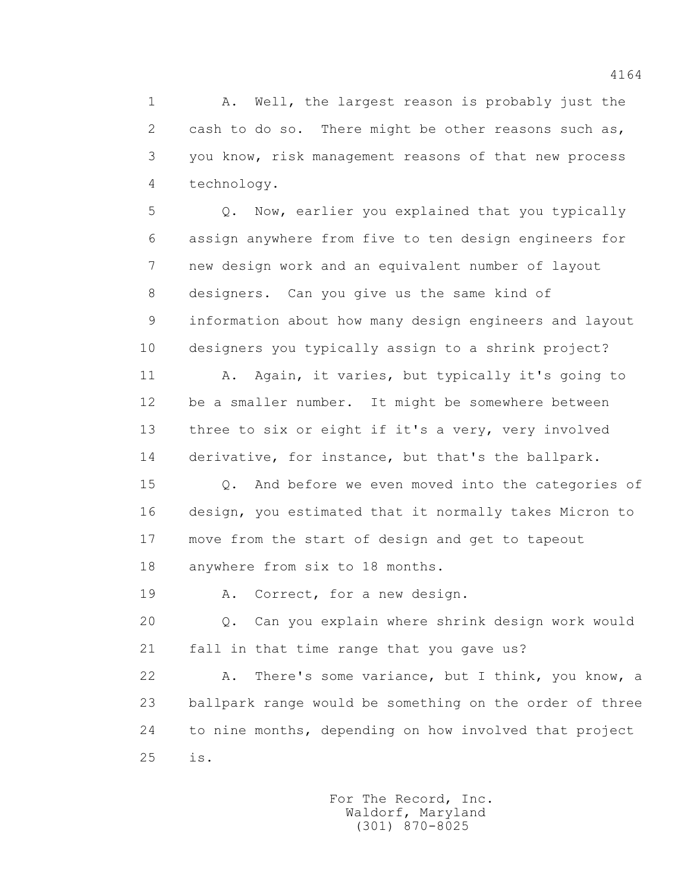1 A. Well, the largest reason is probably just the
2 cash to do so. There might be other reasons such as,
3 you know, risk management reasons of that new process
4 technology.

5 Q. Now, earlier you explained that you typically
6 assign anywhere from five to ten design engineers for
7 new design work and an equivalent number of layout
8 designers. Can you give us the same kind of
9 information about how many design engineers and layout
10 designers you typically assign to a shrink project?

11 A. Again, it varies, but typically it's going to
12 be a smaller number. It might be somewhere between
13 three to six or eight if it's a very, very involved
14 derivative, for instance, but that's the ballpark.

15 Q. And before we even moved into the categories of
16 design, you estimated that it normally takes Micron to
17 move from the start of design and get to tapeout
18 anywhere from six to 18 months.

19 A. Correct, for a new design.

20 Q. Can you explain where shrink design work would
21 fall in that time range that you gave us?

22 A. There's some variance, but I think, you know, a
23 ballpark range would be something on the order of three
24 to nine months, depending on how involved that project
25 is.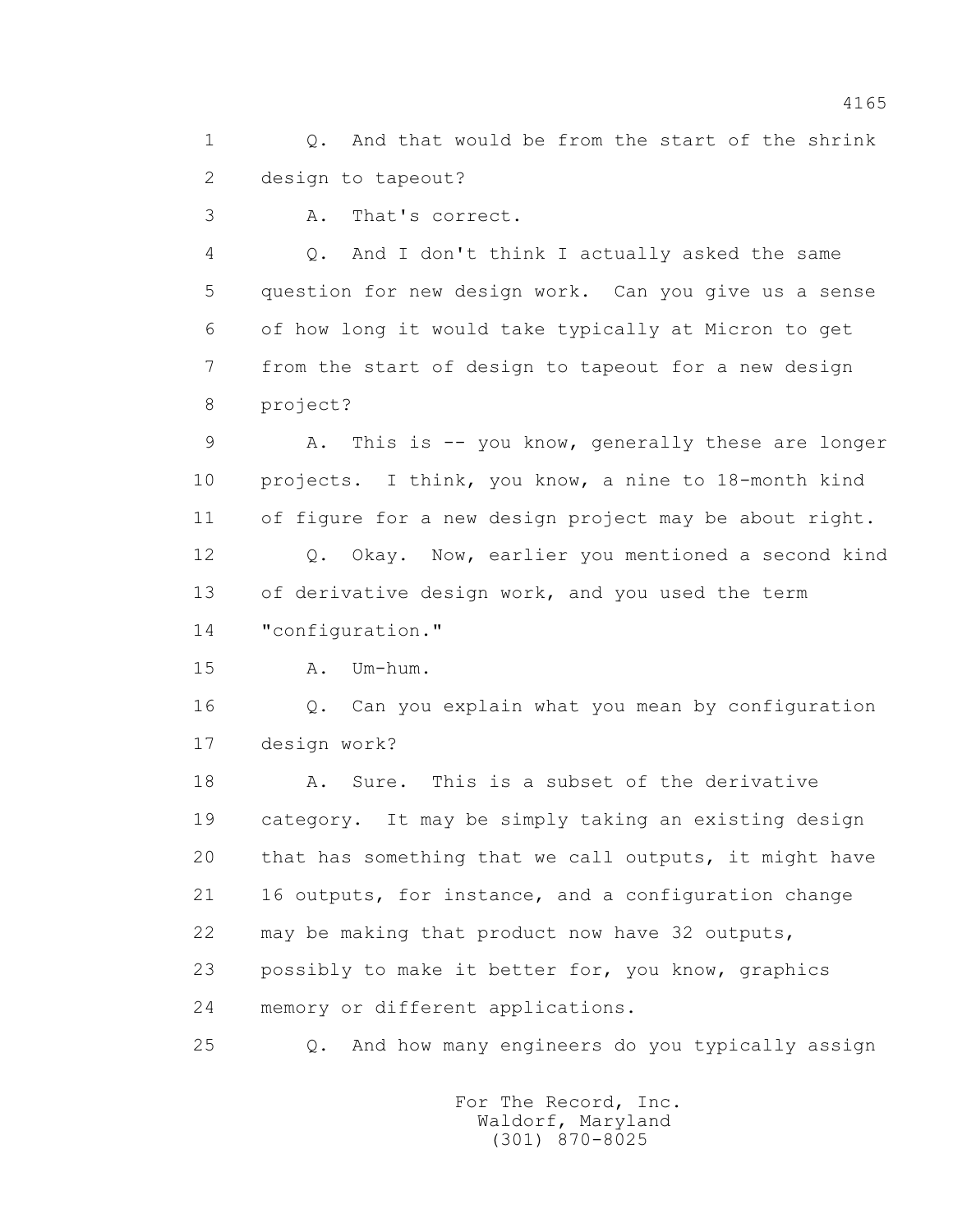1 Q. And that would be from the start of the shrink
2 design to tapeout?
3 A. That's correct.
4 Q. And I don't think I actually asked the same
5 question for new design work. Can you give us a sense
6 of how long it would take typically at Micron to get
7 from the start of design to tapeout for a new design
8 project?
9 A. This is -- you know, generally these are longer
10 projects. I think, you know, a nine to 18-month kind
11 of figure for a new design project may be about right.
12 Q. Okay. Now, earlier you mentioned a second kind
13 of derivative design work, and you used the term
14 "configuration."
15 A. Um-hum.
16 Q. Can you explain what you mean by configuration
17 design work?
18 A. Sure. This is a subset of the derivative
19 category. It may be simply taking an existing design
20 that has something that we call outputs, it might have
21 16 outputs, for instance, and a configuration change
22 may be making that product now have 32 outputs,
23 possibly to make it better for, you know, graphics
24 memory or different applications.
25 Q. And how many engineers do you typically assign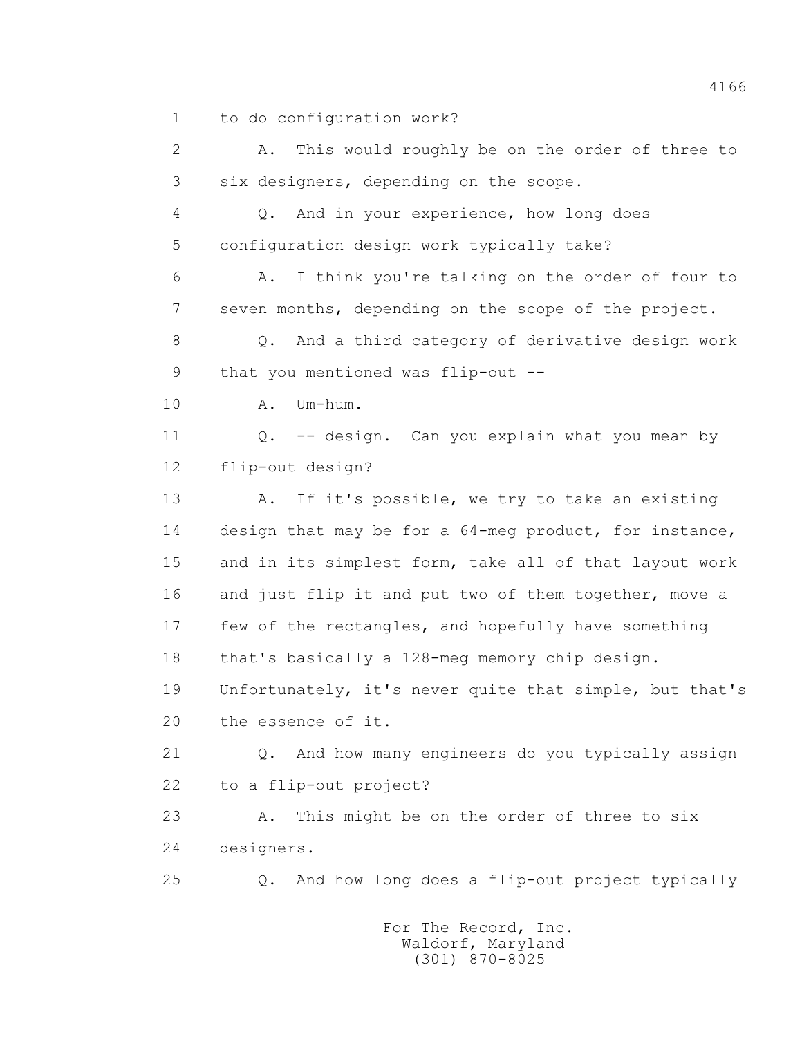to do configuration work?

A. This would roughly be on the order of three to six designers, depending on the scope.

Q. And in your experience, how long does configuration design work typically take?

A. I think you're talking on the order of four to seven months, depending on the scope of the project.

Q. And a third category of derivative design work that you mentioned was flip-out --

A. Um-hum.

Q. -- design. Can you explain what you mean by flip-out design?

A. If it's possible, we try to take an existing design that may be for a 64-meg product, for instance, and in its simplest form, take all of that layout work and just flip it and put two of them together, move a few of the rectangles, and hopefully have something that's basically a 128-meg memory chip design. Unfortunately, it's never quite that simple, but that's the essence of it.

Q. And how many engineers do you typically assign to a flip-out project?

A. This might be on the order of three to six designers.

Q. And how long does a flip-out project typically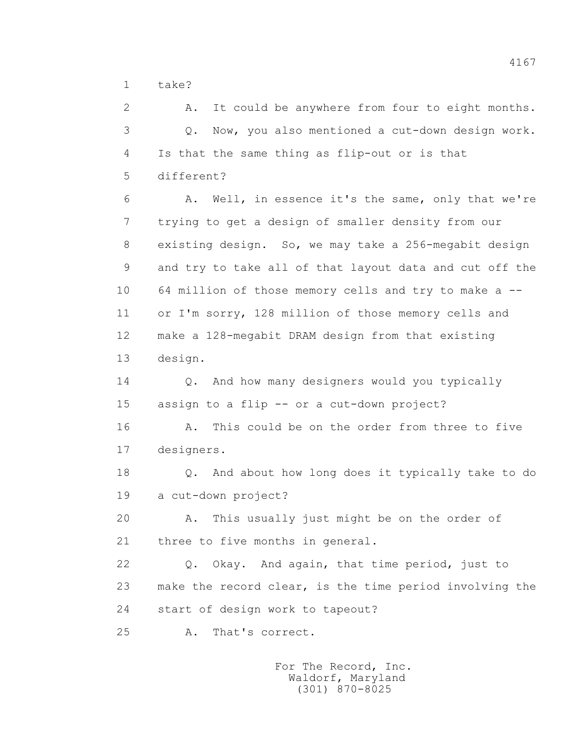take?

A. It could be anywhere from four to eight months.

Q. Now, you also mentioned a cut-down design work. Is that the same thing as flip-out or is that different?

A. Well, in essence it's the same, only that we're trying to get a design of smaller density from our existing design. So, we may take a 256-megabit design and try to take all of that layout data and cut off the 64 million of those memory cells and try to make a -- or I'm sorry, 128 million of those memory cells and make a 128-megabit DRAM design from that existing design.

Q. And how many designers would you typically assign to a flip -- or a cut-down project?

A. This could be on the order from three to five designers.

Q. And about how long does it typically take to do a cut-down project?

A. This usually just might be on the order of three to five months in general.

Q. Okay. And again, that time period, just to make the record clear, is the time period involving the start of design work to tapeout?

A. That's correct.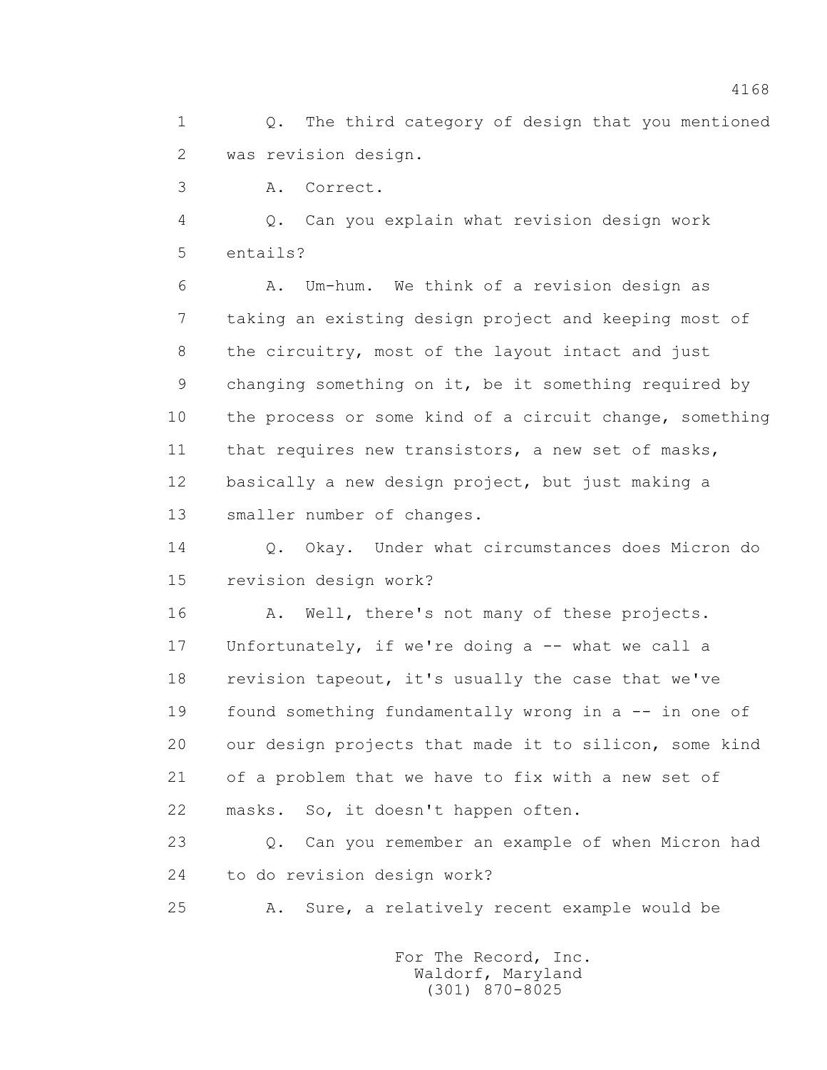Q. The third category of design that you mentioned was revision design.

A. Correct.

Q. Can you explain what revision design work entails?

A. Um-hum. We think of a revision design as taking an existing design project and keeping most of the circuitry, most of the layout intact and just changing something on it, be it something required by the process or some kind of a circuit change, something that requires new transistors, a new set of masks, basically a new design project, but just making a smaller number of changes.

Q. Okay. Under what circumstances does Micron do revision design work?

A. Well, there's not many of these projects. Unfortunately, if we're doing a -- what we call a revision tapeout, it's usually the case that we've found something fundamentally wrong in a -- in one of our design projects that made it to silicon, some kind of a problem that we have to fix with a new set of masks. So, it doesn't happen often.

Q. Can you remember an example of when Micron had to do revision design work?

A. Sure, a relatively recent example would be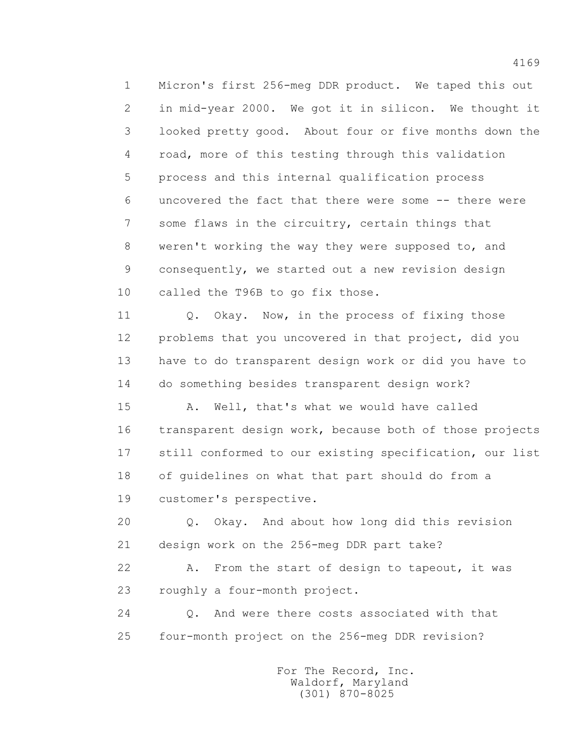1 Micron's first 256-meg DDR product. We taped this out
2 in mid-year 2000. We got it in silicon. We thought it
3 looked pretty good. About four or five months down the
4 road, more of this testing through this validation
5 process and this internal qualification process
6 uncovered the fact that there were some -- there were
7 some flaws in the circuitry, certain things that
8 weren't working the way they were supposed to, and
9 consequently, we started out a new revision design
10 called the T96B to go fix those.

11 Q. Okay. Now, in the process of fixing those
12 problems that you uncovered in that project, did you
13 have to do transparent design work or did you have to
14 do something besides transparent design work?

15 A. Well, that's what we would have called
16 transparent design work, because both of those projects
17 still conformed to our existing specification, our list
18 of guidelines on what that part should do from a
19 customer's perspective.

20 Q. Okay. And about how long did this revision
21 design work on the 256-meg DDR part take?

22 A. From the start of design to tapeout, it was
23 roughly a four-month project.

24 Q. And were there costs associated with that
25 four-month project on the 256-meg DDR revision?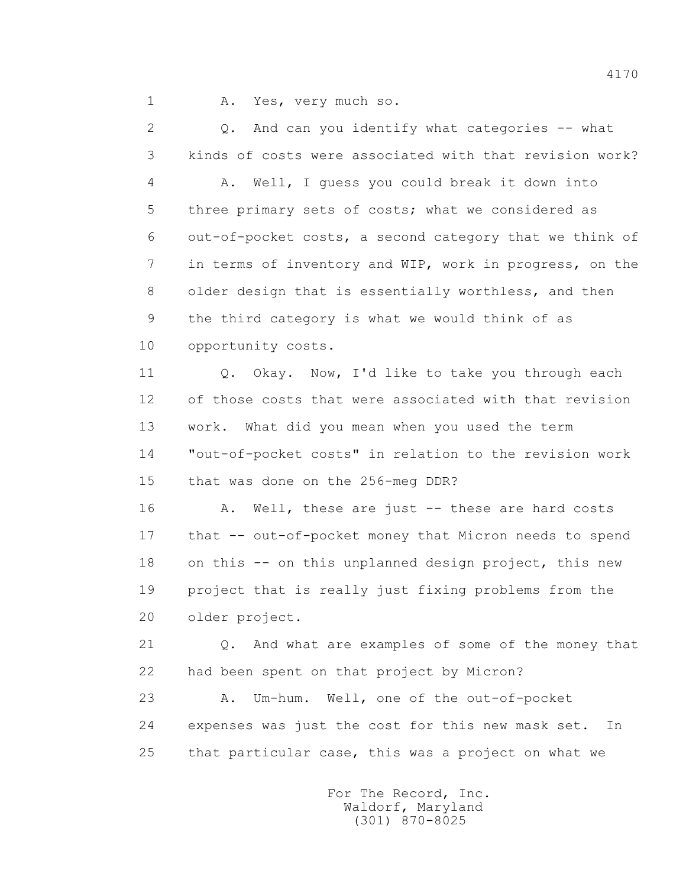1 A. Yes, very much so.

2 Q. And can you identify what categories -- what
3 kinds of costs were associated with that revision work?

4 A. Well, I guess you could break it down into
5 three primary sets of costs; what we considered as
6 out-of-pocket costs, a second category that we think of
7 in terms of inventory and WIP, work in progress, on the
8 older design that is essentially worthless, and then
9 the third category is what we would think of as
10 opportunity costs.

11 Q. Okay. Now, I'd like to take you through each
12 of those costs that were associated with that revision
13 work. What did you mean when you used the term
14 "out-of-pocket costs" in relation to the revision work
15 that was done on the 256-meg DDR?

16 A. Well, these are just -- these are hard costs
17 that -- out-of-pocket money that Micron needs to spend
18 on this -- on this unplanned design project, this new
19 project that is really just fixing problems from the
20 older project.

21 Q. And what are examples of some of the money that
22 had been spent on that project by Micron?

23 A. Um-hum. Well, one of the out-of-pocket
24 expenses was just the cost for this new mask set. In
25 that particular case, this was a project on what we

For The Record, Inc.
Waldorf, Maryland
(301) 870-8025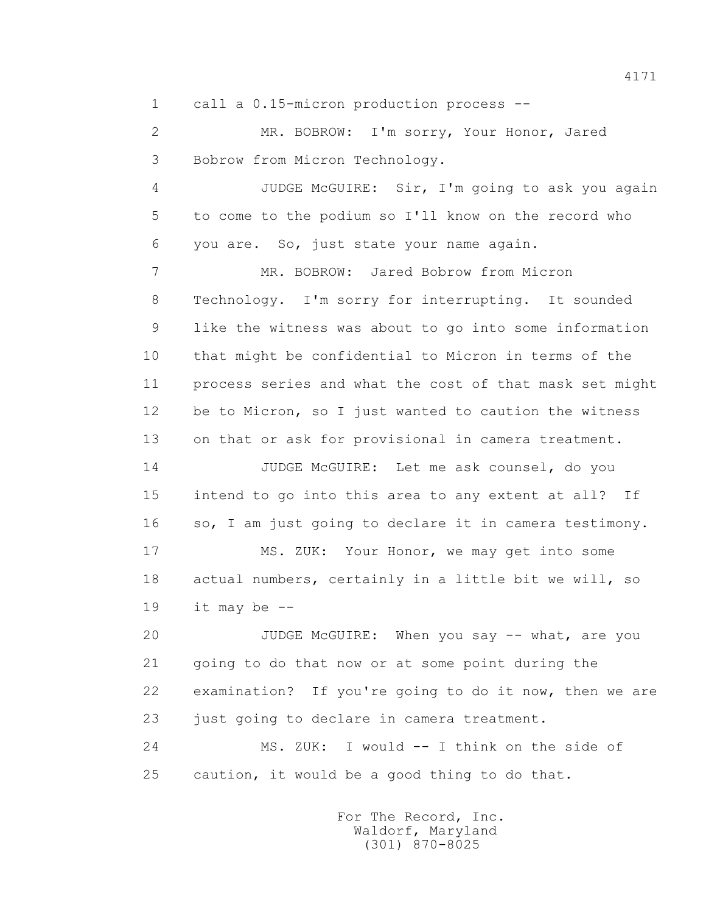1 call a 0.15-micron production process --

2 MR. BOBROW: I'm sorry, Your Honor, Jared

3 Bobrow from Micron Technology.

4 JUDGE McGUIRE: Sir, I'm going to ask you again

5 to come to the podium so I'll know on the record who

6 you are. So, just state your name again.

7 MR. BOBROW: Jared Bobrow from Micron

8 Technology. I'm sorry for interrupting. It sounded

9 like the witness was about to go into some information

10 that might be confidential to Micron in terms of the

11 process series and what the cost of that mask set might

12 be to Micron, so I just wanted to caution the witness

13 on that or ask for provisional in camera treatment.

14 JUDGE McGUIRE: Let me ask counsel, do you

15 intend to go into this area to any extent at all? If

16 so, I am just going to declare it in camera testimony.

17 MS. ZUK: Your Honor, we may get into some

18 actual numbers, certainly in a little bit we will, so

19 it may be --

20 JUDGE McGUIRE: When you say -- what, are you

21 going to do that now or at some point during the

22 examination? If you're going to do it now, then we are

23 just going to declare in camera treatment.

24 MS. ZUK: I would -- I think on the side of

25 caution, it would be a good thing to do that.

For The Record, Inc.
Waldorf, Maryland
(301) 870-8025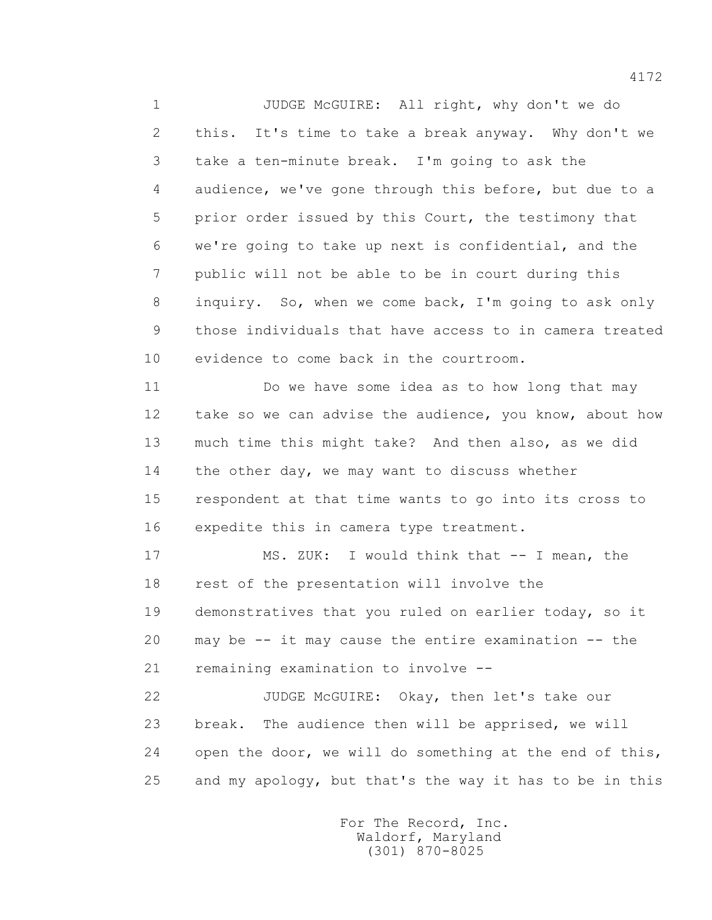1 JUDGE McGUIRE: All right, why don't we do
2 this. It's time to take a break anyway. Why don't we
3 take a ten-minute break. I'm going to ask the
4 audience, we've gone through this before, but due to a
5 prior order issued by this Court, the testimony that
6 we're going to take up next is confidential, and the
7 public will not be able to be in court during this
8 inquiry. So, when we come back, I'm going to ask only
9 those individuals that have access to in camera treated
10 evidence to come back in the courtroom.
11 Do we have some idea as to how long that may
12 take so we can advise the audience, you know, about how
13 much time this might take? And then also, as we did
14 the other day, we may want to discuss whether
15 respondent at that time wants to go into its cross to
16 expedite this in camera type treatment.
17 MS. ZUK: I would think that -- I mean, the
18 rest of the presentation will involve the
19 demonstratives that you ruled on earlier today, so it
20 may be -- it may cause the entire examination -- the
21 remaining examination to involve --
22 JUDGE McGUIRE: Okay, then let's take our
23 break. The audience then will be apprised, we will
24 open the door, we will do something at the end of this,
25 and my apology, but that's the way it has to be in this

For The Record, Inc.
Waldorf, Maryland
(301) 870-8025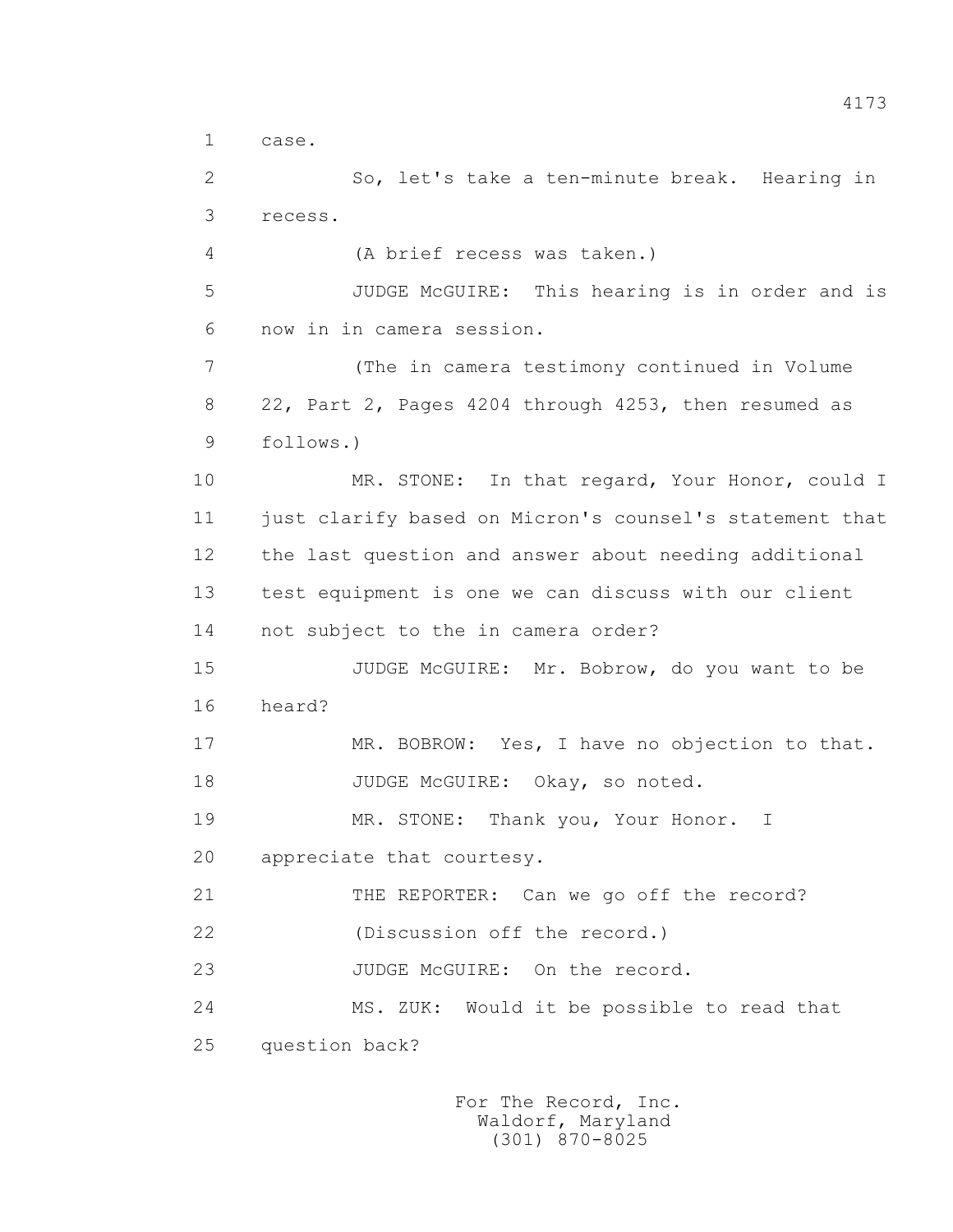1 case.

2 So, let's take a ten-minute break. Hearing in

3 recess.

4 (A brief recess was taken.)

5 JUDGE McGUIRE: This hearing is in order and is

6 now in in camera session.

7 (The in camera testimony continued in Volume

8 22, Part 2, Pages 4204 through 4253, then resumed as

9 follows.)

10 MR. STONE: In that regard, Your Honor, could I

11 just clarify based on Micron's counsel's statement that

12 the last question and answer about needing additional

13 test equipment is one we can discuss with our client

14 not subject to the in camera order?

15 JUDGE McGUIRE: Mr. Bobrow, do you want to be

16 heard?

17 MR. BOBROW: Yes, I have no objection to that.

18 JUDGE McGUIRE: Okay, so noted.

19 MR. STONE: Thank you, Your Honor. I

20 appreciate that courtesy.

21 THE REPORTER: Can we go off the record?

22 (Discussion off the record.)

23 JUDGE McGUIRE: On the record.

24 MS. ZUK: Would it be possible to read that

25 question back?

For The Record, Inc.
Waldorf, Maryland
(301) 870-8025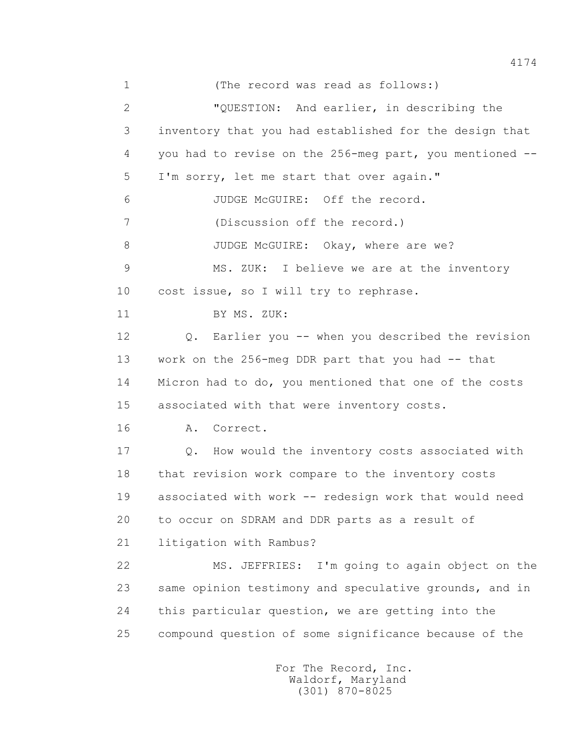(The record was read as follows:)

"QUESTION: And earlier, in describing the inventory that you had established for the design that you had to revise on the 256-meg part, you mentioned -- I'm sorry, let me start that over again."

JUDGE McGUIRE: Off the record.

(Discussion off the record.)

JUDGE McGUIRE: Okay, where are we?

MS. ZUK: I believe we are at the inventory cost issue, so I will try to rephrase.

BY MS. ZUK:

Q. Earlier you -- when you described the revision work on the 256-meg DDR part that you had -- that Micron had to do, you mentioned that one of the costs associated with that were inventory costs.

A. Correct.

Q. How would the inventory costs associated with that revision work compare to the inventory costs associated with work -- redesign work that would need to occur on SDRAM and DDR parts as a result of litigation with Rambus?

MS. JEFFRIES: I'm going to again object on the same opinion testimony and speculative grounds, and in this particular question, we are getting into the compound question of some significance because of the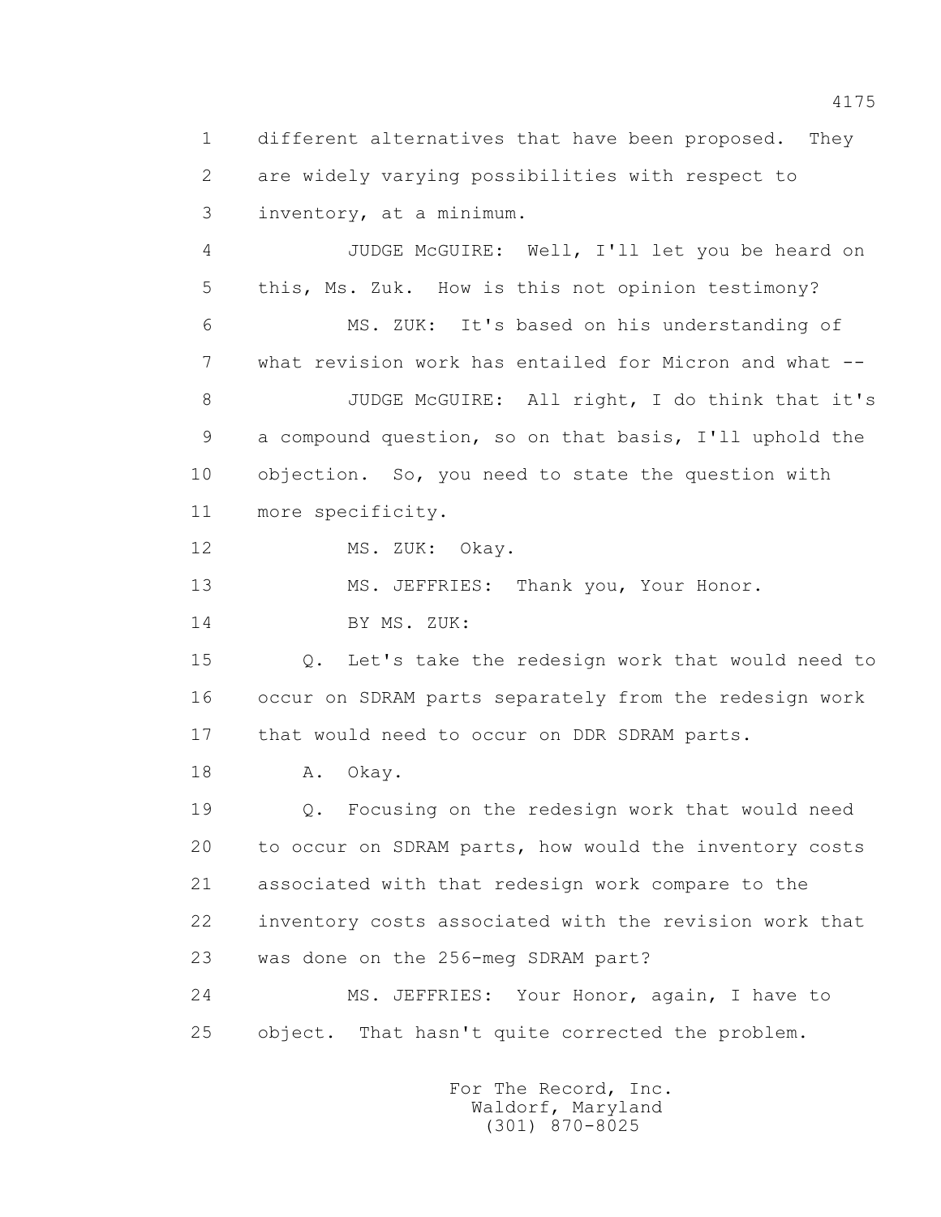1 different alternatives that have been proposed. They
2 are widely varying possibilities with respect to
3 inventory, at a minimum.

4 JUDGE McGUIRE: Well, I'll let you be heard on
5 this, Ms. Zuk. How is this not opinion testimony?

6 MS. ZUK: It's based on his understanding of
7 what revision work has entailed for Micron and what --

8 JUDGE McGUIRE: All right, I do think that it's
9 a compound question, so on that basis, I'll uphold the
10 objection. So, you need to state the question with
11 more specificity.

12 MS. ZUK: Okay.

13 MS. JEFFRIES: Thank you, Your Honor.

14 BY MS. ZUK:

15 Q. Let's take the redesign work that would need to
16 occur on SDRAM parts separately from the redesign work
17 that would need to occur on DDR SDRAM parts.

18 A. Okay.

19 Q. Focusing on the redesign work that would need
20 to occur on SDRAM parts, how would the inventory costs
21 associated with that redesign work compare to the
22 inventory costs associated with the revision work that
23 was done on the 256-meg SDRAM part?

24 MS. JEFFRIES: Your Honor, again, I have to
25 object. That hasn't quite corrected the problem.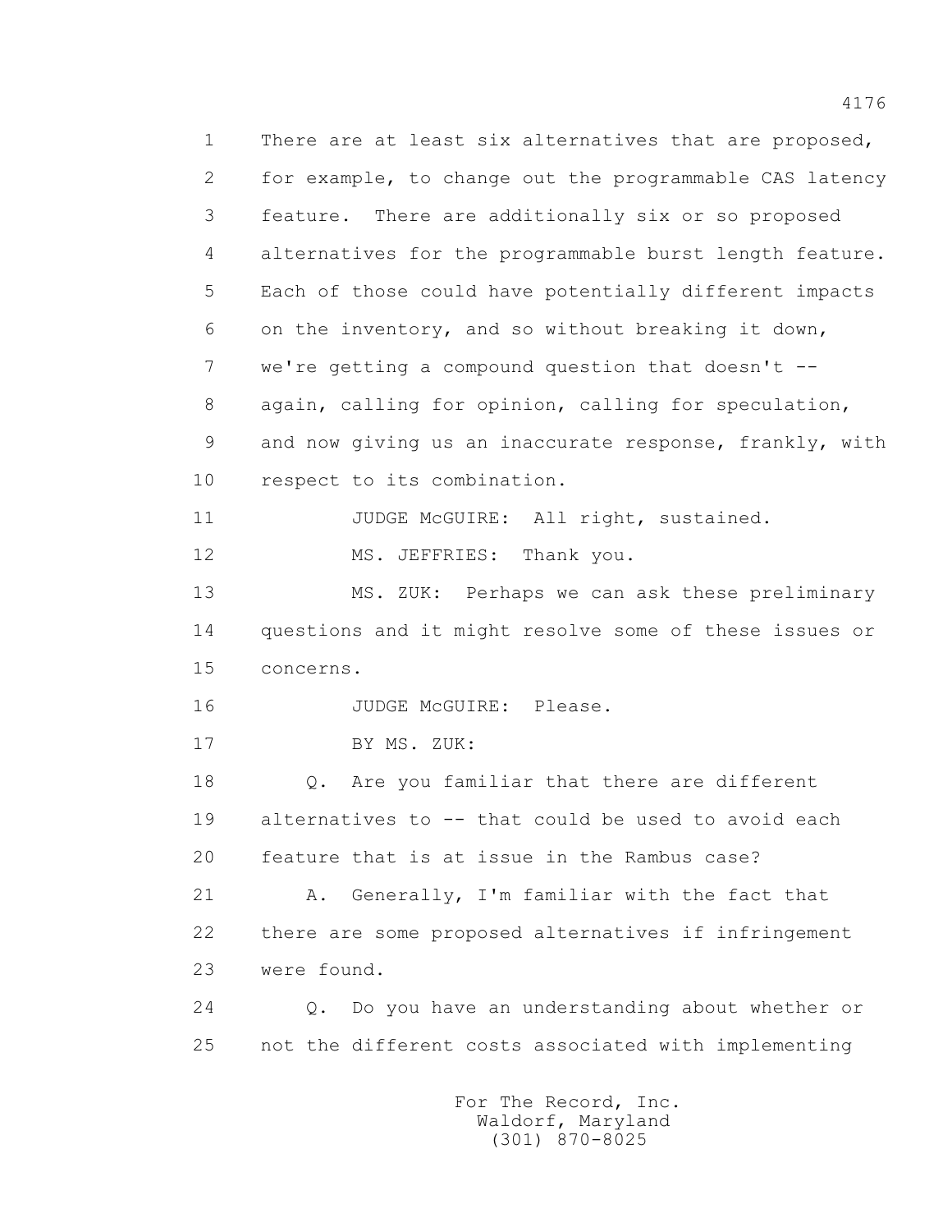There are at least six alternatives that are proposed, for example, to change out the programmable CAS latency feature. There are additionally six or so proposed alternatives for the programmable burst length feature. Each of those could have potentially different impacts on the inventory, and so without breaking it down, we're getting a compound question that doesn't -- again, calling for opinion, calling for speculation, and now giving us an inaccurate response, frankly, with respect to its combination.

JUDGE McGUIRE: All right, sustained.

MS. JEFFRIES: Thank you.

MS. ZUK: Perhaps we can ask these preliminary questions and it might resolve some of these issues or concerns.

JUDGE McGUIRE: Please.

BY MS. ZUK:

Q. Are you familiar that there are different alternatives to -- that could be used to avoid each feature that is at issue in the Rambus case?

A. Generally, I'm familiar with the fact that there are some proposed alternatives if infringement were found.

Q. Do you have an understanding about whether or not the different costs associated with implementing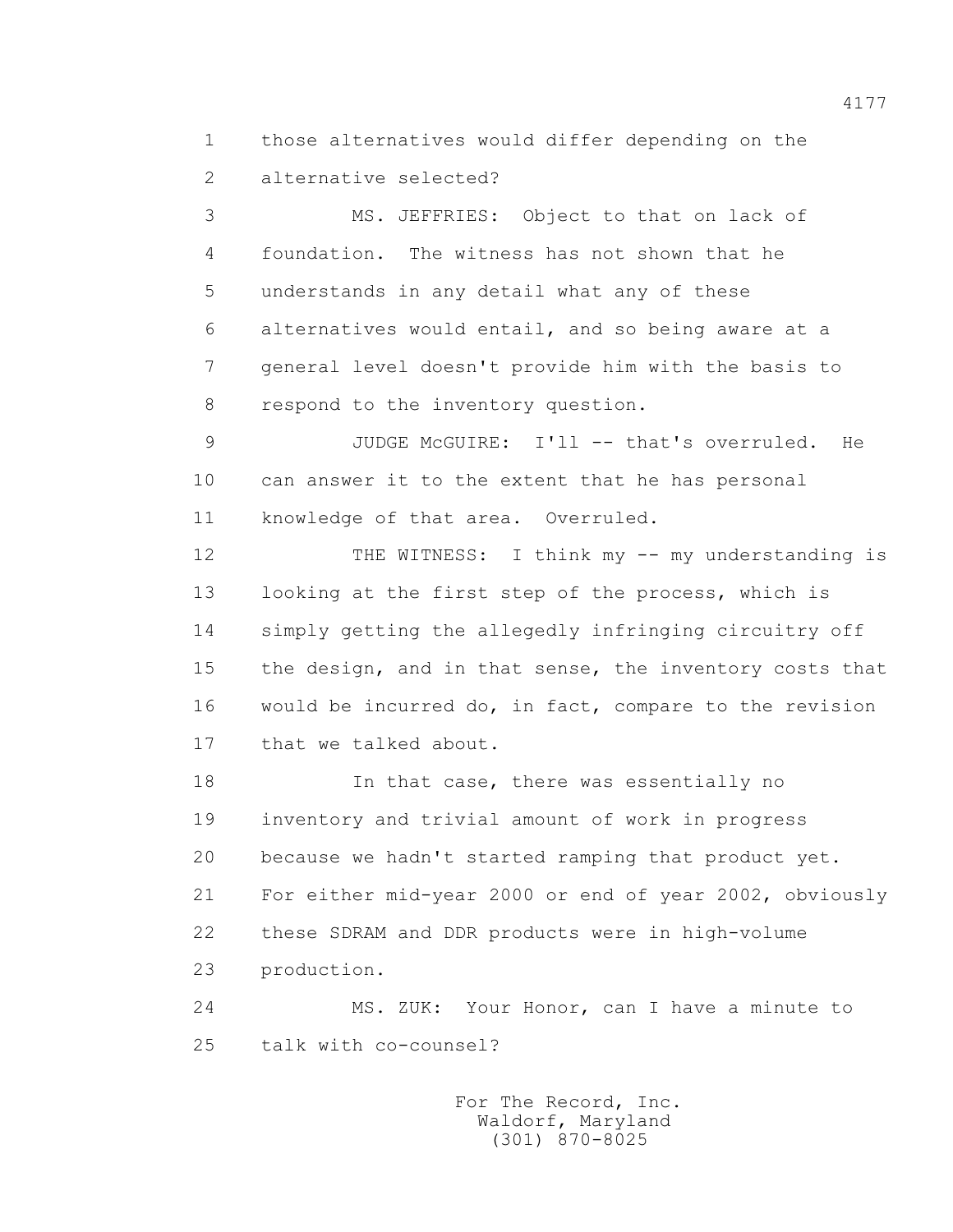1 those alternatives would differ depending on the
2 alternative selected?

3 MS. JEFFRIES: Object to that on lack of
4 foundation. The witness has not shown that he
5 understands in any detail what any of these
6 alternatives would entail, and so being aware at a
7 general level doesn't provide him with the basis to
8 respond to the inventory question.

9 JUDGE McGUIRE: I'll -- that's overruled. He
10 can answer it to the extent that he has personal
11 knowledge of that area. Overruled.

12 THE WITNESS: I think my -- my understanding is
13 looking at the first step of the process, which is
14 simply getting the allegedly infringing circuitry off
15 the design, and in that sense, the inventory costs that
16 would be incurred do, in fact, compare to the revision
17 that we talked about.

18 In that case, there was essentially no
19 inventory and trivial amount of work in progress
20 because we hadn't started ramping that product yet.
21 For either mid-year 2000 or end of year 2002, obviously
22 these SDRAM and DDR products were in high-volume
23 production.

24 MS. ZUK: Your Honor, can I have a minute to
25 talk with co-counsel?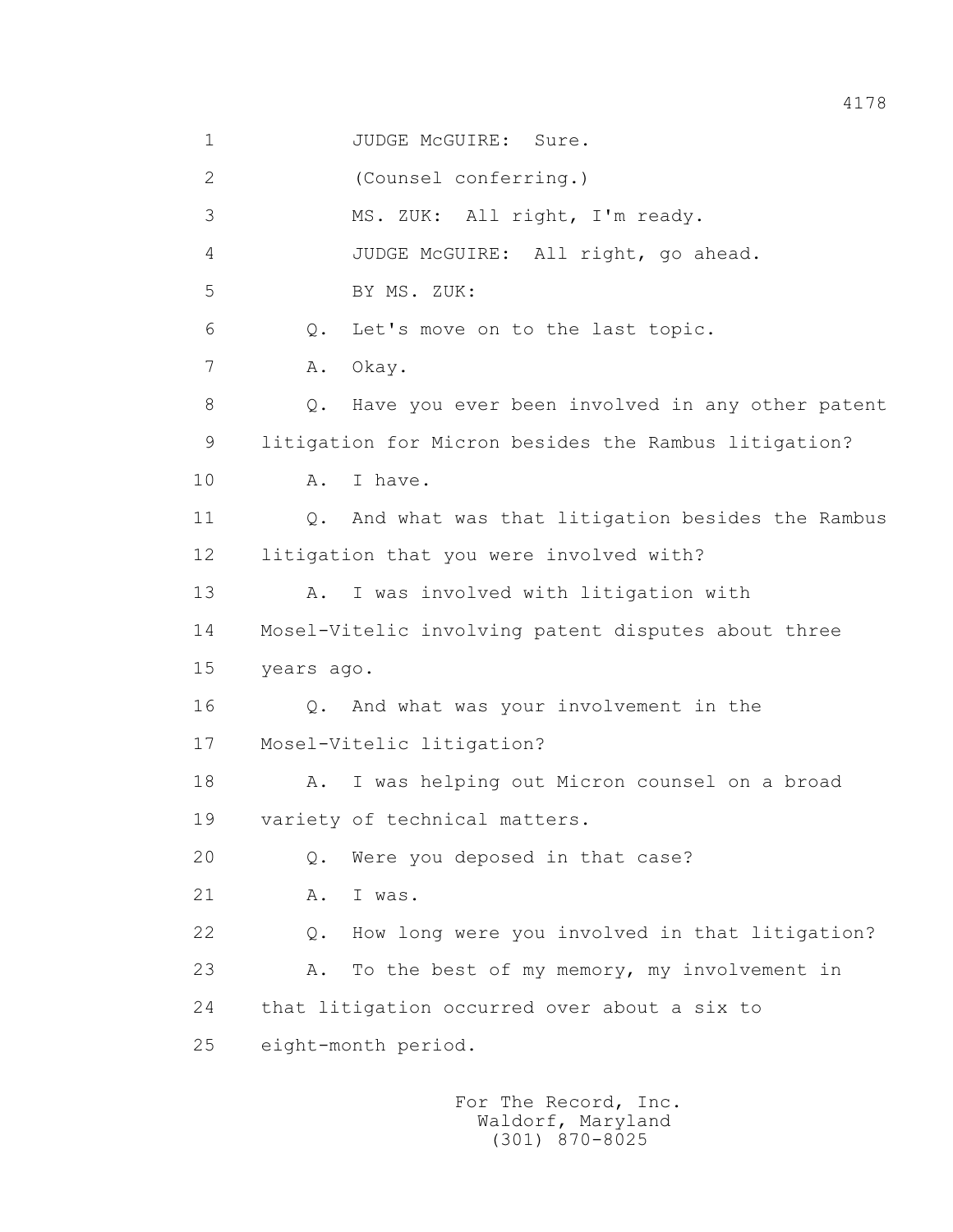JUDGE McGUIRE: Sure.

(Counsel conferring.)

MS. ZUK: All right, I'm ready.

JUDGE McGUIRE: All right, go ahead.

BY MS. ZUK:

Q. Let's move on to the last topic.

A. Okay.

Q. Have you ever been involved in any other patent litigation for Micron besides the Rambus litigation?

A. I have.

Q. And what was that litigation besides the Rambus litigation that you were involved with?

A. I was involved with litigation with Mosel-Vitelic involving patent disputes about three years ago.

Q. And what was your involvement in the Mosel-Vitelic litigation?

A. I was helping out Micron counsel on a broad variety of technical matters.

Q. Were you deposed in that case?

A. I was.

Q. How long were you involved in that litigation?

A. To the best of my memory, my involvement in that litigation occurred over about a six to eight-month period.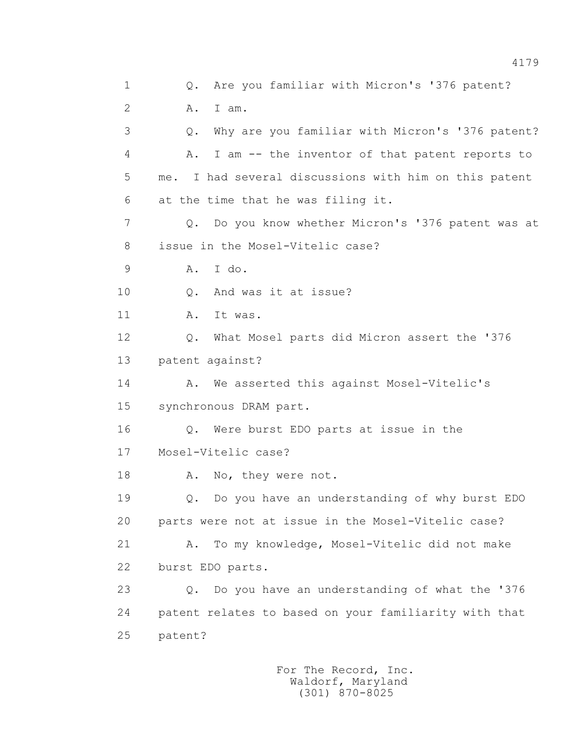1 Q. Are you familiar with Micron's '376 patent?

2 A. I am.

3 Q. Why are you familiar with Micron's '376 patent?

4 A. I am -- the inventor of that patent reports to

5 me. I had several discussions with him on this patent

6 at the time that he was filing it.

7 Q. Do you know whether Micron's '376 patent was at

8 issue in the Mosel-Vitelic case?

9 A. I do.

10 Q. And was it at issue?

11 A. It was.

12 Q. What Mosel parts did Micron assert the '376

13 patent against?

14 A. We asserted this against Mosel-Vitelic's

15 synchronous DRAM part.

16 Q. Were burst EDO parts at issue in the

17 Mosel-Vitelic case?

18 A. No, they were not.

19 Q. Do you have an understanding of why burst EDO

20 parts were not at issue in the Mosel-Vitelic case?

21 A. To my knowledge, Mosel-Vitelic did not make

22 burst EDO parts.

23 Q. Do you have an understanding of what the '376

24 patent relates to based on your familiarity with that

25 patent?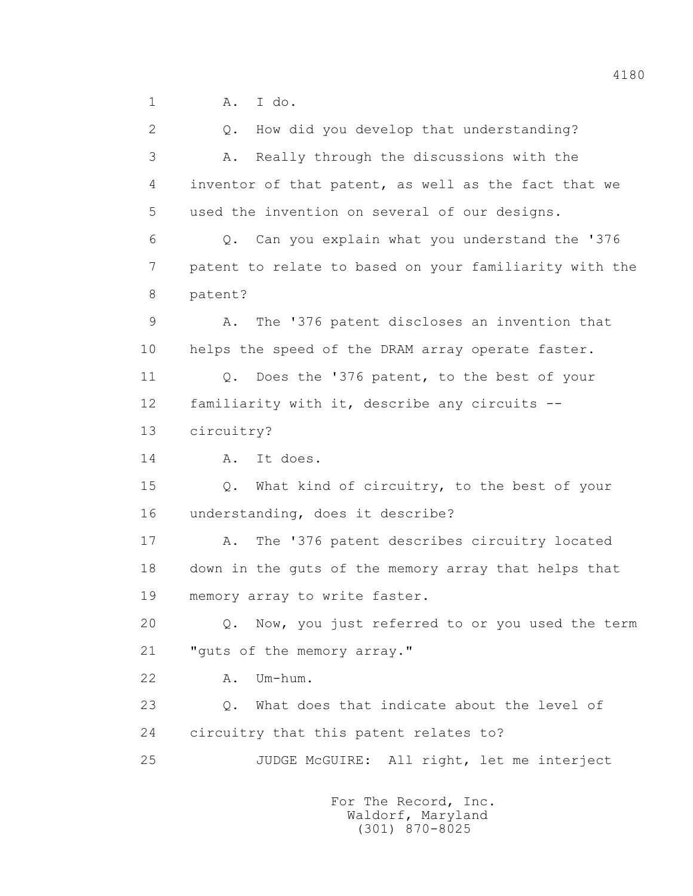1 A. I do.

2 Q. How did you develop that understanding?

3 A. Really through the discussions with the

4 inventor of that patent, as well as the fact that we

5 used the invention on several of our designs.

6 Q. Can you explain what you understand the '376

7 patent to relate to based on your familiarity with the

8 patent?

9 A. The '376 patent discloses an invention that

10 helps the speed of the DRAM array operate faster.

11 Q. Does the '376 patent, to the best of your

12 familiarity with it, describe any circuits --

13 circuitry?

14 A. It does.

15 Q. What kind of circuitry, to the best of your

16 understanding, does it describe?

17 A. The '376 patent describes circuitry located

18 down in the guts of the memory array that helps that

19 memory array to write faster.

20 Q. Now, you just referred to or you used the term

21 "guts of the memory array."

22 A. Um-hum.

23 Q. What does that indicate about the level of

24 circuitry that this patent relates to?

25 JUDGE McGUIRE: All right, let me interject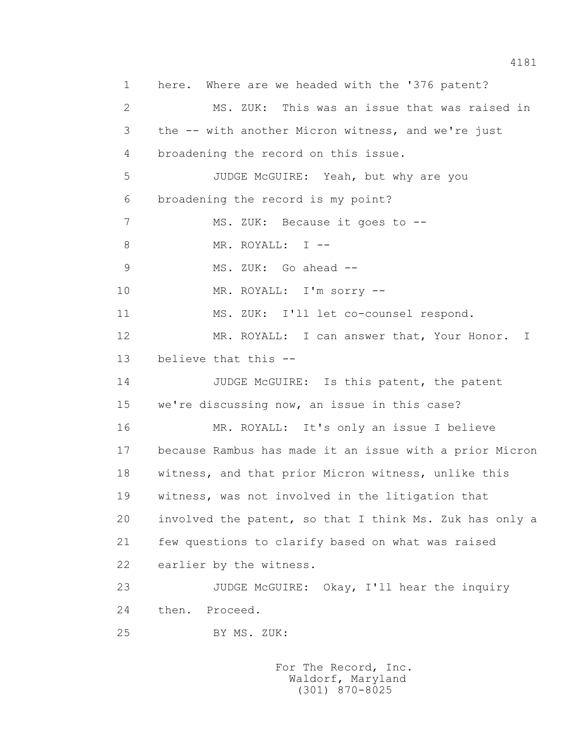1 here. Where are we headed with the '376 patent?

2 MS. ZUK: This was an issue that was raised in

3 the -- with another Micron witness, and we're just

4 broadening the record on this issue.

5 JUDGE McGUIRE: Yeah, but why are you

6 broadening the record is my point?

7 MS. ZUK: Because it goes to --

8 MR. ROYALL: I --

9 MS. ZUK: Go ahead --

10 MR. ROYALL: I'm sorry --

11 MS. ZUK: I'll let co-counsel respond.

12 MR. ROYALL: I can answer that, Your Honor. I

13 believe that this --

14 JUDGE McGUIRE: Is this patent, the patent

15 we're discussing now, an issue in this case?

16 MR. ROYALL: It's only an issue I believe

17 because Rambus has made it an issue with a prior Micron

18 witness, and that prior Micron witness, unlike this

19 witness, was not involved in the litigation that

20 involved the patent, so that I think Ms. Zuk has only a

21 few questions to clarify based on what was raised

22 earlier by the witness.

23 JUDGE McGUIRE: Okay, I'll hear the inquiry

24 then. Proceed.

25 BY MS. ZUK: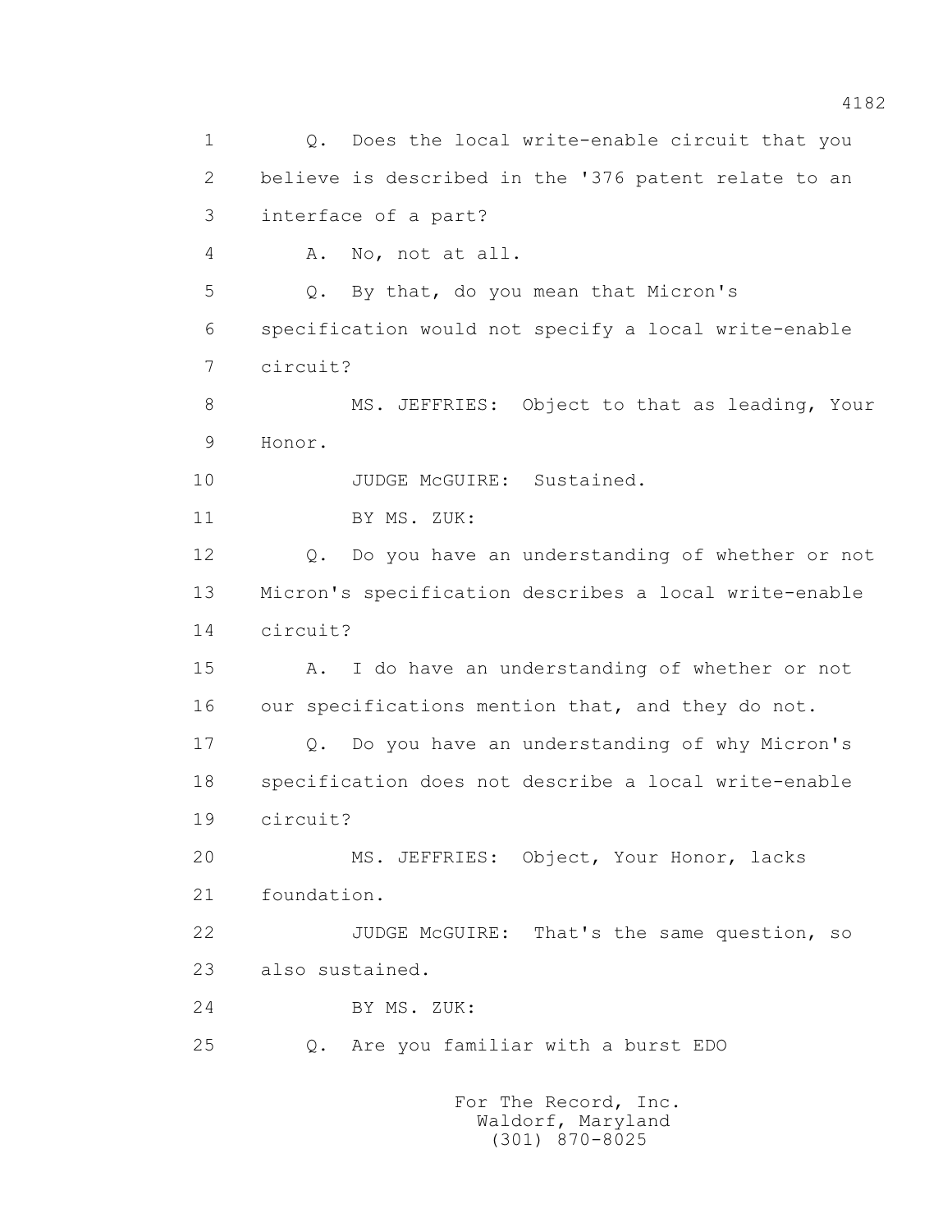1 Q. Does the local write-enable circuit that you
2 believe is described in the '376 patent relate to an
3 interface of a part?
4 A. No, not at all.
5 Q. By that, do you mean that Micron's
6 specification would not specify a local write-enable
7 circuit?
8 MS. JEFFRIES: Object to that as leading, Your
9 Honor.
10 JUDGE McGUIRE: Sustained.
11 BY MS. ZUK:
12 Q. Do you have an understanding of whether or not
13 Micron's specification describes a local write-enable
14 circuit?
15 A. I do have an understanding of whether or not
16 our specifications mention that, and they do not.
17 Q. Do you have an understanding of why Micron's
18 specification does not describe a local write-enable
19 circuit?
20 MS. JEFFRIES: Object, Your Honor, lacks
21 foundation.
22 JUDGE McGUIRE: That's the same question, so
23 also sustained.
24 BY MS. ZUK:
25 Q. Are you familiar with a burst EDO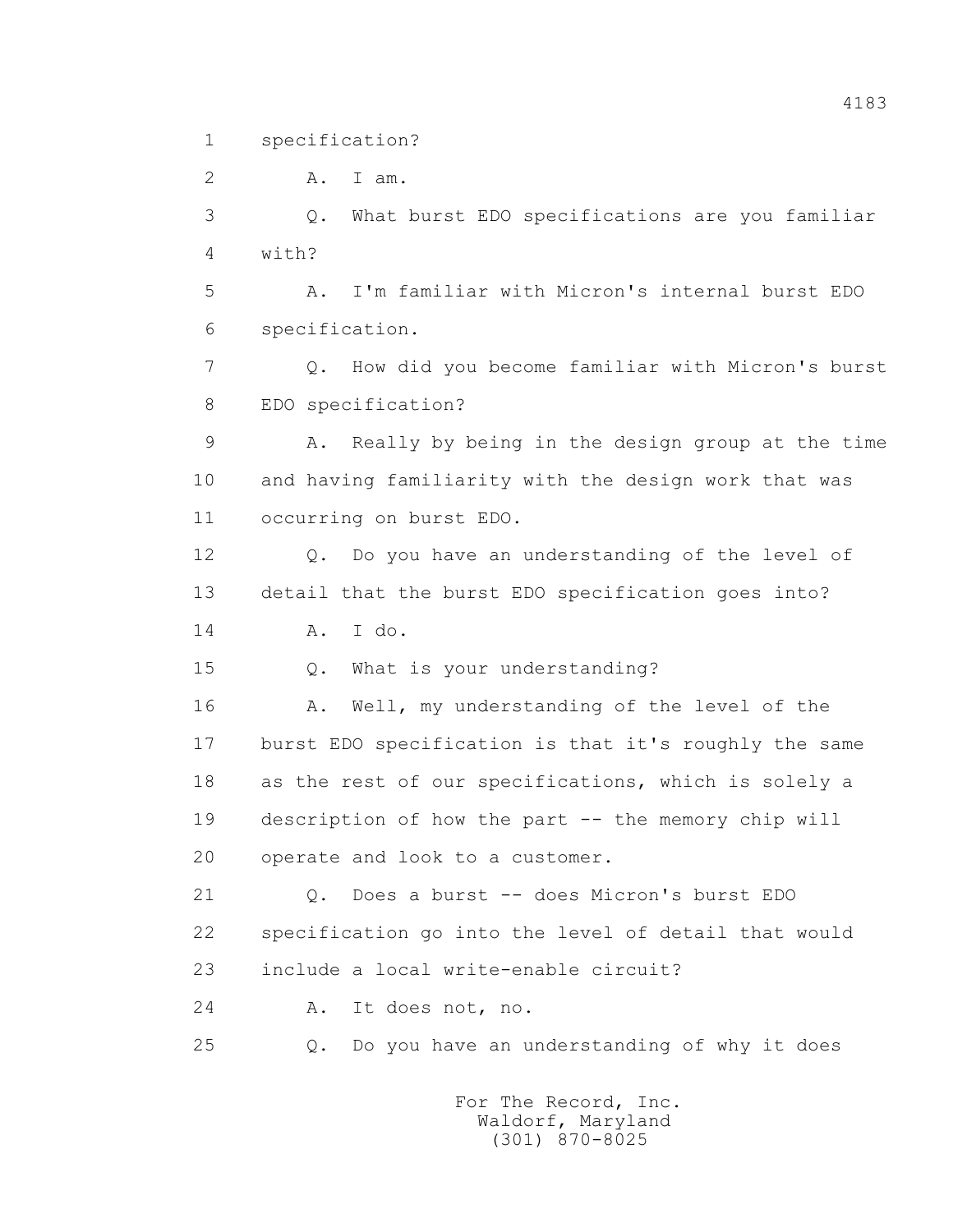1 specification?

2 A. I am.

3 Q. What burst EDO specifications are you familiar

4 with?

5 A. I'm familiar with Micron's internal burst EDO

6 specification.

7 Q. How did you become familiar with Micron's burst

8 EDO specification?

9 A. Really by being in the design group at the time

10 and having familiarity with the design work that was

11 occurring on burst EDO.

12 Q. Do you have an understanding of the level of

13 detail that the burst EDO specification goes into?

14 A. I do.

15 Q. What is your understanding?

16 A. Well, my understanding of the level of the

17 burst EDO specification is that it's roughly the same

18 as the rest of our specifications, which is solely a

19 description of how the part -- the memory chip will

20 operate and look to a customer.

21 Q. Does a burst -- does Micron's burst EDO

22 specification go into the level of detail that would

23 include a local write-enable circuit?

24 A. It does not, no.

25 Q. Do you have an understanding of why it does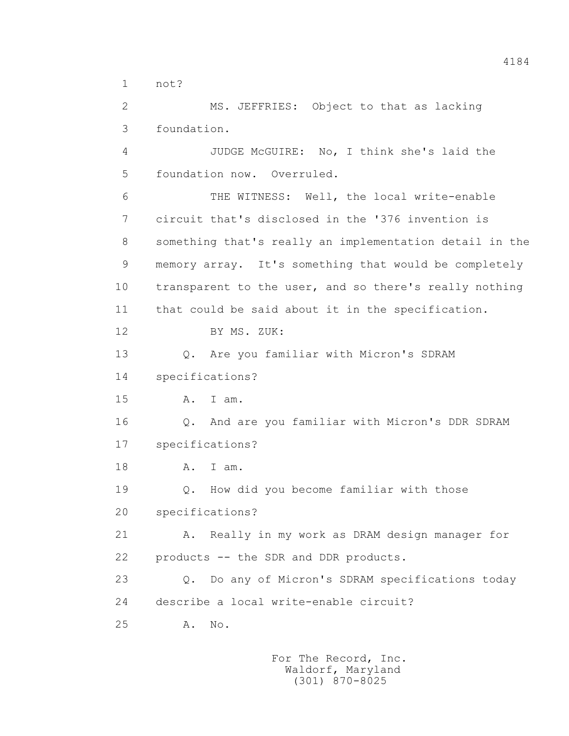1 not?

2 MS. JEFFRIES: Object to that as lacking

3 foundation.

4 JUDGE McGUIRE: No, I think she's laid the

5 foundation now. Overruled.

6 THE WITNESS: Well, the local write-enable

7 circuit that's disclosed in the '376 invention is

8 something that's really an implementation detail in the

9 memory array. It's something that would be completely

10 transparent to the user, and so there's really nothing

11 that could be said about it in the specification.

12 BY MS. ZUK:

13 Q. Are you familiar with Micron's SDRAM

14 specifications?

15 A. I am.

16 Q. And are you familiar with Micron's DDR SDRAM

17 specifications?

18 A. I am.

19 Q. How did you become familiar with those

20 specifications?

21 A. Really in my work as DRAM design manager for

22 products -- the SDR and DDR products.

23 Q. Do any of Micron's SDRAM specifications today

24 describe a local write-enable circuit?

25 A. No.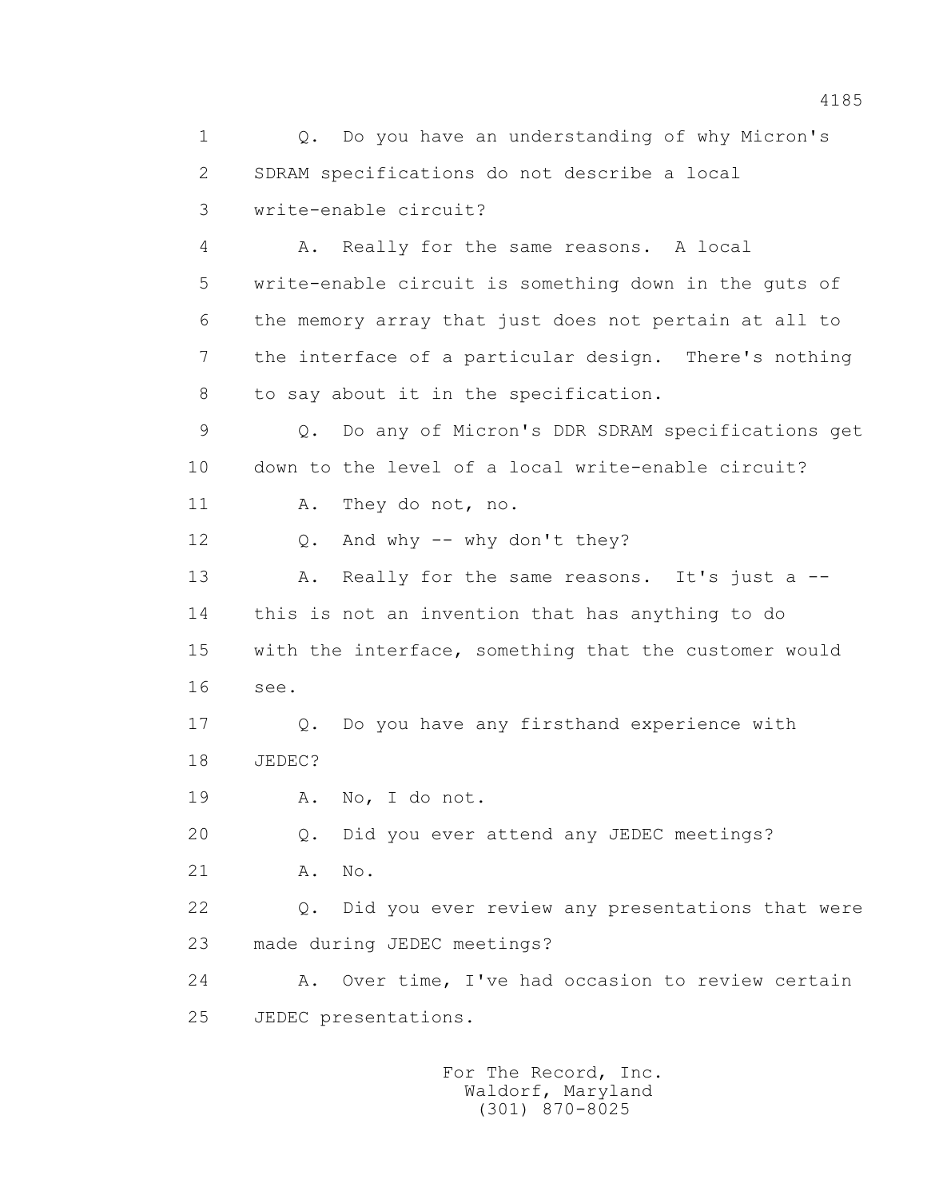Q. Do you have an understanding of why Micron's SDRAM specifications do not describe a local write-enable circuit?

A. Really for the same reasons. A local write-enable circuit is something down in the guts of the memory array that just does not pertain at all to the interface of a particular design. There's nothing to say about it in the specification.

Q. Do any of Micron's DDR SDRAM specifications get down to the level of a local write-enable circuit?

A. They do not, no.

Q. And why -- why don't they?

A. Really for the same reasons. It's just a -- this is not an invention that has anything to do with the interface, something that the customer would see.

Q. Do you have any firsthand experience with JEDEC?

A. No, I do not.

Q. Did you ever attend any JEDEC meetings?

A. No.

Q. Did you ever review any presentations that were made during JEDEC meetings?

A. Over time, I've had occasion to review certain JEDEC presentations.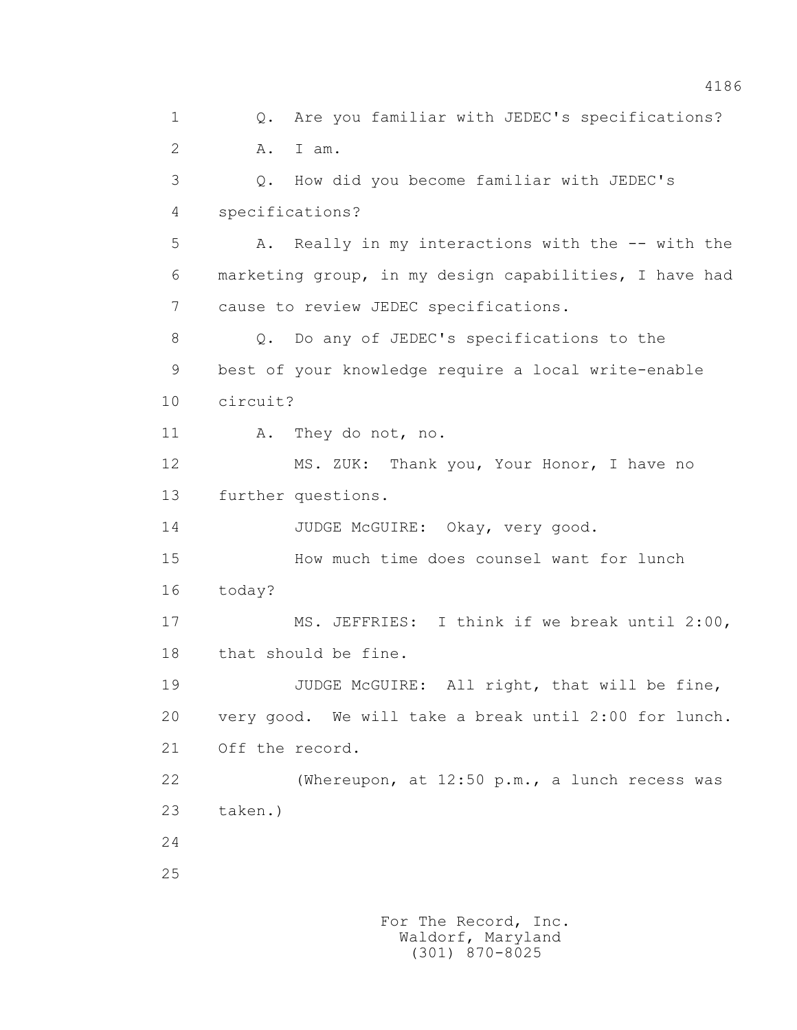1 Q. Are you familiar with JEDEC's specifications?

2 A. I am.

3 Q. How did you become familiar with JEDEC's

4 specifications?

5 A. Really in my interactions with the -- with the

6 marketing group, in my design capabilities, I have had

7 cause to review JEDEC specifications.

8 Q. Do any of JEDEC's specifications to the

9 best of your knowledge require a local write-enable

10 circuit?

11 A. They do not, no.

12 MS. ZUK: Thank you, Your Honor, I have no

13 further questions.

14 JUDGE McGUIRE: Okay, very good.

15 How much time does counsel want for lunch

16 today?

17 MS. JEFFRIES: I think if we break until 2:00,

18 that should be fine.

19 JUDGE McGUIRE: All right, that will be fine,

20 very good. We will take a break until 2:00 for lunch.

21 Off the record.

22 (Whereupon, at 12:50 p.m., a lunch recess was

23 taken.)

24

25

For The Record, Inc.
Waldorf, Maryland
(301) 870-8025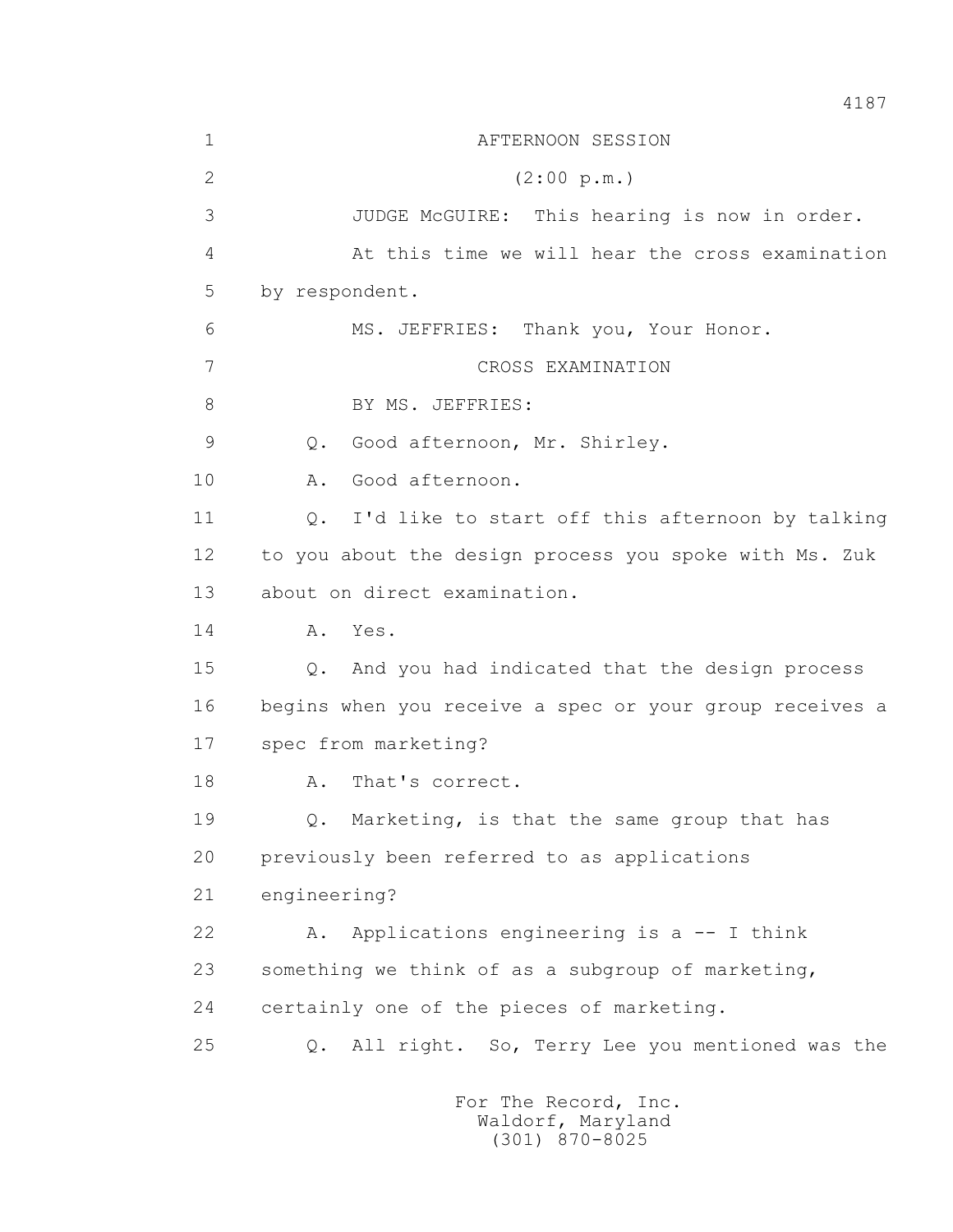1 AFTERNOON SESSION

2 (2:00 p.m.)

3 JUDGE McGUIRE: This hearing is now in order.

4 At this time we will hear the cross examination

5 by respondent.

6 MS. JEFFRIES: Thank you, Your Honor.

7 CROSS EXAMINATION

8 BY MS. JEFFRIES:

9 Q. Good afternoon, Mr. Shirley.

10 A. Good afternoon.

11 Q. I'd like to start off this afternoon by talking

12 to you about the design process you spoke with Ms. Zuk

13 about on direct examination.

14 A. Yes.

15 Q. And you had indicated that the design process

16 begins when you receive a spec or your group receives a

17 spec from marketing?

18 A. That's correct.

19 Q. Marketing, is that the same group that has

20 previously been referred to as applications

21 engineering?

22 A. Applications engineering is a -- I think

23 something we think of as a subgroup of marketing,

24 certainly one of the pieces of marketing.

25 Q. All right. So, Terry Lee you mentioned was the

For The Record, Inc.
Waldorf, Maryland
(301) 870-8025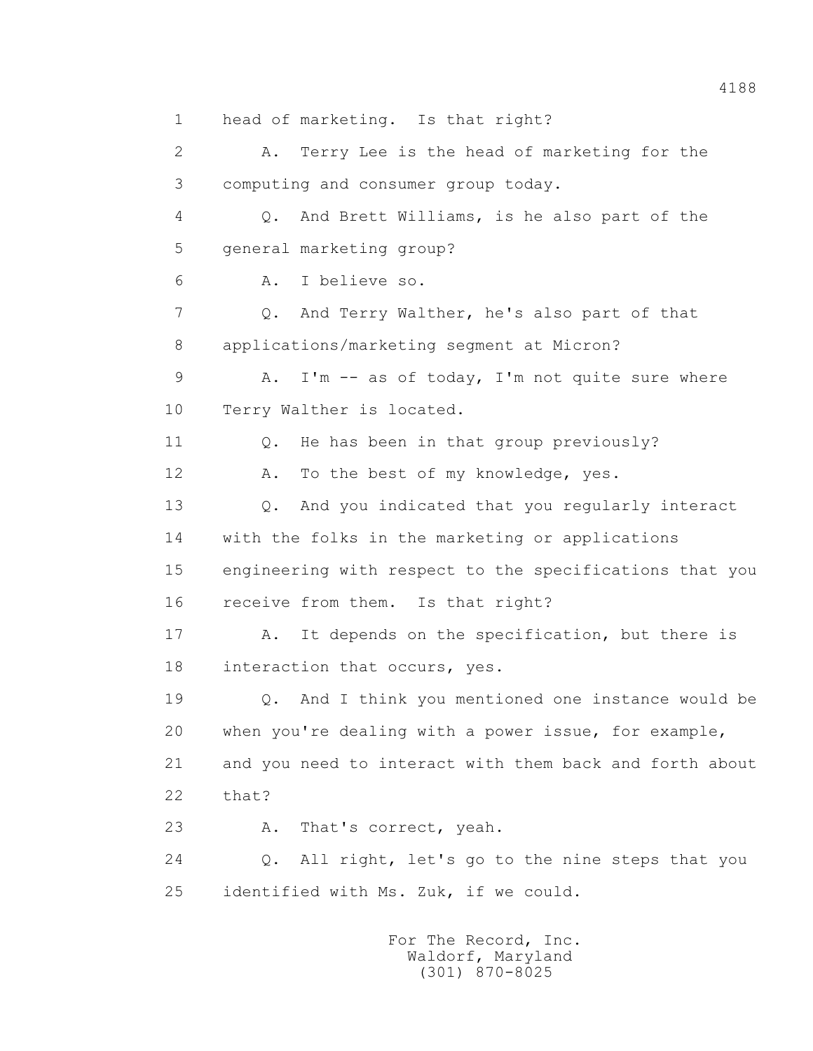1 head of marketing. Is that right?

2 A. Terry Lee is the head of marketing for the

3 computing and consumer group today.

4 Q. And Brett Williams, is he also part of the

5 general marketing group?

6 A. I believe so.

7 Q. And Terry Walther, he's also part of that

8 applications/marketing segment at Micron?

9 A. I'm -- as of today, I'm not quite sure where

10 Terry Walther is located.

11 Q. He has been in that group previously?

12 A. To the best of my knowledge, yes.

13 Q. And you indicated that you regularly interact

14 with the folks in the marketing or applications

15 engineering with respect to the specifications that you

16 receive from them. Is that right?

17 A. It depends on the specification, but there is

18 interaction that occurs, yes.

19 Q. And I think you mentioned one instance would be

20 when you're dealing with a power issue, for example,

21 and you need to interact with them back and forth about

22 that?

23 A. That's correct, yeah.

24 Q. All right, let's go to the nine steps that you

25 identified with Ms. Zuk, if we could.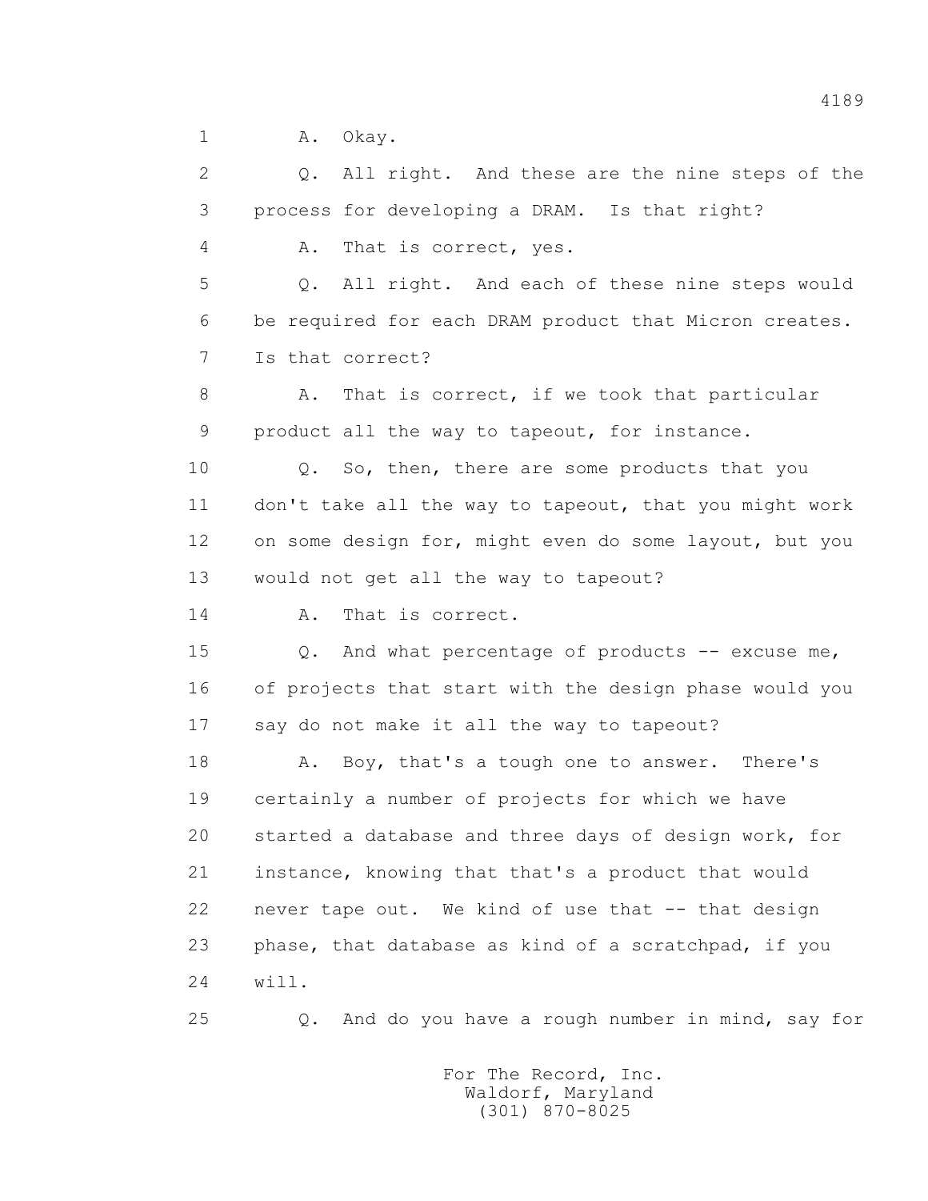1 A. Okay.

2 Q. All right. And these are the nine steps of the

3 process for developing a DRAM. Is that right?

4 A. That is correct, yes.

5 Q. All right. And each of these nine steps would

6 be required for each DRAM product that Micron creates.

7 Is that correct?

8 A. That is correct, if we took that particular

9 product all the way to tapeout, for instance.

10 Q. So, then, there are some products that you

11 don't take all the way to tapeout, that you might work

12 on some design for, might even do some layout, but you

13 would not get all the way to tapeout?

14 A. That is correct.

15 Q. And what percentage of products -- excuse me,

16 of projects that start with the design phase would you

17 say do not make it all the way to tapeout?

18 A. Boy, that's a tough one to answer. There's

19 certainly a number of projects for which we have

20 started a database and three days of design work, for

21 instance, knowing that that's a product that would

22 never tape out. We kind of use that -- that design

23 phase, that database as kind of a scratchpad, if you

24 will.

25 Q. And do you have a rough number in mind, say for

For The Record, Inc.
Waldorf, Maryland
(301) 870-8025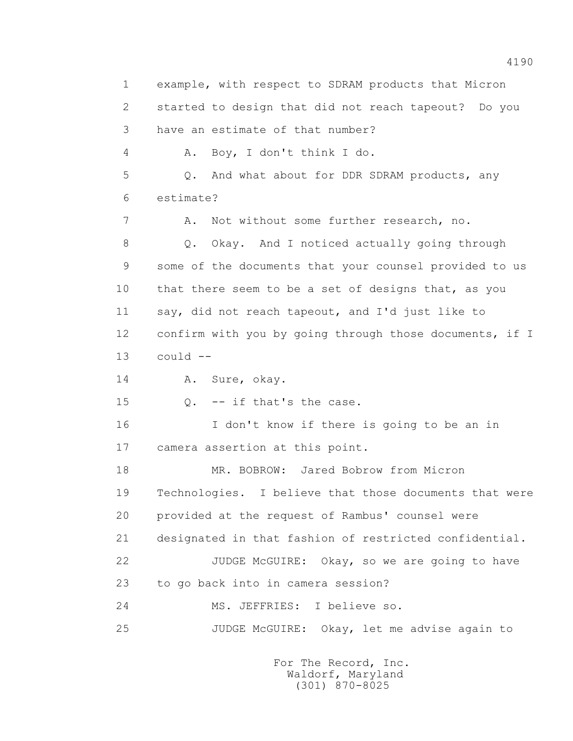example, with respect to SDRAM products that Micron started to design that did not reach tapeout? Do you have an estimate of that number?

A. Boy, I don't think I do.

Q. And what about for DDR SDRAM products, any estimate?

A. Not without some further research, no.

Q. Okay. And I noticed actually going through some of the documents that your counsel provided to us that there seem to be a set of designs that, as you say, did not reach tapeout, and I'd just like to confirm with you by going through those documents, if I could --

A. Sure, okay.

Q. -- if that's the case.

I don't know if there is going to be an in camera assertion at this point.

MR. BOBROW: Jared Bobrow from Micron Technologies. I believe that those documents that were provided at the request of Rambus' counsel were designated in that fashion of restricted confidential.

JUDGE McGUIRE: Okay, so we are going to have to go back into in camera session?

MS. JEFFRIES: I believe so.

JUDGE McGUIRE: Okay, let me advise again to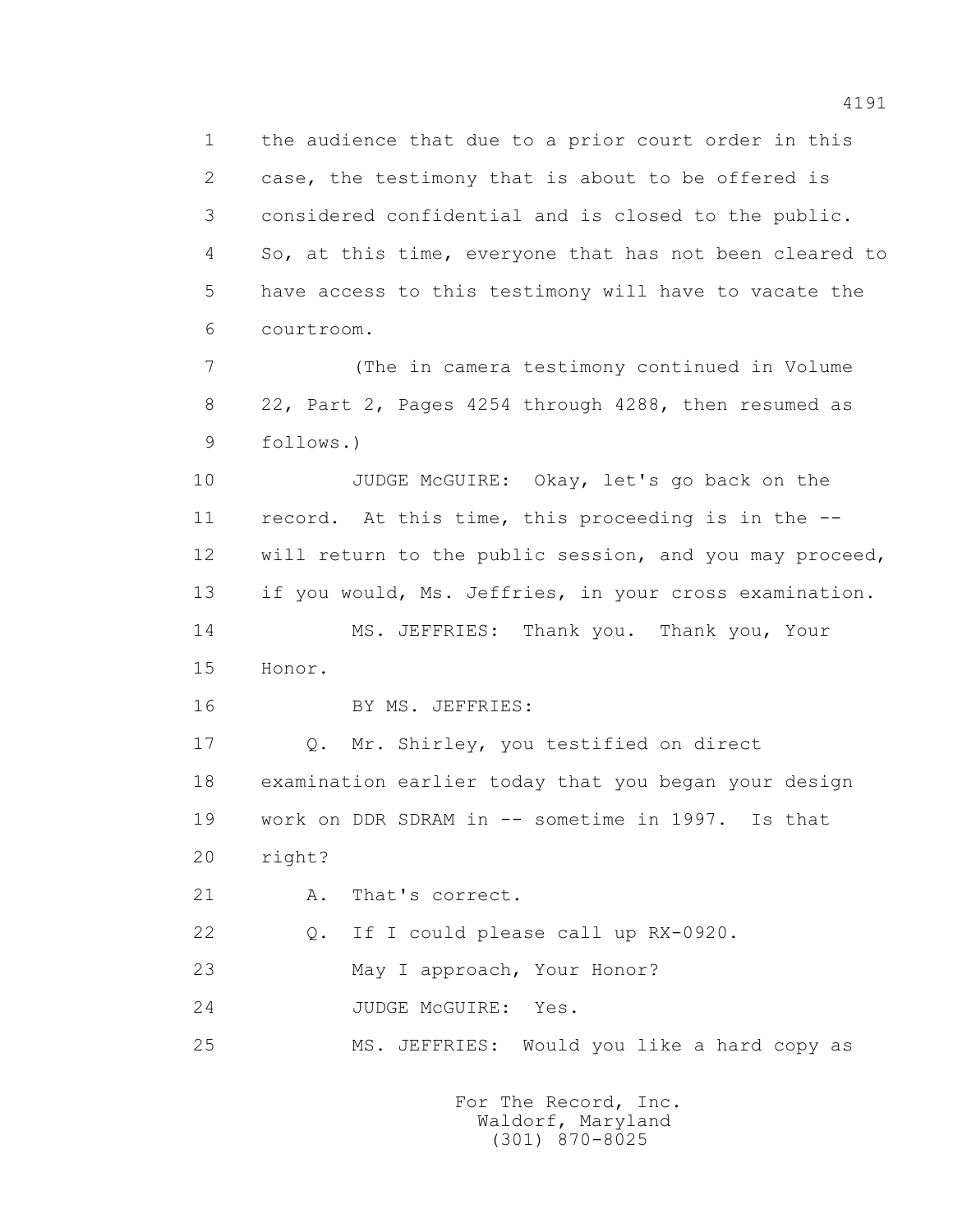1 the audience that due to a prior court order in this
2 case, the testimony that is about to be offered is
3 considered confidential and is closed to the public.
4 So, at this time, everyone that has not been cleared to
5 have access to this testimony will have to vacate the
6 courtroom.

7 (The in camera testimony continued in Volume
8 22, Part 2, Pages 4254 through 4288, then resumed as
9 follows.)

10 JUDGE McGUIRE: Okay, let's go back on the
11 record. At this time, this proceeding is in the --
12 will return to the public session, and you may proceed,
13 if you would, Ms. Jeffries, in your cross examination.

14 MS. JEFFRIES: Thank you. Thank you, Your
15 Honor.

16 BY MS. JEFFRIES:

17 Q. Mr. Shirley, you testified on direct
18 examination earlier today that you began your design
19 work on DDR SDRAM in -- sometime in 1997. Is that
20 right?

21 A. That's correct.

22 Q. If I could please call up RX-0920.

23 May I approach, Your Honor?

24 JUDGE McGUIRE: Yes.

25 MS. JEFFRIES: Would you like a hard copy as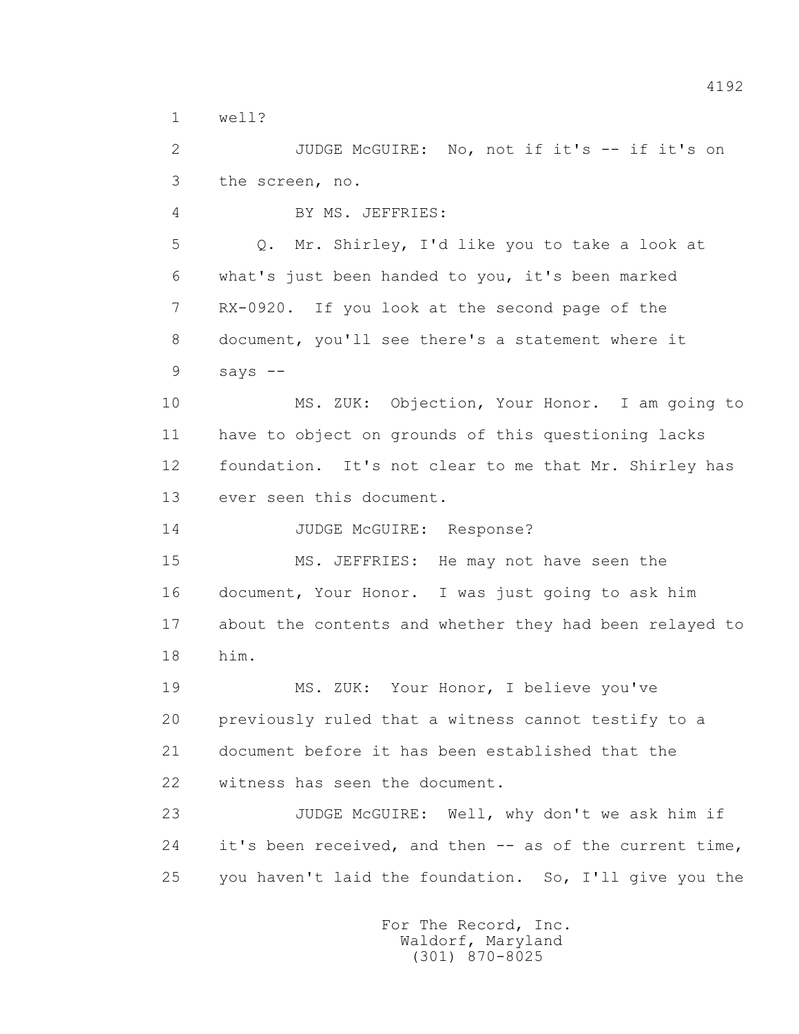1 well?

2 JUDGE McGUIRE: No, not if it's -- if it's on

3 the screen, no.

4 BY MS. JEFFRIES:

5 Q. Mr. Shirley, I'd like you to take a look at

6 what's just been handed to you, it's been marked

7 RX-0920. If you look at the second page of the

8 document, you'll see there's a statement where it

9 says --

10 MS. ZUK: Objection, Your Honor. I am going to

11 have to object on grounds of this questioning lacks

12 foundation. It's not clear to me that Mr. Shirley has

13 ever seen this document.

14 JUDGE McGUIRE: Response?

15 MS. JEFFRIES: He may not have seen the

16 document, Your Honor. I was just going to ask him

17 about the contents and whether they had been relayed to

18 him.

19 MS. ZUK: Your Honor, I believe you've

20 previously ruled that a witness cannot testify to a

21 document before it has been established that the

22 witness has seen the document.

23 JUDGE McGUIRE: Well, why don't we ask him if

24 it's been received, and then -- as of the current time,

25 you haven't laid the foundation. So, I'll give you the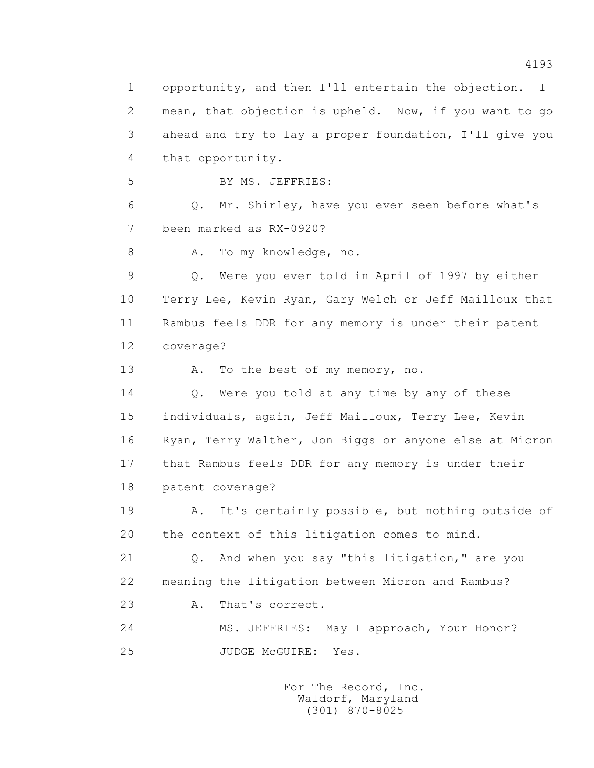1 opportunity, and then I'll entertain the objection. I
2 mean, that objection is upheld. Now, if you want to go
3 ahead and try to lay a proper foundation, I'll give you
4 that opportunity.

5 BY MS. JEFFRIES:

6 Q. Mr. Shirley, have you ever seen before what's
7 been marked as RX-0920?

8 A. To my knowledge, no.

9 Q. Were you ever told in April of 1997 by either
10 Terry Lee, Kevin Ryan, Gary Welch or Jeff Mailloux that
11 Rambus feels DDR for any memory is under their patent
12 coverage?

13 A. To the best of my memory, no.

14 Q. Were you told at any time by any of these
15 individuals, again, Jeff Mailloux, Terry Lee, Kevin
16 Ryan, Terry Walther, Jon Biggs or anyone else at Micron
17 that Rambus feels DDR for any memory is under their
18 patent coverage?

19 A. It's certainly possible, but nothing outside of
20 the context of this litigation comes to mind.

21 Q. And when you say "this litigation," are you
22 meaning the litigation between Micron and Rambus?

23 A. That's correct.

24 MS. JEFFRIES: May I approach, Your Honor?

25 JUDGE McGUIRE: Yes.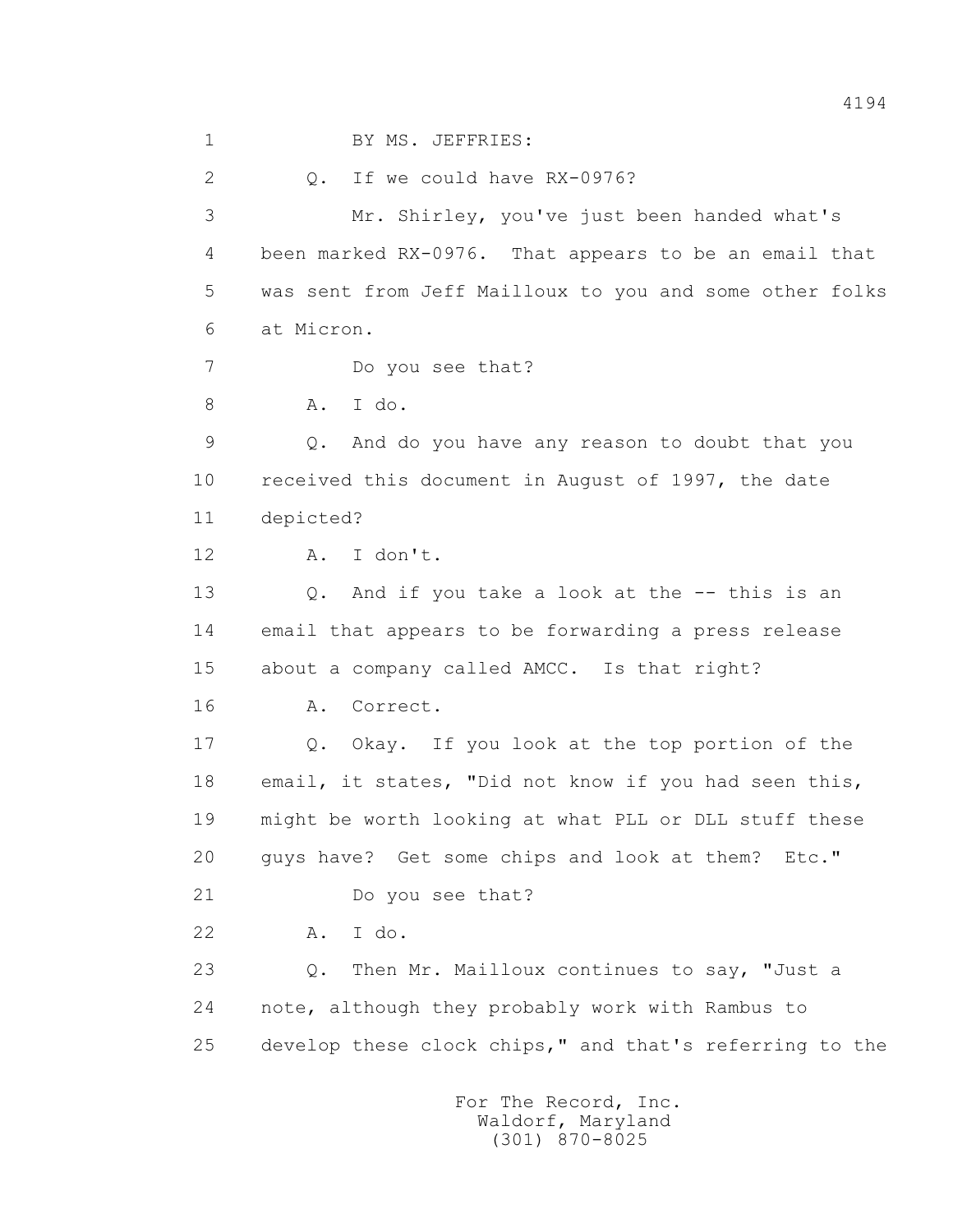1 BY MS. JEFFRIES:

2 Q. If we could have RX-0976?

3 Mr. Shirley, you've just been handed what's

4 been marked RX-0976. That appears to be an email that

5 was sent from Jeff Mailloux to you and some other folks

6 at Micron.

7 Do you see that?

8 A. I do.

9 Q. And do you have any reason to doubt that you

10 received this document in August of 1997, the date

11 depicted?

12 A. I don't.

13 Q. And if you take a look at the -- this is an

14 email that appears to be forwarding a press release

15 about a company called AMCC. Is that right?

16 A. Correct.

17 Q. Okay. If you look at the top portion of the

18 email, it states, "Did not know if you had seen this,

19 might be worth looking at what PLL or DLL stuff these

20 guys have? Get some chips and look at them? Etc."

21 Do you see that?

22 A. I do.

23 Q. Then Mr. Mailloux continues to say, "Just a

24 note, although they probably work with Rambus to

25 develop these clock chips," and that's referring to the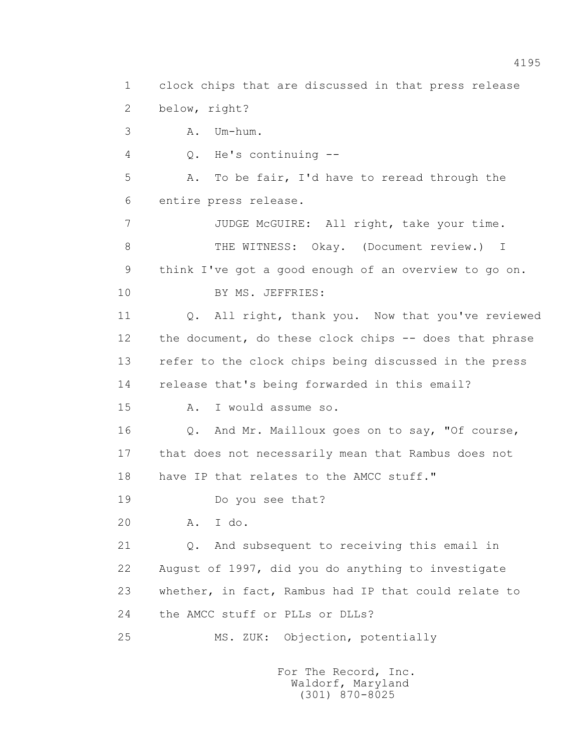1 clock chips that are discussed in that press release
2 below, right?
3 A. Um-hum.
4 Q. He's continuing --
5 A. To be fair, I'd have to reread through the
6 entire press release.
7 JUDGE McGUIRE: All right, take your time.
8 THE WITNESS: Okay. (Document review.) I
9 think I've got a good enough of an overview to go on.
10 BY MS. JEFFRIES:
11 Q. All right, thank you. Now that you've reviewed
12 the document, do these clock chips -- does that phrase
13 refer to the clock chips being discussed in the press
14 release that's being forwarded in this email?
15 A. I would assume so.
16 Q. And Mr. Mailloux goes on to say, "Of course,
17 that does not necessarily mean that Rambus does not
18 have IP that relates to the AMCC stuff."
19 Do you see that?
20 A. I do.
21 Q. And subsequent to receiving this email in
22 August of 1997, did you do anything to investigate
23 whether, in fact, Rambus had IP that could relate to
24 the AMCC stuff or PLLs or DLLs?
25 MS. ZUK: Objection, potentially

For The Record, Inc.
Waldorf, Maryland
(301) 870-8025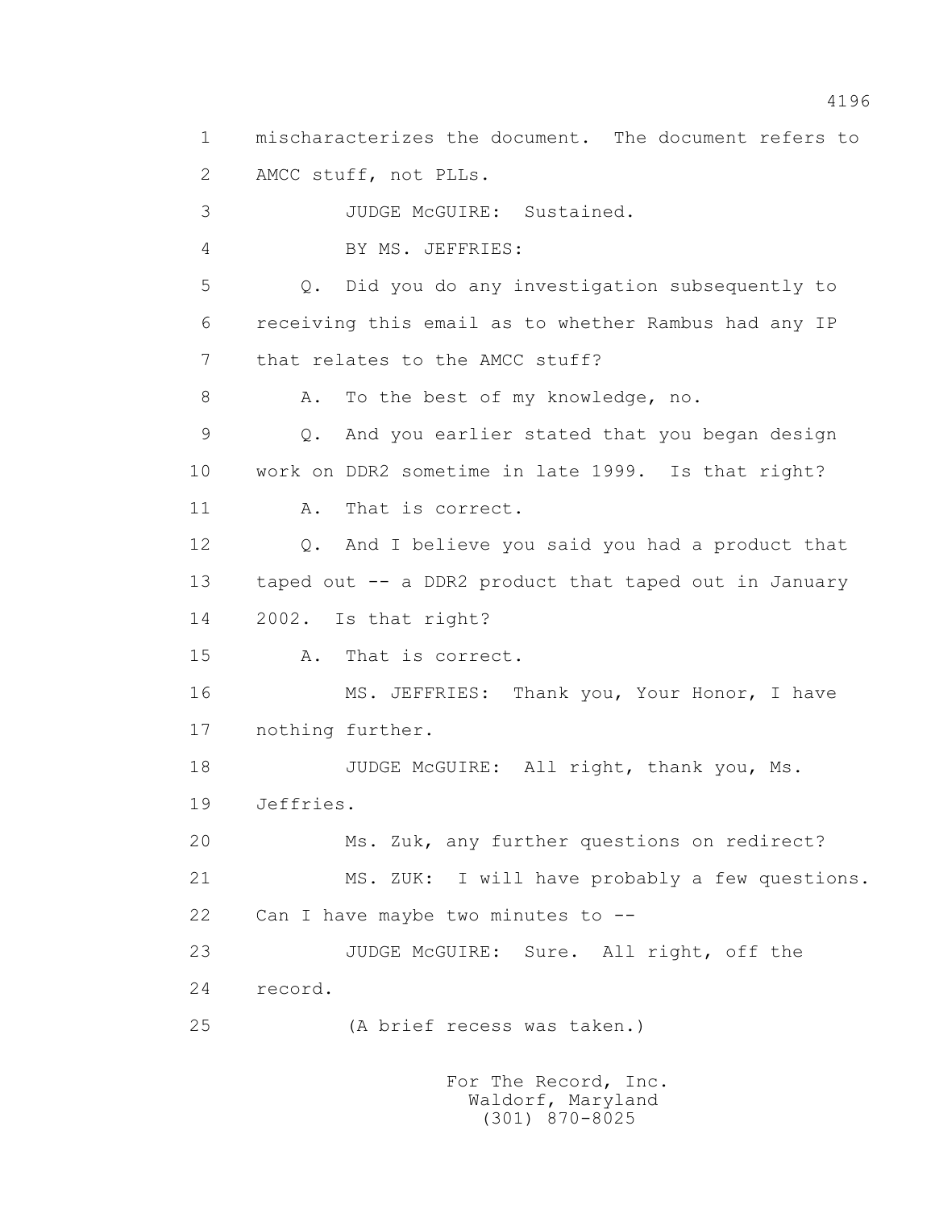1 mischaracterizes the document. The document refers to
2 AMCC stuff, not PLLs.
3 JUDGE McGUIRE: Sustained.
4 BY MS. JEFFRIES:
5 Q. Did you do any investigation subsequently to
6 receiving this email as to whether Rambus had any IP
7 that relates to the AMCC stuff?
8 A. To the best of my knowledge, no.
9 Q. And you earlier stated that you began design
10 work on DDR2 sometime in late 1999. Is that right?
11 A. That is correct.
12 Q. And I believe you said you had a product that
13 taped out -- a DDR2 product that taped out in January
14 2002. Is that right?
15 A. That is correct.
16 MS. JEFFRIES: Thank you, Your Honor, I have
17 nothing further.
18 JUDGE McGUIRE: All right, thank you, Ms.
19 Jeffries.
20 Ms. Zuk, any further questions on redirect?
21 MS. ZUK: I will have probably a few questions.
22 Can I have maybe two minutes to --
23 JUDGE McGUIRE: Sure. All right, off the
24 record.
25 (A brief recess was taken.)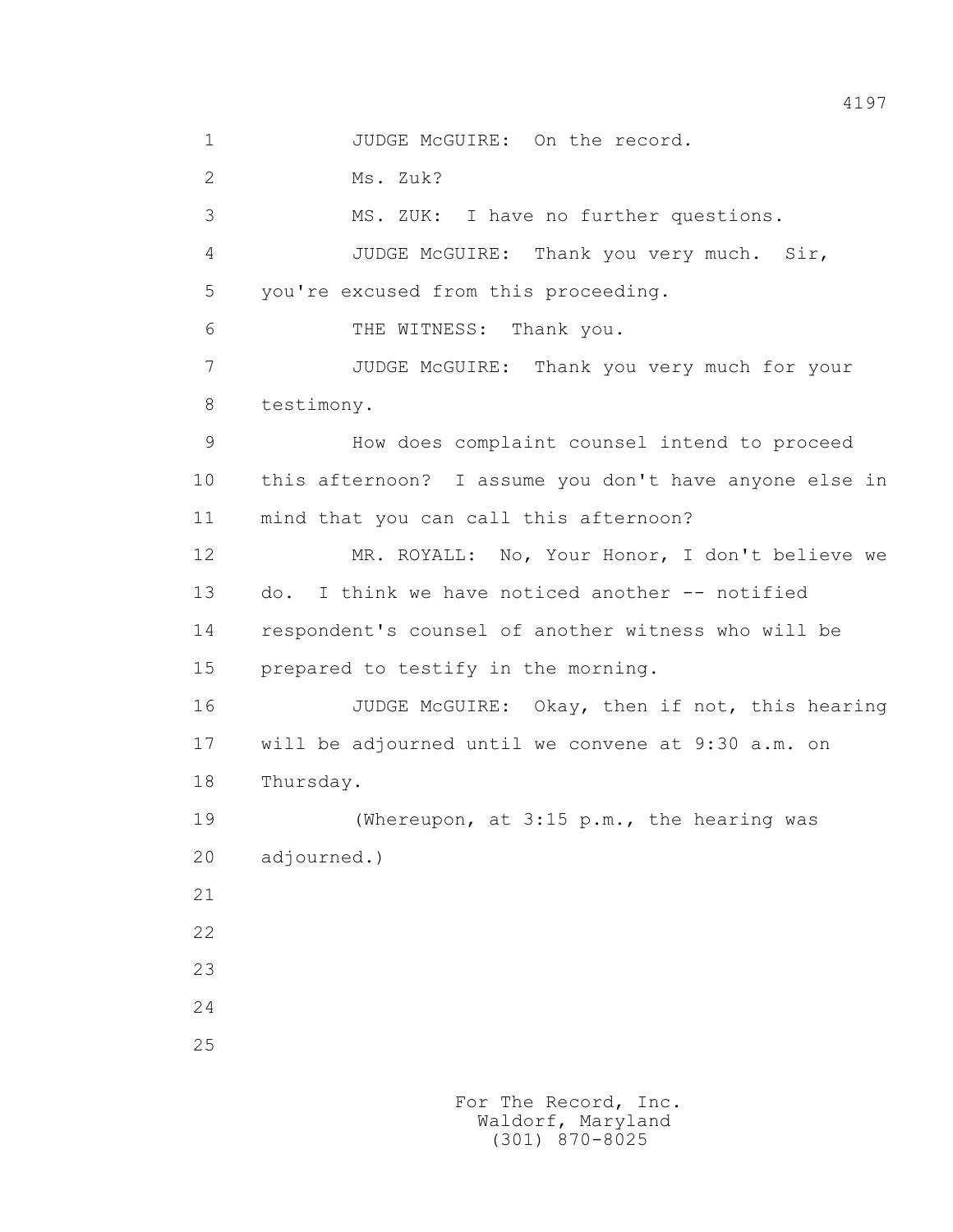JUDGE McGUIRE: On the record.

Ms. Zuk?

MS. ZUK: I have no further questions.

JUDGE McGUIRE: Thank you very much. Sir, you're excused from this proceeding.

THE WITNESS: Thank you.

JUDGE McGUIRE: Thank you very much for your testimony.

How does complaint counsel intend to proceed this afternoon? I assume you don't have anyone else in mind that you can call this afternoon?

MR. ROYALL: No, Your Honor, I don't believe we do. I think we have noticed another -- notified respondent's counsel of another witness who will be prepared to testify in the morning.

JUDGE McGUIRE: Okay, then if not, this hearing will be adjourned until we convene at 9:30 a.m. on Thursday.

(Whereupon, at 3:15 p.m., the hearing was adjourned.)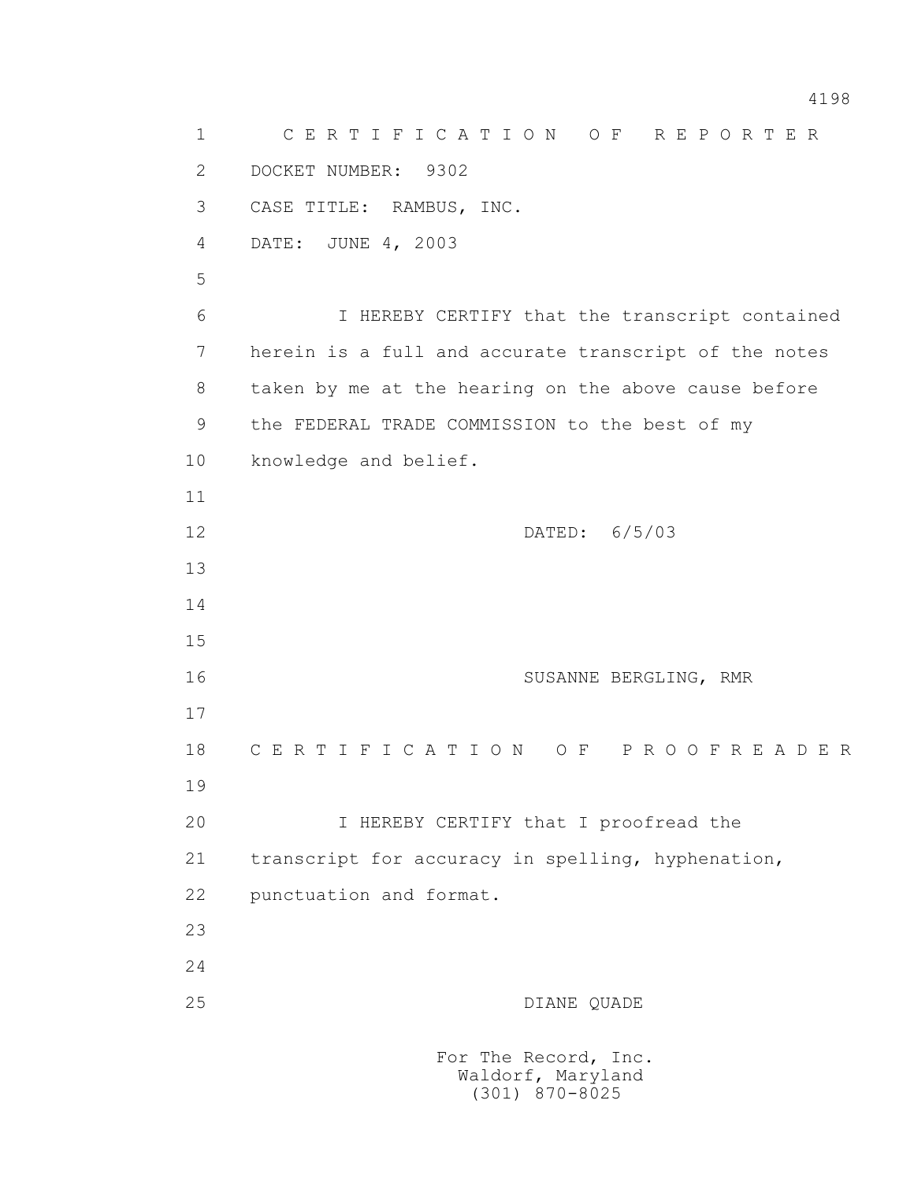# C E R T I F I C A T I O N   O F   R E P O R T E R

DOCKET NUMBER: 9302

CASE TITLE: RAMBUS, INC.

DATE: JUNE 4, 2003

I HEREBY CERTIFY that the transcript contained herein is a full and accurate transcript of the notes taken by me at the hearing on the above cause before the FEDERAL TRADE COMMISSION to the best of my knowledge and belief.

DATED: 6/5/03

SUSANNE BERGLING, RMR

# C E R T I F I C A T I O N   O F   P R O O F R E A D E R

I HEREBY CERTIFY that I proofread the transcript for accuracy in spelling, hyphenation, punctuation and format.

DIANE QUADE

For The Record, Inc.
Waldorf, Maryland
(301) 870-8025